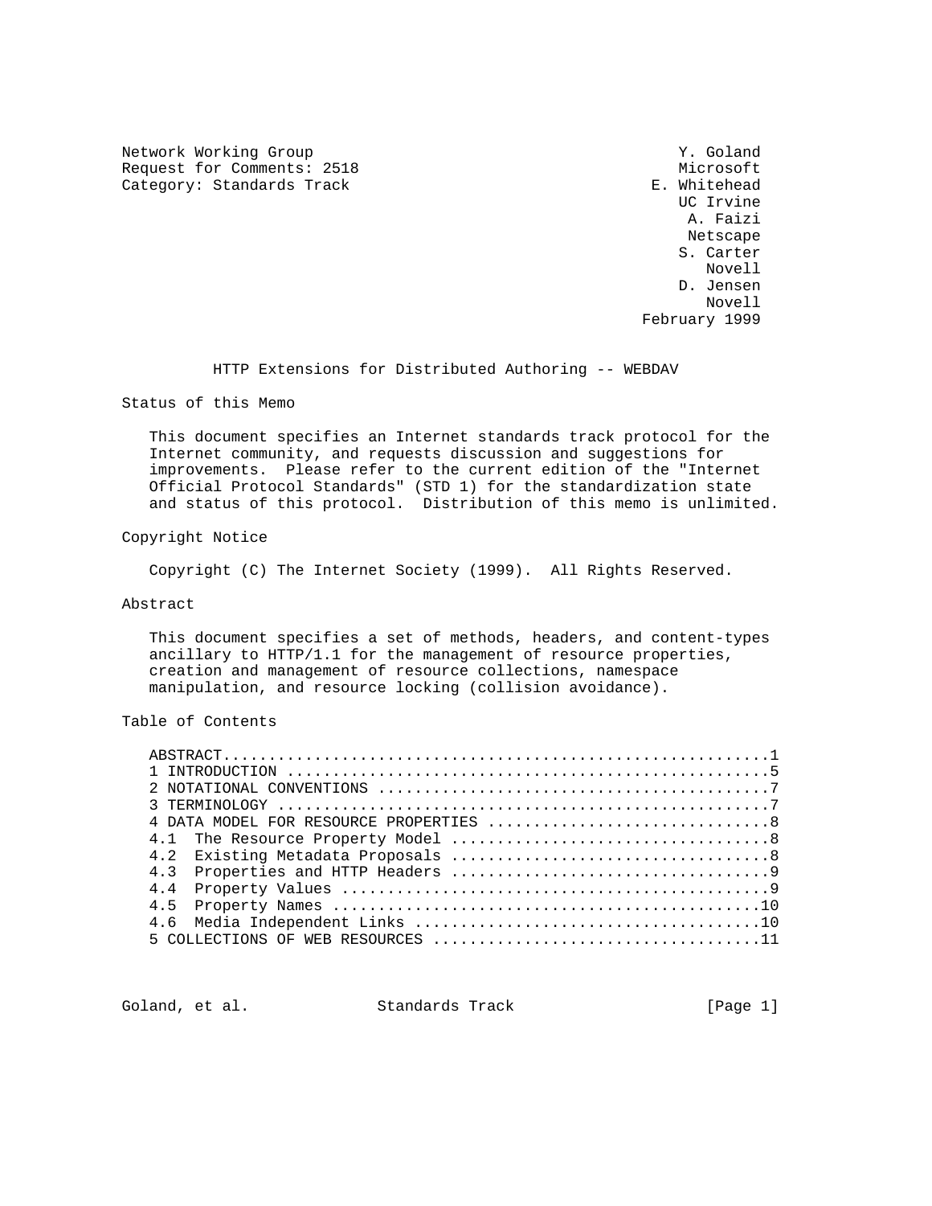Network Working Group Y. Goland
Request for Comments: 2518 Microsoft
Category: Standards Track E. Whitehead
UC Irvine
A. Faizi
Netscape
S. Carter
Novell
D. Jensen
Novell
February 1999

# HTTP Extensions for Distributed Authoring -- WEBDAV

## Status of this Memo

This document specifies an Internet standards track protocol for the Internet community, and requests discussion and suggestions for improvements. Please refer to the current edition of the "Internet Official Protocol Standards" (STD 1) for the standardization state and status of this protocol. Distribution of this memo is unlimited.

## Copyright Notice

Copyright (C) The Internet Society (1999). All Rights Reserved.

## Abstract

This document specifies a set of methods, headers, and content-types ancillary to HTTP/1.1 for the management of resource properties, creation and management of resource collections, namespace manipulation, and resource locking (collision avoidance).

## Table of Contents

```
ABSTRACT............................................................1
1 INTRODUCTION .....................................................5
2 NOTATIONAL CONVENTIONS ...........................................7
3 TERMINOLOGY ......................................................7
4 DATA MODEL FOR RESOURCE PROPERTIES ...............................8
4.1  The Resource Property Model ...................................8
4.2  Existing Metadata Proposals ...................................8
4.3  Properties and HTTP Headers ...................................9
4.4  Property Values ...............................................9
4.5  Property Names ...............................................10
4.6  Media Independent Links ......................................10
5 COLLECTIONS OF WEB RESOURCES ....................................11
```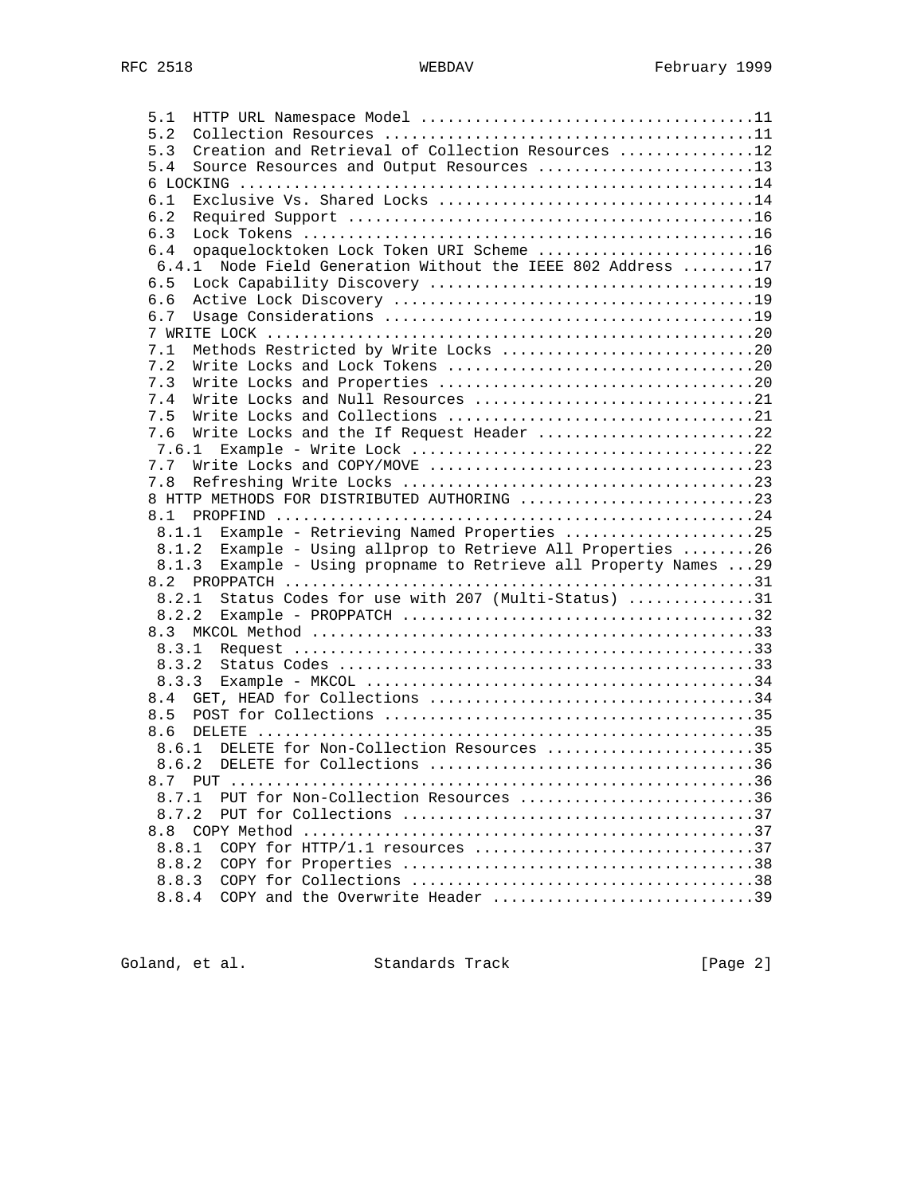```
   5.1  HTTP URL Namespace Model ....................................11
   5.2  Collection Resources ........................................11
   5.3  Creation and Retrieval of Collection Resources ..............12
   5.4  Source Resources and Output Resources .......................13
   6 LOCKING ........................................................14
   6.1  Exclusive Vs. Shared Locks ..................................14
   6.2  Required Support ............................................16
   6.3  Lock Tokens .................................................16
   6.4  opaquelocktoken Lock Token URI Scheme .......................16
    6.4.1  Node Field Generation Without the IEEE 802 Address ........17
   6.5  Lock Capability Discovery ...................................19
   6.6  Active Lock Discovery .......................................19
   6.7  Usage Considerations ........................................19
   7 WRITE LOCK .....................................................20
   7.1  Methods Restricted by Write Locks ...........................20
   7.2  Write Locks and Lock Tokens .................................20
   7.3  Write Locks and Properties ..................................20
   7.4  Write Locks and Null Resources ..............................21
   7.5  Write Locks and Collections .................................21
   7.6  Write Locks and the If Request Header .......................22
    7.6.1  Example - Write Lock .....................................22
   7.7  Write Locks and COPY/MOVE ...................................23
   7.8  Refreshing Write Locks ......................................23
   8 HTTP METHODS FOR DISTRIBUTED AUTHORING .........................23
   8.1  PROPFIND ....................................................24
    8.1.1  Example - Retrieving Named Properties ....................25
    8.1.2  Example - Using allprop to Retrieve All Properties ........26
    8.1.3  Example - Using propname to Retrieve all Property Names ...29
   8.2  PROPPATCH ...................................................31
    8.2.1  Status Codes for use with 207 (Multi-Status) .............31
    8.2.2  Example - PROPPATCH ......................................32
   8.3  MKCOL Method ................................................33
    8.3.1  Request ..................................................33
    8.3.2  Status Codes .............................................33
    8.3.3  Example - MKCOL ..........................................34
   8.4  GET, HEAD for Collections ...................................34
   8.5  POST for Collections ........................................35
   8.6  DELETE ......................................................35
    8.6.1  DELETE for Non-Collection Resources ......................35
    8.6.2  DELETE for Collections ...................................36
   8.7  PUT .........................................................36
    8.7.1  PUT for Non-Collection Resources .........................36
    8.7.2  PUT for Collections ......................................37
   8.8  COPY Method .................................................37
    8.8.1  COPY for HTTP/1.1 resources ..............................37
    8.8.2  COPY for Properties ......................................38
    8.8.3  COPY for Collections .....................................38
    8.8.4  COPY and the Overwrite Header ............................39
```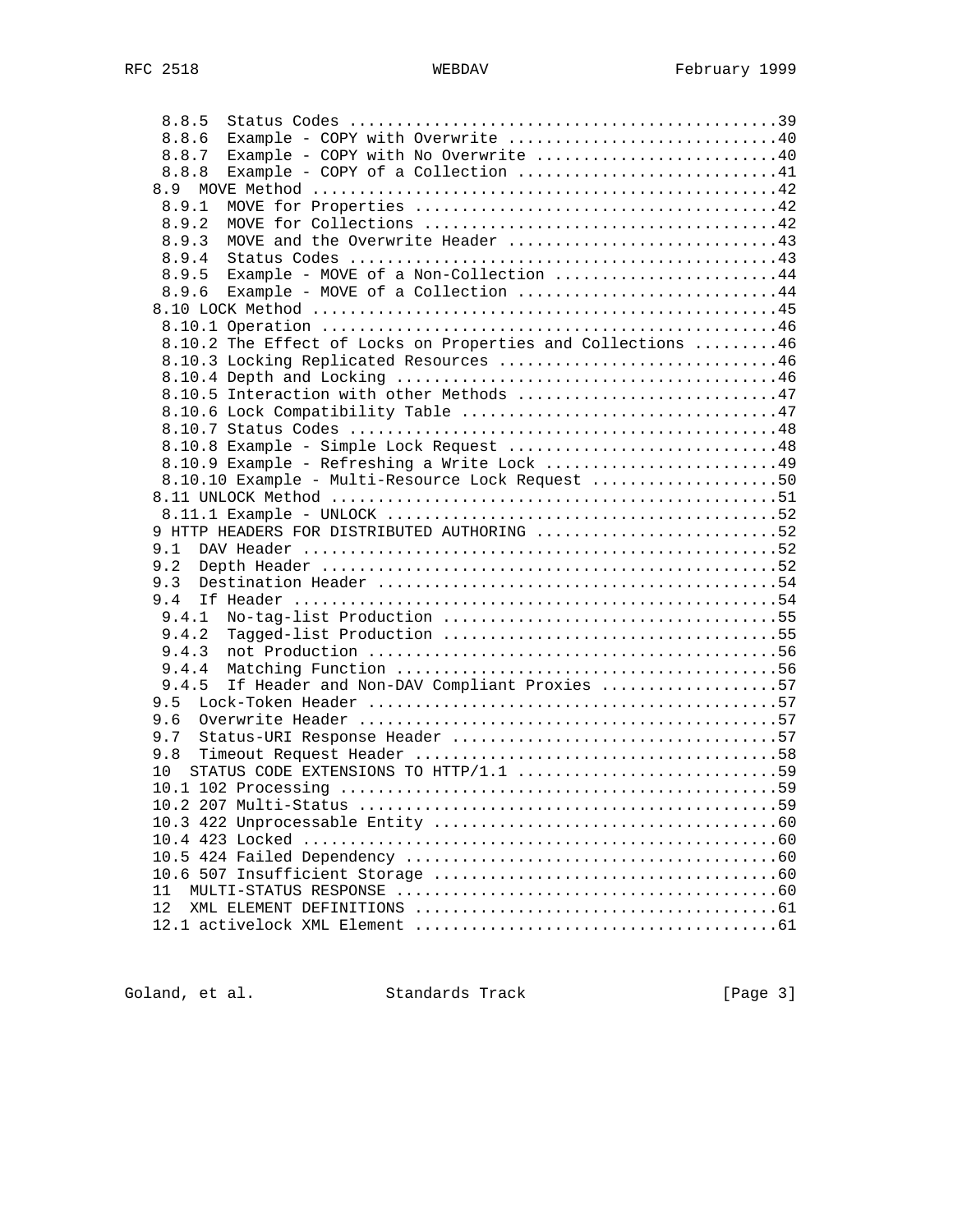```
   8.8.5  Status Codes .............................................39
   8.8.6  Example - COPY with Overwrite ............................40
   8.8.7  Example - COPY with No Overwrite .........................40
   8.8.8  Example - COPY of a Collection ...........................41
  8.9  MOVE Method .................................................42
   8.9.1  MOVE for Properties ......................................42
   8.9.2  MOVE for Collections .....................................42
   8.9.3  MOVE and the Overwrite Header ............................43
   8.9.4  Status Codes .............................................43
   8.9.5  Example - MOVE of a Non-Collection .......................44
   8.9.6  Example - MOVE of a Collection ...........................44
  8.10 LOCK Method .................................................45
   8.10.1 Operation ................................................46
   8.10.2 The Effect of Locks on Properties and Collections .........46
   8.10.3 Locking Replicated Resources .............................46
   8.10.4 Depth and Locking ........................................46
   8.10.5 Interaction with other Methods ...........................47
   8.10.6 Lock Compatibility Table .................................47
   8.10.7 Status Codes .............................................48
   8.10.8 Example - Simple Lock Request ............................48
   8.10.9 Example - Refreshing a Write Lock ........................49
   8.10.10 Example - Multi-Resource Lock Request ....................50
  8.11 UNLOCK Method ...............................................51
   8.11.1 Example - UNLOCK .........................................52
  9 HTTP HEADERS FOR DISTRIBUTED AUTHORING ..........................52
  9.1  DAV Header ..................................................52
  9.2  Depth Header ................................................52
  9.3  Destination Header ..........................................54
  9.4  If Header ...................................................54
   9.4.1  No-tag-list Production ...................................55
   9.4.2  Tagged-list Production ...................................55
   9.4.3  not Production ...........................................56
   9.4.4  Matching Function ........................................56
   9.4.5  If Header and Non-DAV Compliant Proxies ..................57
  9.5  Lock-Token Header ...........................................57
  9.6  Overwrite Header ............................................57
  9.7  Status-URI Response Header ..................................57
  9.8  Timeout Request Header ......................................58
  10  STATUS CODE EXTENSIONS TO HTTP/1.1 ...........................59
  10.1 102 Processing ..............................................59
  10.2 207 Multi-Status ............................................59
  10.3 422 Unprocessable Entity ....................................60
  10.4 423 Locked ..................................................60
  10.5 424 Failed Dependency .......................................60
  10.6 507 Insufficient Storage ....................................60
  11  MULTI-STATUS RESPONSE ........................................60
  12  XML ELEMENT DEFINITIONS ......................................61
  12.1 activelock XML Element ......................................61
```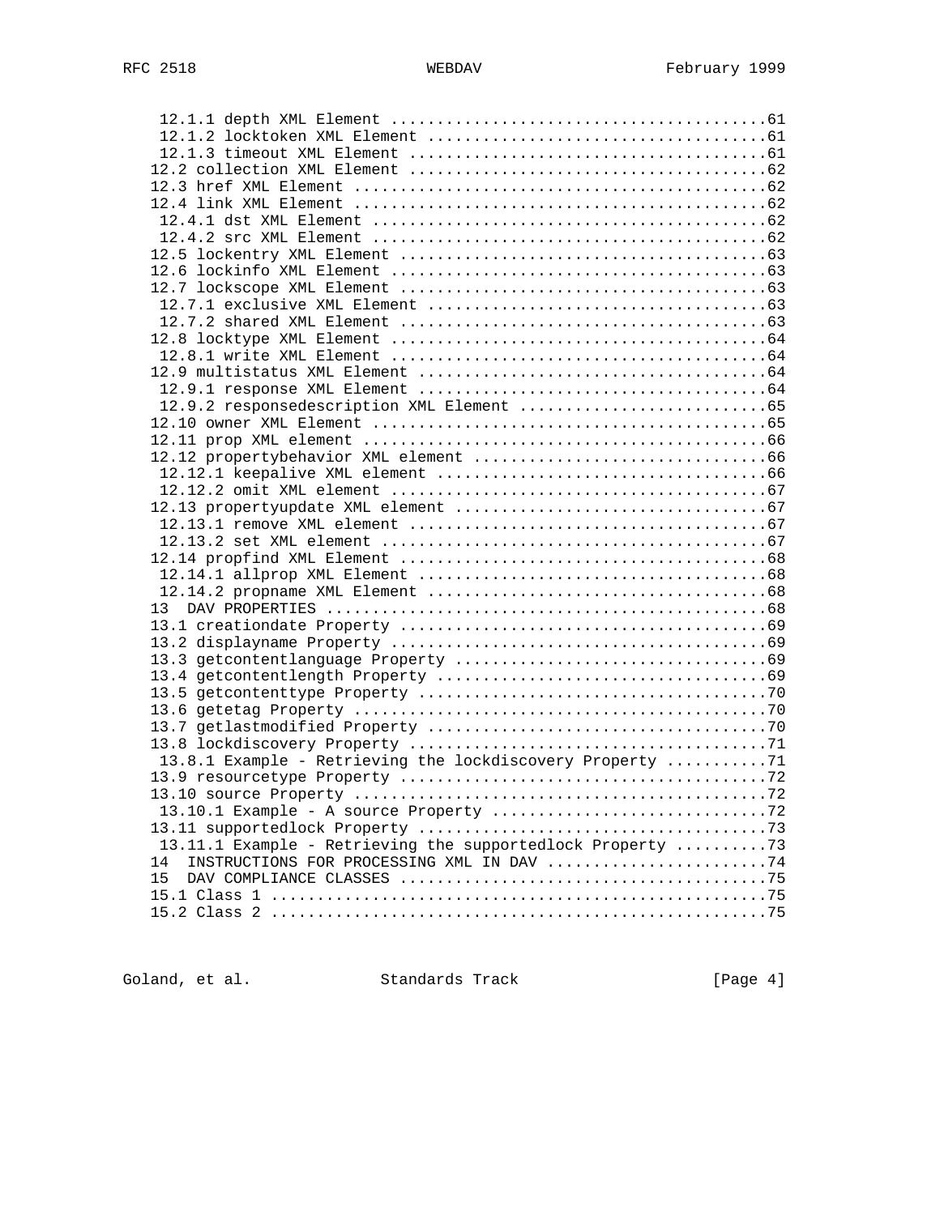```
     12.1.1 depth XML Element .........................................61
     12.1.2 locktoken XML Element .....................................61
     12.1.3 timeout XML Element .......................................61
    12.2 collection XML Element .......................................62
    12.3 href XML Element .............................................62
    12.4 link XML Element .............................................62
     12.4.1 dst XML Element ...........................................62
     12.4.2 src XML Element ...........................................62
    12.5 lockentry XML Element ........................................63
    12.6 lockinfo XML Element .........................................63
    12.7 lockscope XML Element ........................................63
     12.7.1 exclusive XML Element .....................................63
     12.7.2 shared XML Element ........................................63
    12.8 locktype XML Element .........................................64
     12.8.1 write XML Element .........................................64
    12.9 multistatus XML Element ......................................64
     12.9.1 response XML Element ......................................64
     12.9.2 responsedescription XML Element ...........................65
    12.10 owner XML Element ...........................................65
    12.11 prop XML element ............................................66
    12.12 propertybehavior XML element ................................66
     12.12.1 keepalive XML element ....................................66
     12.12.2 omit XML element .........................................67
    12.13 propertyupdate XML element ..................................67
     12.13.1 remove XML element .......................................67
     12.13.2 set XML element ..........................................67
    12.14 propfind XML Element ........................................68
     12.14.1 allprop XML Element ......................................68
     12.14.2 propname XML Element .....................................68
    13  DAV PROPERTIES ................................................68
    13.1 creationdate Property ........................................69
    13.2 displayname Property .........................................69
    13.3 getcontentlanguage Property ..................................69
    13.4 getcontentlength Property ....................................69
    13.5 getcontenttype Property ......................................70
    13.6 getetag Property .............................................70
    13.7 getlastmodified Property .....................................70
    13.8 lockdiscovery Property .......................................71
     13.8.1 Example - Retrieving the lockdiscovery Property ...........71
    13.9 resourcetype Property ........................................72
    13.10 source Property .............................................72
     13.10.1 Example - A source Property ..............................72
    13.11 supportedlock Property ......................................73
     13.11.1 Example - Retrieving the supportedlock Property ..........73
    14  INSTRUCTIONS FOR PROCESSING XML IN DAV ........................74
    15  DAV COMPLIANCE CLASSES ........................................75
    15.1 Class 1 ......................................................75
    15.2 Class 2 ......................................................75
```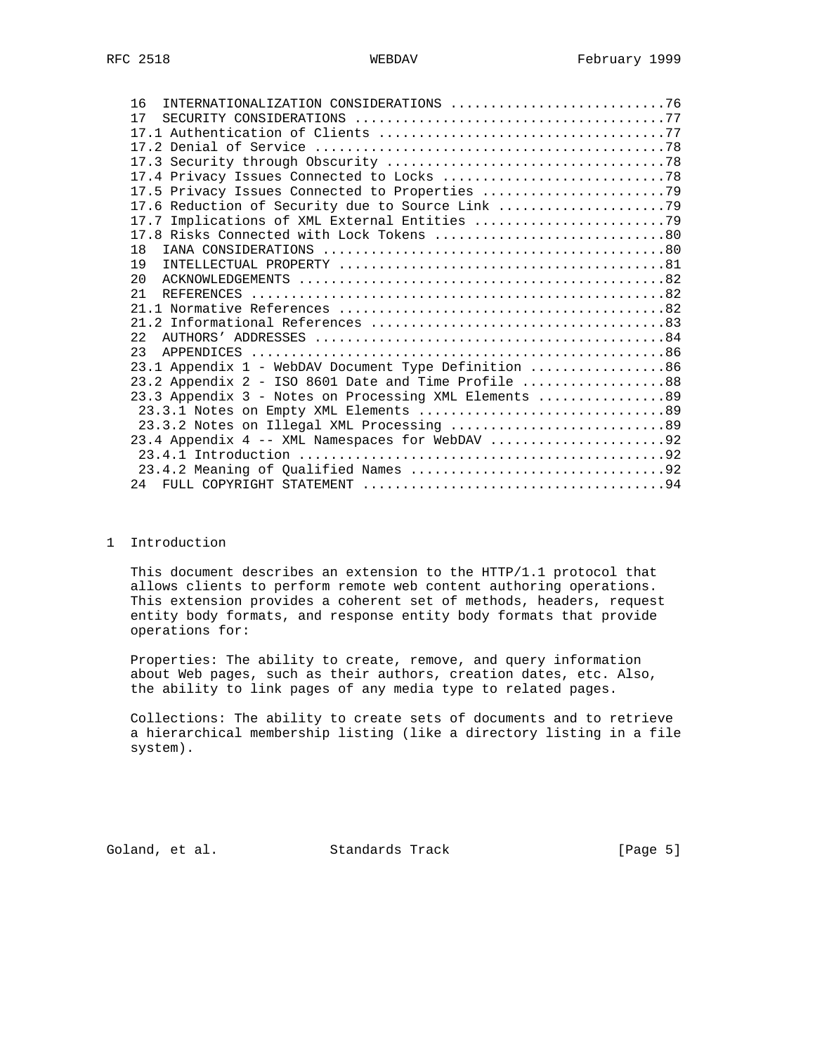16 INTERNATIONALIZATION CONSIDERATIONS ...........................76
17 SECURITY CONSIDERATIONS .......................................77
17.1 Authentication of Clients ....................................77
17.2 Denial of Service ............................................78
17.3 Security through Obscurity ...................................78
17.4 Privacy Issues Connected to Locks ............................78
17.5 Privacy Issues Connected to Properties .......................79
17.6 Reduction of Security due to Source Link .....................79
17.7 Implications of XML External Entities ........................79
17.8 Risks Connected with Lock Tokens .............................80
18 IANA CONSIDERATIONS ...........................................80
19 INTELLECTUAL PROPERTY .........................................81
20 ACKNOWLEDGEMENTS ..............................................82
21 REFERENCES ....................................................82
21.1 Normative References .........................................82
21.2 Informational References .....................................83
22 AUTHORS' ADDRESSES ............................................84
23 APPENDICES ....................................................86
23.1 Appendix 1 - WebDAV Document Type Definition .................86
23.2 Appendix 2 - ISO 8601 Date and Time Profile ..................88
23.3 Appendix 3 - Notes on Processing XML Elements ................89
23.3.1 Notes on Empty XML Elements ...............................89
23.3.2 Notes on Illegal XML Processing ...........................89
23.4 Appendix 4 -- XML Namespaces for WebDAV ......................92
23.4.1 Introduction ..............................................92
23.4.2 Meaning of Qualified Names ................................92
24 FULL COPYRIGHT STATEMENT ......................................94

# 1 Introduction

This document describes an extension to the HTTP/1.1 protocol that allows clients to perform remote web content authoring operations. This extension provides a coherent set of methods, headers, request entity body formats, and response entity body formats that provide operations for:

Properties: The ability to create, remove, and query information about Web pages, such as their authors, creation dates, etc. Also, the ability to link pages of any media type to related pages.

Collections: The ability to create sets of documents and to retrieve a hierarchical membership listing (like a directory listing in a file system).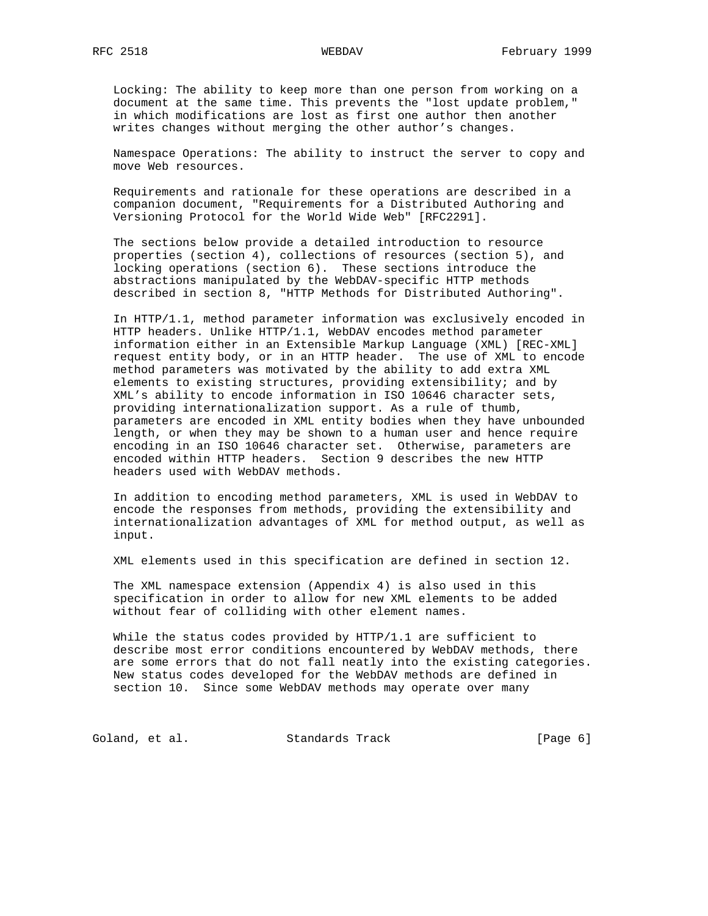Locking: The ability to keep more than one person from working on a document at the same time. This prevents the "lost update problem," in which modifications are lost as first one author then another writes changes without merging the other author's changes.

Namespace Operations: The ability to instruct the server to copy and move Web resources.

Requirements and rationale for these operations are described in a companion document, "Requirements for a Distributed Authoring and Versioning Protocol for the World Wide Web" [RFC2291].

The sections below provide a detailed introduction to resource properties (section 4), collections of resources (section 5), and locking operations (section 6). These sections introduce the abstractions manipulated by the WebDAV-specific HTTP methods described in section 8, "HTTP Methods for Distributed Authoring".

In HTTP/1.1, method parameter information was exclusively encoded in HTTP headers. Unlike HTTP/1.1, WebDAV encodes method parameter information either in an Extensible Markup Language (XML) [REC-XML] request entity body, or in an HTTP header. The use of XML to encode method parameters was motivated by the ability to add extra XML elements to existing structures, providing extensibility; and by XML's ability to encode information in ISO 10646 character sets, providing internationalization support. As a rule of thumb, parameters are encoded in XML entity bodies when they have unbounded length, or when they may be shown to a human user and hence require encoding in an ISO 10646 character set. Otherwise, parameters are encoded within HTTP headers. Section 9 describes the new HTTP headers used with WebDAV methods.

In addition to encoding method parameters, XML is used in WebDAV to encode the responses from methods, providing the extensibility and internationalization advantages of XML for method output, as well as input.

XML elements used in this specification are defined in section 12.

The XML namespace extension (Appendix 4) is also used in this specification in order to allow for new XML elements to be added without fear of colliding with other element names.

While the status codes provided by HTTP/1.1 are sufficient to describe most error conditions encountered by WebDAV methods, there are some errors that do not fall neatly into the existing categories. New status codes developed for the WebDAV methods are defined in section 10. Since some WebDAV methods may operate over many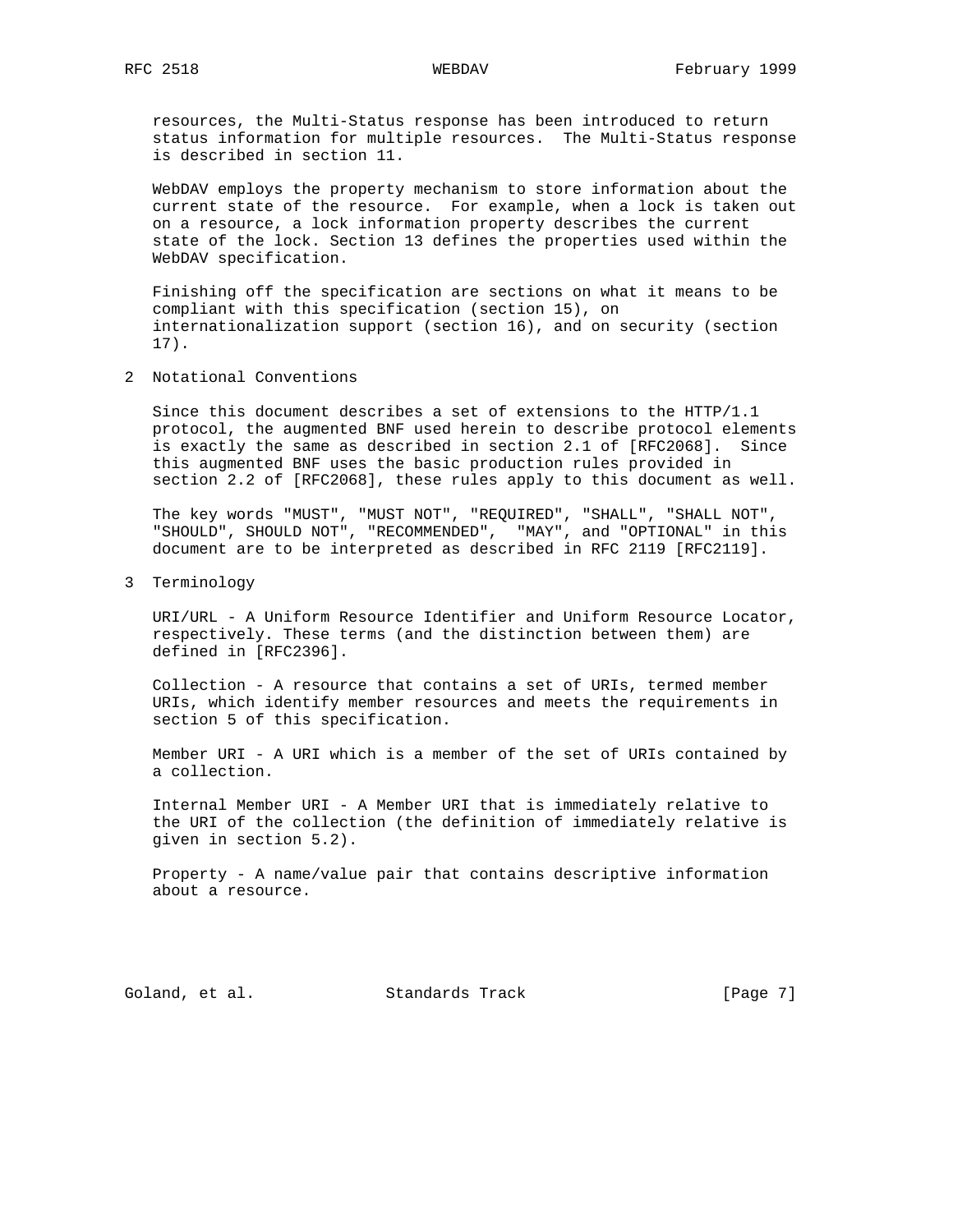resources, the Multi-Status response has been introduced to return status information for multiple resources. The Multi-Status response is described in section 11.

WebDAV employs the property mechanism to store information about the current state of the resource. For example, when a lock is taken out on a resource, a lock information property describes the current state of the lock. Section 13 defines the properties used within the WebDAV specification.

Finishing off the specification are sections on what it means to be compliant with this specification (section 15), on internationalization support (section 16), and on security (section 17).

## 2 Notational Conventions

Since this document describes a set of extensions to the HTTP/1.1 protocol, the augmented BNF used herein to describe protocol elements is exactly the same as described in section 2.1 of [RFC2068]. Since this augmented BNF uses the basic production rules provided in section 2.2 of [RFC2068], these rules apply to this document as well.

The key words "MUST", "MUST NOT", "REQUIRED", "SHALL", "SHALL NOT", "SHOULD", SHOULD NOT", "RECOMMENDED", "MAY", and "OPTIONAL" in this document are to be interpreted as described in RFC 2119 [RFC2119].

## 3 Terminology

URI/URL - A Uniform Resource Identifier and Uniform Resource Locator, respectively. These terms (and the distinction between them) are defined in [RFC2396].

Collection - A resource that contains a set of URIs, termed member URIs, which identify member resources and meets the requirements in section 5 of this specification.

Member URI - A URI which is a member of the set of URIs contained by a collection.

Internal Member URI - A Member URI that is immediately relative to the URI of the collection (the definition of immediately relative is given in section 5.2).

Property - A name/value pair that contains descriptive information about a resource.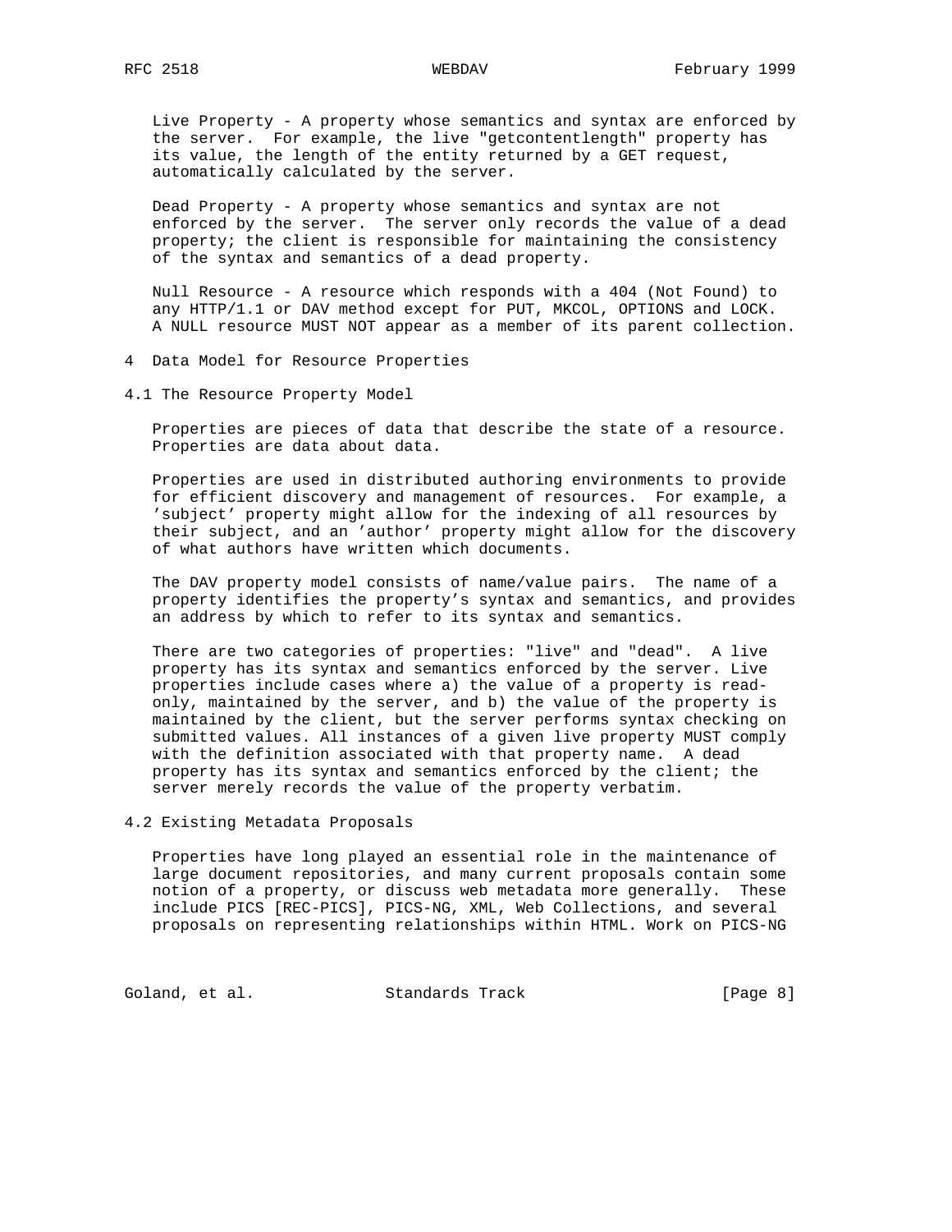Live Property - A property whose semantics and syntax are enforced by the server. For example, the live "getcontentlength" property has its value, the length of the entity returned by a GET request, automatically calculated by the server.

Dead Property - A property whose semantics and syntax are not enforced by the server. The server only records the value of a dead property; the client is responsible for maintaining the consistency of the syntax and semantics of a dead property.

Null Resource - A resource which responds with a 404 (Not Found) to any HTTP/1.1 or DAV method except for PUT, MKCOL, OPTIONS and LOCK. A NULL resource MUST NOT appear as a member of its parent collection.

# 4 Data Model for Resource Properties

## 4.1 The Resource Property Model

Properties are pieces of data that describe the state of a resource. Properties are data about data.

Properties are used in distributed authoring environments to provide for efficient discovery and management of resources. For example, a 'subject' property might allow for the indexing of all resources by their subject, and an 'author' property might allow for the discovery of what authors have written which documents.

The DAV property model consists of name/value pairs. The name of a property identifies the property's syntax and semantics, and provides an address by which to refer to its syntax and semantics.

There are two categories of properties: "live" and "dead". A live property has its syntax and semantics enforced by the server. Live properties include cases where a) the value of a property is read-only, maintained by the server, and b) the value of the property is maintained by the client, but the server performs syntax checking on submitted values. All instances of a given live property MUST comply with the definition associated with that property name. A dead property has its syntax and semantics enforced by the client; the server merely records the value of the property verbatim.

## 4.2 Existing Metadata Proposals

Properties have long played an essential role in the maintenance of large document repositories, and many current proposals contain some notion of a property, or discuss web metadata more generally. These include PICS [REC-PICS], PICS-NG, XML, Web Collections, and several proposals on representing relationships within HTML. Work on PICS-NG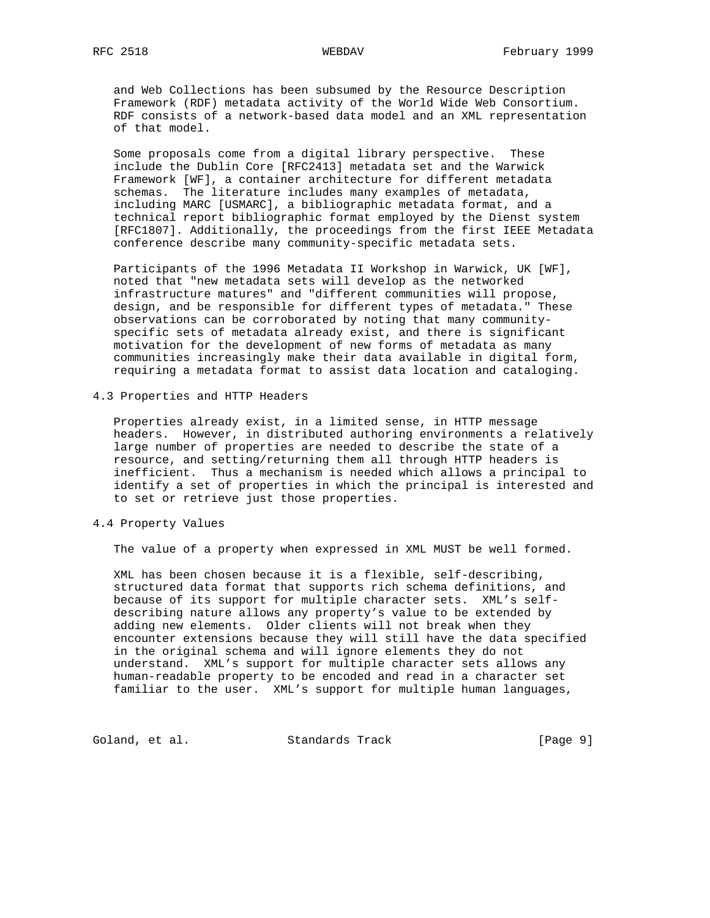and Web Collections has been subsumed by the Resource Description Framework (RDF) metadata activity of the World Wide Web Consortium. RDF consists of a network-based data model and an XML representation of that model.

Some proposals come from a digital library perspective. These include the Dublin Core [RFC2413] metadata set and the Warwick Framework [WF], a container architecture for different metadata schemas. The literature includes many examples of metadata, including MARC [USMARC], a bibliographic metadata format, and a technical report bibliographic format employed by the Dienst system [RFC1807]. Additionally, the proceedings from the first IEEE Metadata conference describe many community-specific metadata sets.

Participants of the 1996 Metadata II Workshop in Warwick, UK [WF], noted that "new metadata sets will develop as the networked infrastructure matures" and "different communities will propose, design, and be responsible for different types of metadata." These observations can be corroborated by noting that many community-specific sets of metadata already exist, and there is significant motivation for the development of new forms of metadata as many communities increasingly make their data available in digital form, requiring a metadata format to assist data location and cataloging.

## 4.3 Properties and HTTP Headers

Properties already exist, in a limited sense, in HTTP message headers. However, in distributed authoring environments a relatively large number of properties are needed to describe the state of a resource, and setting/returning them all through HTTP headers is inefficient. Thus a mechanism is needed which allows a principal to identify a set of properties in which the principal is interested and to set or retrieve just those properties.

## 4.4 Property Values

The value of a property when expressed in XML MUST be well formed.

XML has been chosen because it is a flexible, self-describing, structured data format that supports rich schema definitions, and because of its support for multiple character sets. XML's self-describing nature allows any property's value to be extended by adding new elements. Older clients will not break when they encounter extensions because they will still have the data specified in the original schema and will ignore elements they do not understand. XML's support for multiple character sets allows any human-readable property to be encoded and read in a character set familiar to the user. XML's support for multiple human languages,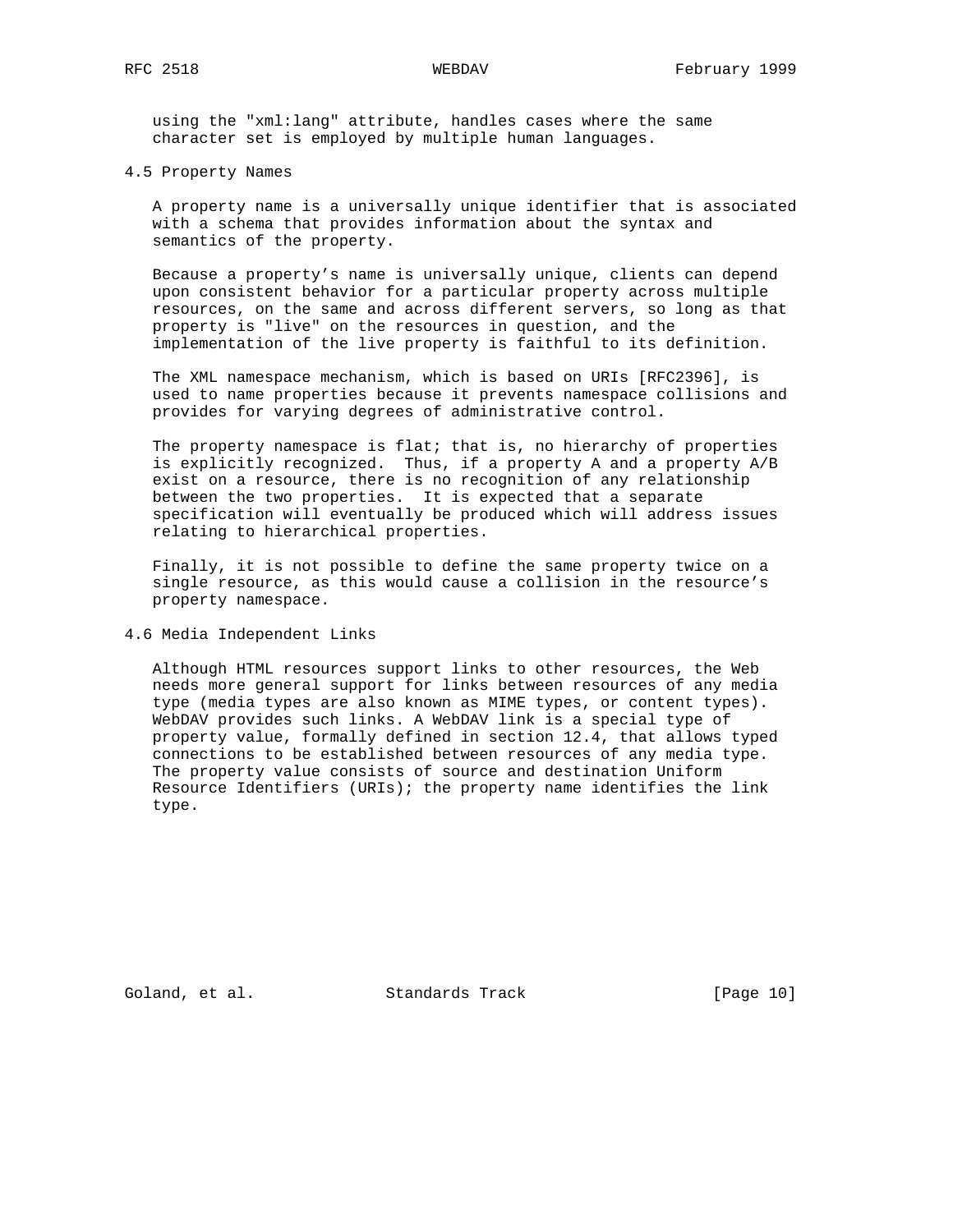using the "xml:lang" attribute, handles cases where the same character set is employed by multiple human languages.

## 4.5 Property Names

A property name is a universally unique identifier that is associated with a schema that provides information about the syntax and semantics of the property.

Because a property’s name is universally unique, clients can depend upon consistent behavior for a particular property across multiple resources, on the same and across different servers, so long as that property is "live" on the resources in question, and the implementation of the live property is faithful to its definition.

The XML namespace mechanism, which is based on URIs [RFC2396], is used to name properties because it prevents namespace collisions and provides for varying degrees of administrative control.

The property namespace is flat; that is, no hierarchy of properties is explicitly recognized. Thus, if a property A and a property A/B exist on a resource, there is no recognition of any relationship between the two properties. It is expected that a separate specification will eventually be produced which will address issues relating to hierarchical properties.

Finally, it is not possible to define the same property twice on a single resource, as this would cause a collision in the resource’s property namespace.

## 4.6 Media Independent Links

Although HTML resources support links to other resources, the Web needs more general support for links between resources of any media type (media types are also known as MIME types, or content types). WebDAV provides such links. A WebDAV link is a special type of property value, formally defined in section 12.4, that allows typed connections to be established between resources of any media type. The property value consists of source and destination Uniform Resource Identifiers (URIs); the property name identifies the link type.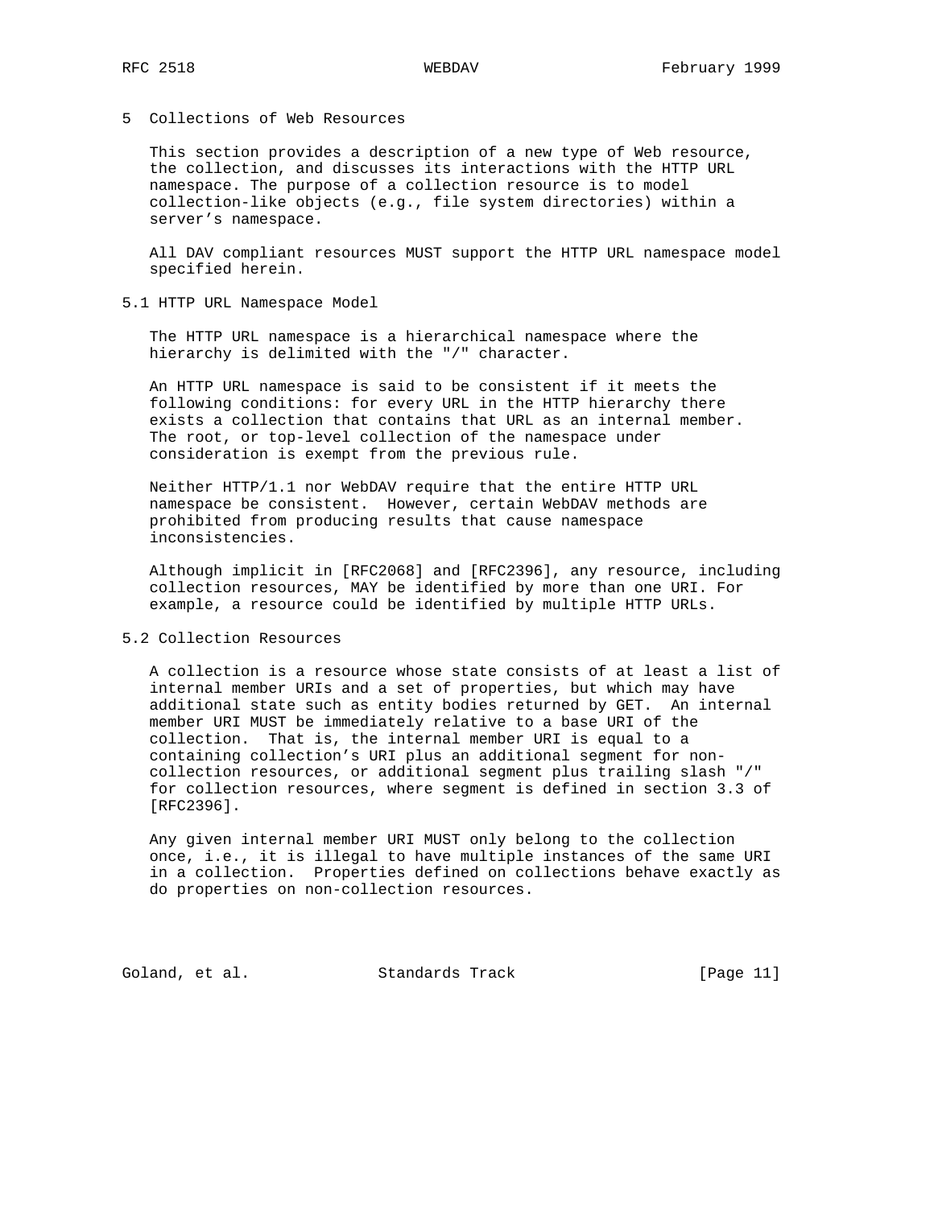# 5 Collections of Web Resources

This section provides a description of a new type of Web resource, the collection, and discusses its interactions with the HTTP URL namespace. The purpose of a collection resource is to model collection-like objects (e.g., file system directories) within a server's namespace.

All DAV compliant resources MUST support the HTTP URL namespace model specified herein.

## 5.1 HTTP URL Namespace Model

The HTTP URL namespace is a hierarchical namespace where the hierarchy is delimited with the "/" character.

An HTTP URL namespace is said to be consistent if it meets the following conditions: for every URL in the HTTP hierarchy there exists a collection that contains that URL as an internal member. The root, or top-level collection of the namespace under consideration is exempt from the previous rule.

Neither HTTP/1.1 nor WebDAV require that the entire HTTP URL namespace be consistent. However, certain WebDAV methods are prohibited from producing results that cause namespace inconsistencies.

Although implicit in [RFC2068] and [RFC2396], any resource, including collection resources, MAY be identified by more than one URI. For example, a resource could be identified by multiple HTTP URLs.

## 5.2 Collection Resources

A collection is a resource whose state consists of at least a list of internal member URIs and a set of properties, but which may have additional state such as entity bodies returned by GET. An internal member URI MUST be immediately relative to a base URI of the collection. That is, the internal member URI is equal to a containing collection's URI plus an additional segment for non-collection resources, or additional segment plus trailing slash "/" for collection resources, where segment is defined in section 3.3 of [RFC2396].

Any given internal member URI MUST only belong to the collection once, i.e., it is illegal to have multiple instances of the same URI in a collection. Properties defined on collections behave exactly as do properties on non-collection resources.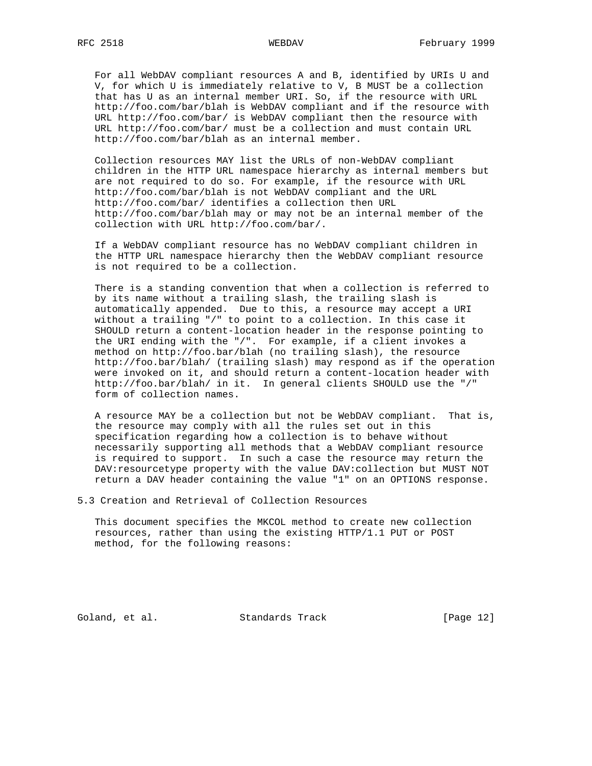For all WebDAV compliant resources A and B, identified by URIs U and V, for which U is immediately relative to V, B MUST be a collection that has U as an internal member URI. So, if the resource with URL http://foo.com/bar/blah is WebDAV compliant and if the resource with URL http://foo.com/bar/ is WebDAV compliant then the resource with URL http://foo.com/bar/ must be a collection and must contain URL http://foo.com/bar/blah as an internal member.

Collection resources MAY list the URLs of non-WebDAV compliant children in the HTTP URL namespace hierarchy as internal members but are not required to do so. For example, if the resource with URL http://foo.com/bar/blah is not WebDAV compliant and the URL http://foo.com/bar/ identifies a collection then URL http://foo.com/bar/blah may or may not be an internal member of the collection with URL http://foo.com/bar/.

If a WebDAV compliant resource has no WebDAV compliant children in the HTTP URL namespace hierarchy then the WebDAV compliant resource is not required to be a collection.

There is a standing convention that when a collection is referred to by its name without a trailing slash, the trailing slash is automatically appended. Due to this, a resource may accept a URI without a trailing "/" to point to a collection. In this case it SHOULD return a content-location header in the response pointing to the URI ending with the "/". For example, if a client invokes a method on http://foo.bar/blah (no trailing slash), the resource http://foo.bar/blah/ (trailing slash) may respond as if the operation were invoked on it, and should return a content-location header with http://foo.bar/blah/ in it. In general clients SHOULD use the "/" form of collection names.

A resource MAY be a collection but not be WebDAV compliant. That is, the resource may comply with all the rules set out in this specification regarding how a collection is to behave without necessarily supporting all methods that a WebDAV compliant resource is required to support. In such a case the resource may return the DAV:resourcetype property with the value DAV:collection but MUST NOT return a DAV header containing the value "1" on an OPTIONS response.

## 5.3 Creation and Retrieval of Collection Resources

This document specifies the MKCOL method to create new collection resources, rather than using the existing HTTP/1.1 PUT or POST method, for the following reasons: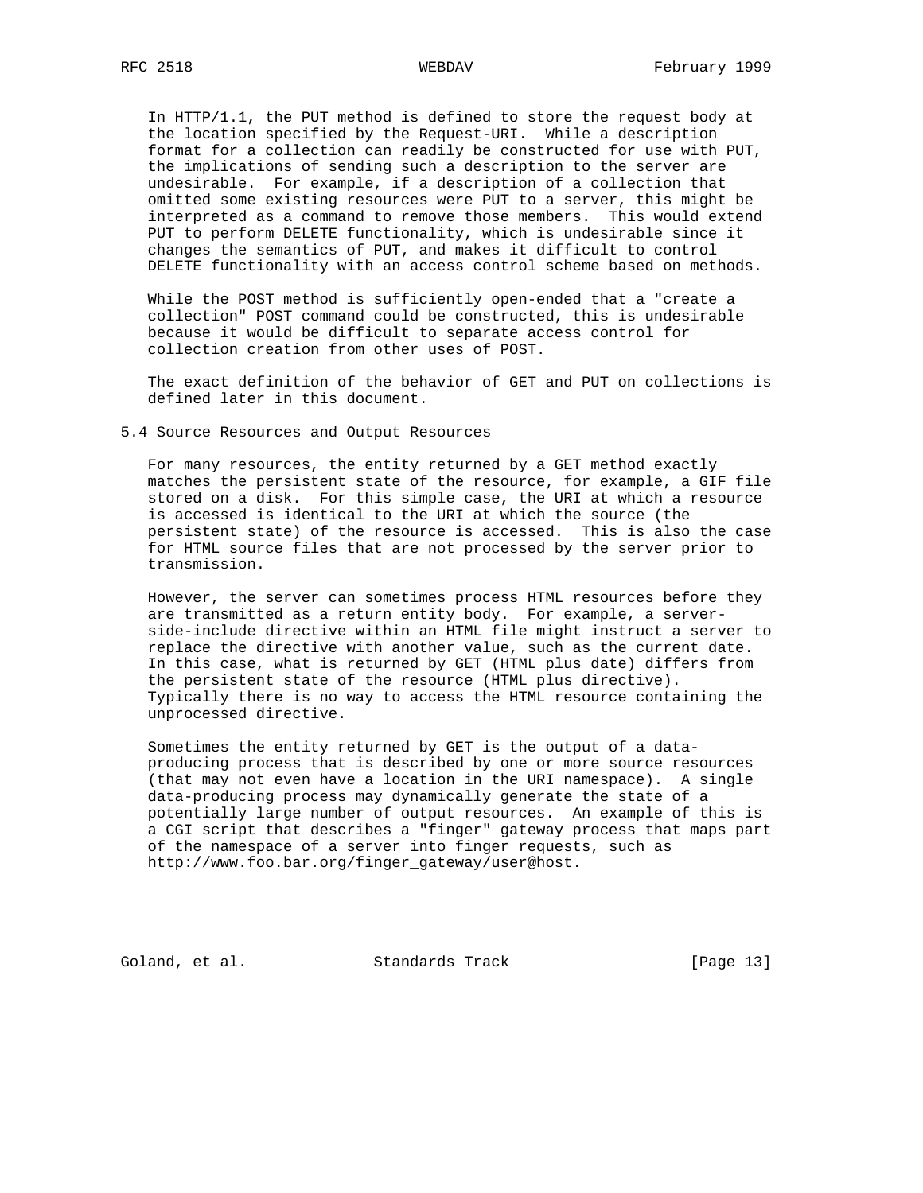In HTTP/1.1, the PUT method is defined to store the request body at the location specified by the Request-URI. While a description format for a collection can readily be constructed for use with PUT, the implications of sending such a description to the server are undesirable. For example, if a description of a collection that omitted some existing resources were PUT to a server, this might be interpreted as a command to remove those members. This would extend PUT to perform DELETE functionality, which is undesirable since it changes the semantics of PUT, and makes it difficult to control DELETE functionality with an access control scheme based on methods.

While the POST method is sufficiently open-ended that a "create a collection" POST command could be constructed, this is undesirable because it would be difficult to separate access control for collection creation from other uses of POST.

The exact definition of the behavior of GET and PUT on collections is defined later in this document.

## 5.4 Source Resources and Output Resources

For many resources, the entity returned by a GET method exactly matches the persistent state of the resource, for example, a GIF file stored on a disk. For this simple case, the URI at which a resource is accessed is identical to the URI at which the source (the persistent state) of the resource is accessed. This is also the case for HTML source files that are not processed by the server prior to transmission.

However, the server can sometimes process HTML resources before they are transmitted as a return entity body. For example, a server-side-include directive within an HTML file might instruct a server to replace the directive with another value, such as the current date. In this case, what is returned by GET (HTML plus date) differs from the persistent state of the resource (HTML plus directive). Typically there is no way to access the HTML resource containing the unprocessed directive.

Sometimes the entity returned by GET is the output of a data-producing process that is described by one or more source resources (that may not even have a location in the URI namespace). A single data-producing process may dynamically generate the state of a potentially large number of output resources. An example of this is a CGI script that describes a "finger" gateway process that maps part of the namespace of a server into finger requests, such as http://www.foo.bar.org/finger_gateway/user@host.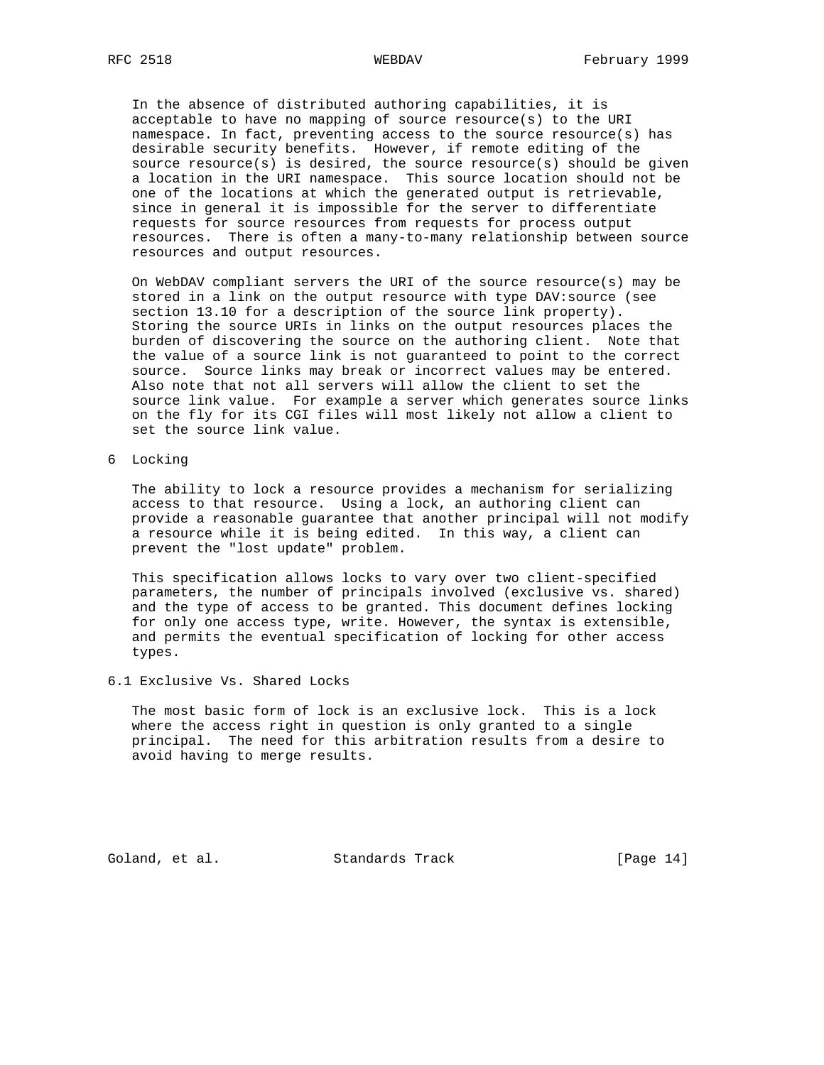In the absence of distributed authoring capabilities, it is acceptable to have no mapping of source resource(s) to the URI namespace. In fact, preventing access to the source resource(s) has desirable security benefits. However, if remote editing of the source resource(s) is desired, the source resource(s) should be given a location in the URI namespace. This source location should not be one of the locations at which the generated output is retrievable, since in general it is impossible for the server to differentiate requests for source resources from requests for process output resources. There is often a many-to-many relationship between source resources and output resources.

On WebDAV compliant servers the URI of the source resource(s) may be stored in a link on the output resource with type DAV:source (see section 13.10 for a description of the source link property). Storing the source URIs in links on the output resources places the burden of discovering the source on the authoring client. Note that the value of a source link is not guaranteed to point to the correct source. Source links may break or incorrect values may be entered. Also note that not all servers will allow the client to set the source link value. For example a server which generates source links on the fly for its CGI files will most likely not allow a client to set the source link value.

# 6 Locking

The ability to lock a resource provides a mechanism for serializing access to that resource. Using a lock, an authoring client can provide a reasonable guarantee that another principal will not modify a resource while it is being edited. In this way, a client can prevent the "lost update" problem.

This specification allows locks to vary over two client-specified parameters, the number of principals involved (exclusive vs. shared) and the type of access to be granted. This document defines locking for only one access type, write. However, the syntax is extensible, and permits the eventual specification of locking for other access types.

## 6.1 Exclusive Vs. Shared Locks

The most basic form of lock is an exclusive lock. This is a lock where the access right in question is only granted to a single principal. The need for this arbitration results from a desire to avoid having to merge results.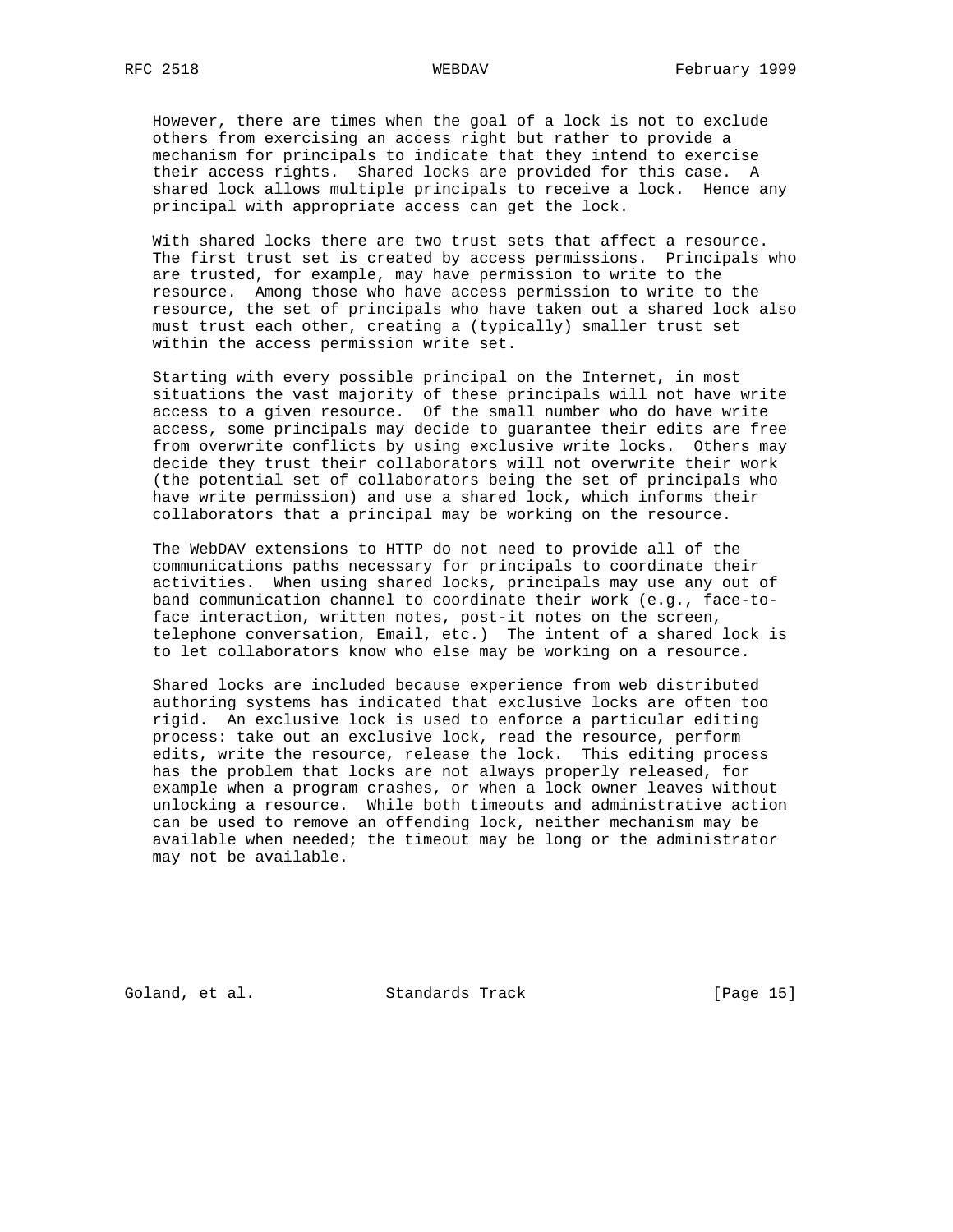However, there are times when the goal of a lock is not to exclude others from exercising an access right but rather to provide a mechanism for principals to indicate that they intend to exercise their access rights. Shared locks are provided for this case. A shared lock allows multiple principals to receive a lock. Hence any principal with appropriate access can get the lock.

With shared locks there are two trust sets that affect a resource. The first trust set is created by access permissions. Principals who are trusted, for example, may have permission to write to the resource. Among those who have access permission to write to the resource, the set of principals who have taken out a shared lock also must trust each other, creating a (typically) smaller trust set within the access permission write set.

Starting with every possible principal on the Internet, in most situations the vast majority of these principals will not have write access to a given resource. Of the small number who do have write access, some principals may decide to guarantee their edits are free from overwrite conflicts by using exclusive write locks. Others may decide they trust their collaborators will not overwrite their work (the potential set of collaborators being the set of principals who have write permission) and use a shared lock, which informs their collaborators that a principal may be working on the resource.

The WebDAV extensions to HTTP do not need to provide all of the communications paths necessary for principals to coordinate their activities. When using shared locks, principals may use any out of band communication channel to coordinate their work (e.g., face-to-face interaction, written notes, post-it notes on the screen, telephone conversation, Email, etc.) The intent of a shared lock is to let collaborators know who else may be working on a resource.

Shared locks are included because experience from web distributed authoring systems has indicated that exclusive locks are often too rigid. An exclusive lock is used to enforce a particular editing process: take out an exclusive lock, read the resource, perform edits, write the resource, release the lock. This editing process has the problem that locks are not always properly released, for example when a program crashes, or when a lock owner leaves without unlocking a resource. While both timeouts and administrative action can be used to remove an offending lock, neither mechanism may be available when needed; the timeout may be long or the administrator may not be available.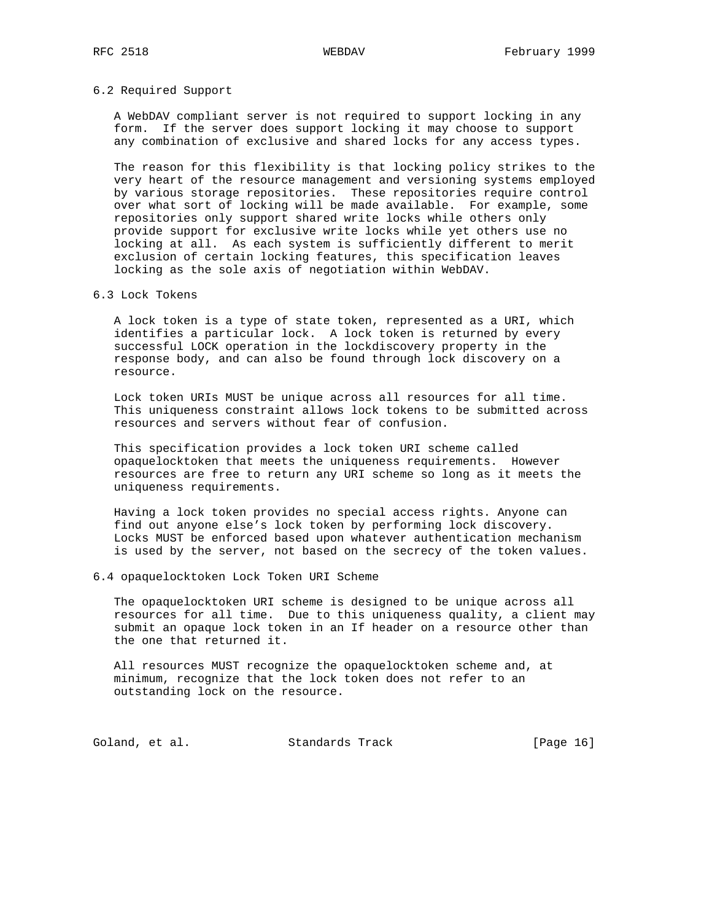## 6.2 Required Support

A WebDAV compliant server is not required to support locking in any form. If the server does support locking it may choose to support any combination of exclusive and shared locks for any access types.

The reason for this flexibility is that locking policy strikes to the very heart of the resource management and versioning systems employed by various storage repositories. These repositories require control over what sort of locking will be made available. For example, some repositories only support shared write locks while others only provide support for exclusive write locks while yet others use no locking at all. As each system is sufficiently different to merit exclusion of certain locking features, this specification leaves locking as the sole axis of negotiation within WebDAV.

## 6.3 Lock Tokens

A lock token is a type of state token, represented as a URI, which identifies a particular lock. A lock token is returned by every successful LOCK operation in the lockdiscovery property in the response body, and can also be found through lock discovery on a resource.

Lock token URIs MUST be unique across all resources for all time. This uniqueness constraint allows lock tokens to be submitted across resources and servers without fear of confusion.

This specification provides a lock token URI scheme called opaquelocktoken that meets the uniqueness requirements. However resources are free to return any URI scheme so long as it meets the uniqueness requirements.

Having a lock token provides no special access rights. Anyone can find out anyone else's lock token by performing lock discovery. Locks MUST be enforced based upon whatever authentication mechanism is used by the server, not based on the secrecy of the token values.

## 6.4 opaquelocktoken Lock Token URI Scheme

The opaquelocktoken URI scheme is designed to be unique across all resources for all time. Due to this uniqueness quality, a client may submit an opaque lock token in an If header on a resource other than the one that returned it.

All resources MUST recognize the opaquelocktoken scheme and, at minimum, recognize that the lock token does not refer to an outstanding lock on the resource.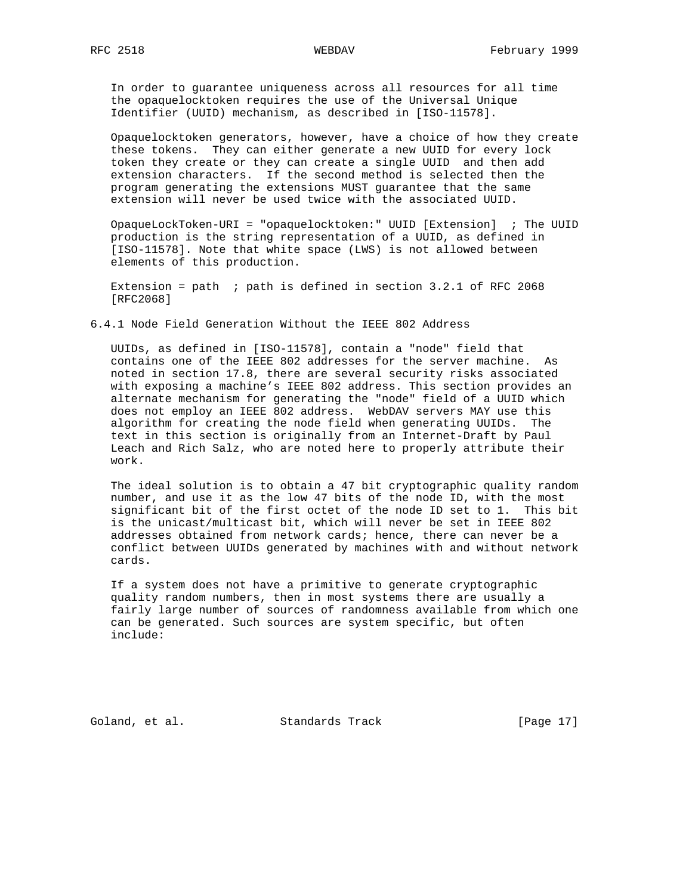In order to guarantee uniqueness across all resources for all time the opaquelocktoken requires the use of the Universal Unique Identifier (UUID) mechanism, as described in [ISO-11578].

Opaquelocktoken generators, however, have a choice of how they create these tokens. They can either generate a new UUID for every lock token they create or they can create a single UUID and then add extension characters. If the second method is selected then the program generating the extensions MUST guarantee that the same extension will never be used twice with the associated UUID.

OpaqueLockToken-URI = "opaquelocktoken:" UUID [Extension] ; The UUID production is the string representation of a UUID, as defined in [ISO-11578]. Note that white space (LWS) is not allowed between elements of this production.

Extension = path ; path is defined in section 3.2.1 of RFC 2068 [RFC2068]

### 6.4.1 Node Field Generation Without the IEEE 802 Address

UUIDs, as defined in [ISO-11578], contain a "node" field that contains one of the IEEE 802 addresses for the server machine. As noted in section 17.8, there are several security risks associated with exposing a machine's IEEE 802 address. This section provides an alternate mechanism for generating the "node" field of a UUID which does not employ an IEEE 802 address. WebDAV servers MAY use this algorithm for creating the node field when generating UUIDs. The text in this section is originally from an Internet-Draft by Paul Leach and Rich Salz, who are noted here to properly attribute their work.

The ideal solution is to obtain a 47 bit cryptographic quality random number, and use it as the low 47 bits of the node ID, with the most significant bit of the first octet of the node ID set to 1. This bit is the unicast/multicast bit, which will never be set in IEEE 802 addresses obtained from network cards; hence, there can never be a conflict between UUIDs generated by machines with and without network cards.

If a system does not have a primitive to generate cryptographic quality random numbers, then in most systems there are usually a fairly large number of sources of randomness available from which one can be generated. Such sources are system specific, but often include: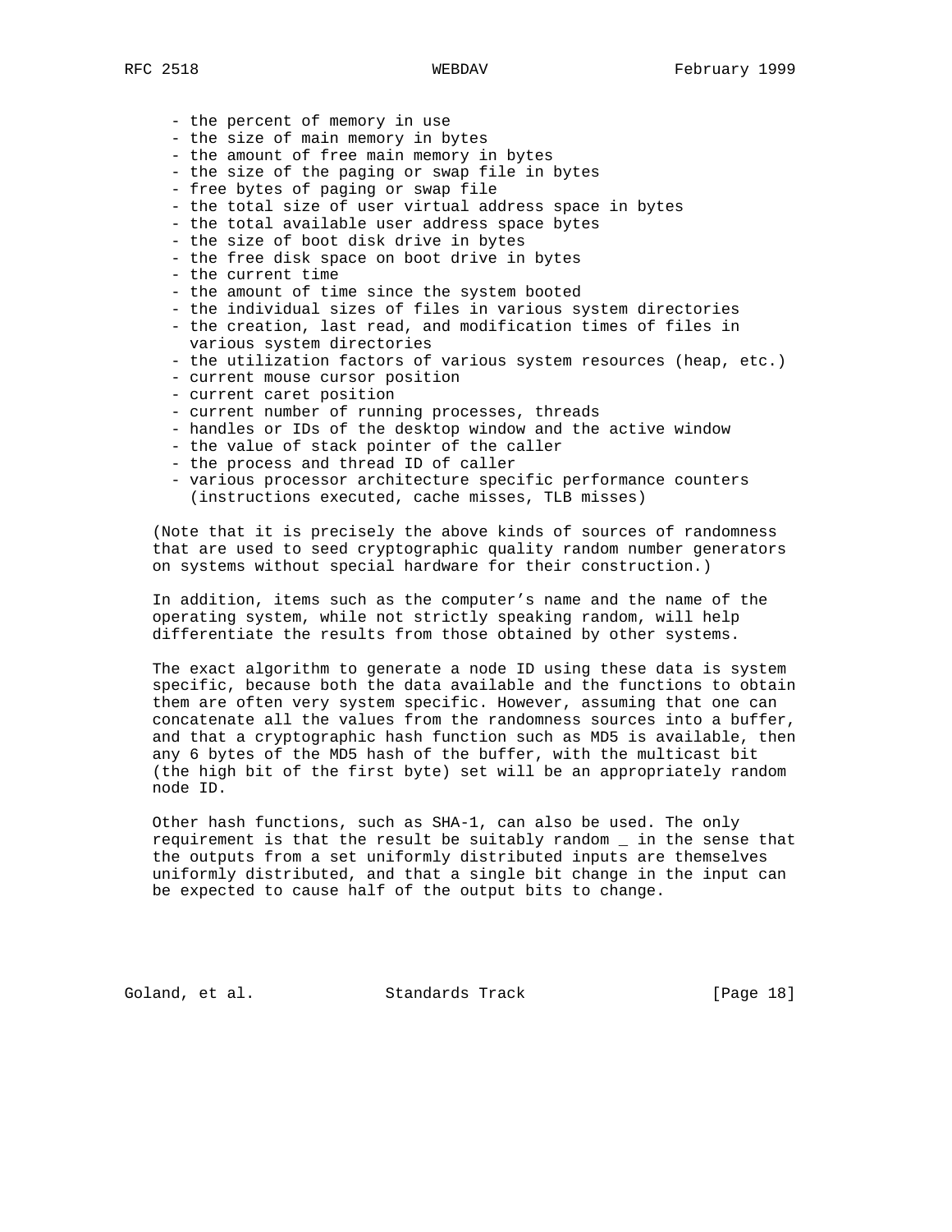- the percent of memory in use
- the size of main memory in bytes
- the amount of free main memory in bytes
- the size of the paging or swap file in bytes
- free bytes of paging or swap file
- the total size of user virtual address space in bytes
- the total available user address space bytes
- the size of boot disk drive in bytes
- the free disk space on boot drive in bytes
- the current time
- the amount of time since the system booted
- the individual sizes of files in various system directories
- the creation, last read, and modification times of files in various system directories
- the utilization factors of various system resources (heap, etc.)
- current mouse cursor position
- current caret position
- current number of running processes, threads
- handles or IDs of the desktop window and the active window
- the value of stack pointer of the caller
- the process and thread ID of caller
- various processor architecture specific performance counters (instructions executed, cache misses, TLB misses)

(Note that it is precisely the above kinds of sources of randomness that are used to seed cryptographic quality random number generators on systems without special hardware for their construction.)

In addition, items such as the computer's name and the name of the operating system, while not strictly speaking random, will help differentiate the results from those obtained by other systems.

The exact algorithm to generate a node ID using these data is system specific, because both the data available and the functions to obtain them are often very system specific. However, assuming that one can concatenate all the values from the randomness sources into a buffer, and that a cryptographic hash function such as MD5 is available, then any 6 bytes of the MD5 hash of the buffer, with the multicast bit (the high bit of the first byte) set will be an appropriately random node ID.

Other hash functions, such as SHA-1, can also be used. The only requirement is that the result be suitably random _ in the sense that the outputs from a set uniformly distributed inputs are themselves uniformly distributed, and that a single bit change in the input can be expected to cause half of the output bits to change.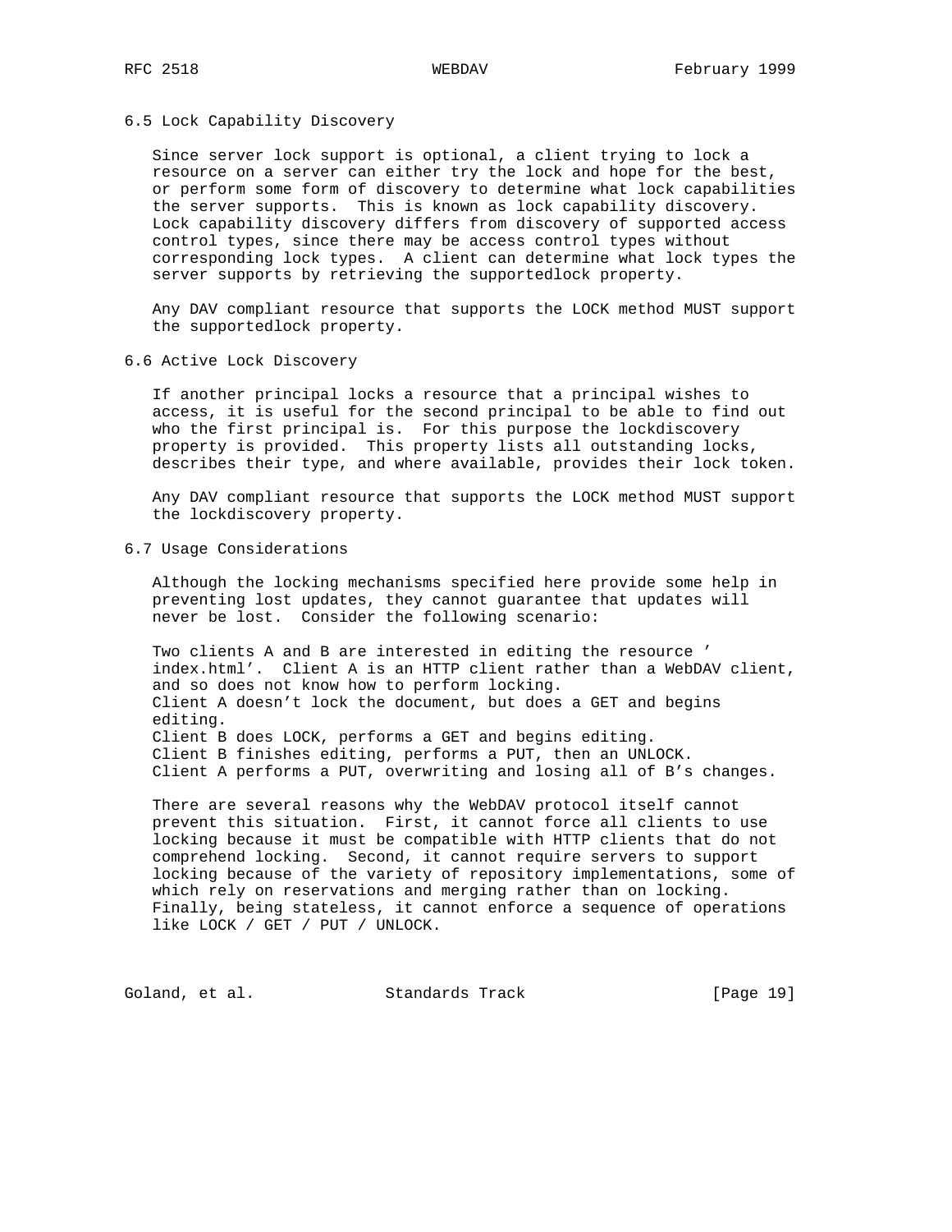### 6.5 Lock Capability Discovery

Since server lock support is optional, a client trying to lock a resource on a server can either try the lock and hope for the best, or perform some form of discovery to determine what lock capabilities the server supports. This is known as lock capability discovery. Lock capability discovery differs from discovery of supported access control types, since there may be access control types without corresponding lock types. A client can determine what lock types the server supports by retrieving the supportedlock property.

Any DAV compliant resource that supports the LOCK method MUST support the supportedlock property.

### 6.6 Active Lock Discovery

If another principal locks a resource that a principal wishes to access, it is useful for the second principal to be able to find out who the first principal is. For this purpose the lockdiscovery property is provided. This property lists all outstanding locks, describes their type, and where available, provides their lock token.

Any DAV compliant resource that supports the LOCK method MUST support the lockdiscovery property.

### 6.7 Usage Considerations

Although the locking mechanisms specified here provide some help in preventing lost updates, they cannot guarantee that updates will never be lost. Consider the following scenario:

Two clients A and B are interested in editing the resource ' index.html'. Client A is an HTTP client rather than a WebDAV client, and so does not know how to perform locking.
Client A doesn't lock the document, but does a GET and begins editing.
Client B does LOCK, performs a GET and begins editing.
Client B finishes editing, performs a PUT, then an UNLOCK.
Client A performs a PUT, overwriting and losing all of B's changes.

There are several reasons why the WebDAV protocol itself cannot prevent this situation. First, it cannot force all clients to use locking because it must be compatible with HTTP clients that do not comprehend locking. Second, it cannot require servers to support locking because of the variety of repository implementations, some of which rely on reservations and merging rather than on locking. Finally, being stateless, it cannot enforce a sequence of operations like LOCK / GET / PUT / UNLOCK.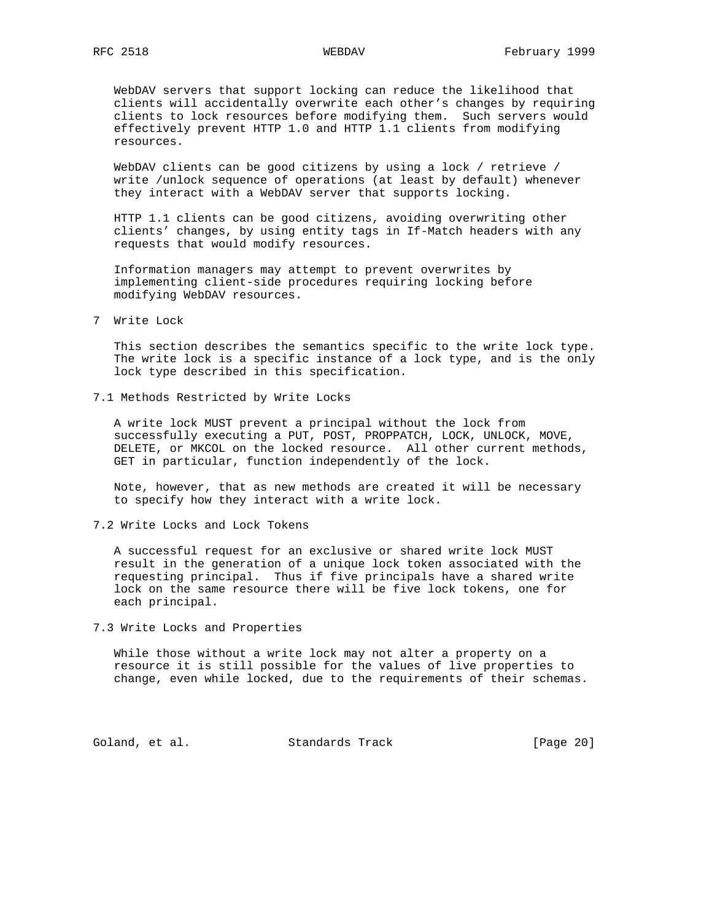WebDAV servers that support locking can reduce the likelihood that clients will accidentally overwrite each other's changes by requiring clients to lock resources before modifying them. Such servers would effectively prevent HTTP 1.0 and HTTP 1.1 clients from modifying resources.

WebDAV clients can be good citizens by using a lock / retrieve / write /unlock sequence of operations (at least by default) whenever they interact with a WebDAV server that supports locking.

HTTP 1.1 clients can be good citizens, avoiding overwriting other clients' changes, by using entity tags in If-Match headers with any requests that would modify resources.

Information managers may attempt to prevent overwrites by implementing client-side procedures requiring locking before modifying WebDAV resources.

# 7 Write Lock

This section describes the semantics specific to the write lock type. The write lock is a specific instance of a lock type, and is the only lock type described in this specification.

## 7.1 Methods Restricted by Write Locks

A write lock MUST prevent a principal without the lock from successfully executing a PUT, POST, PROPPATCH, LOCK, UNLOCK, MOVE, DELETE, or MKCOL on the locked resource. All other current methods, GET in particular, function independently of the lock.

Note, however, that as new methods are created it will be necessary to specify how they interact with a write lock.

## 7.2 Write Locks and Lock Tokens

A successful request for an exclusive or shared write lock MUST result in the generation of a unique lock token associated with the requesting principal. Thus if five principals have a shared write lock on the same resource there will be five lock tokens, one for each principal.

## 7.3 Write Locks and Properties

While those without a write lock may not alter a property on a resource it is still possible for the values of live properties to change, even while locked, due to the requirements of their schemas.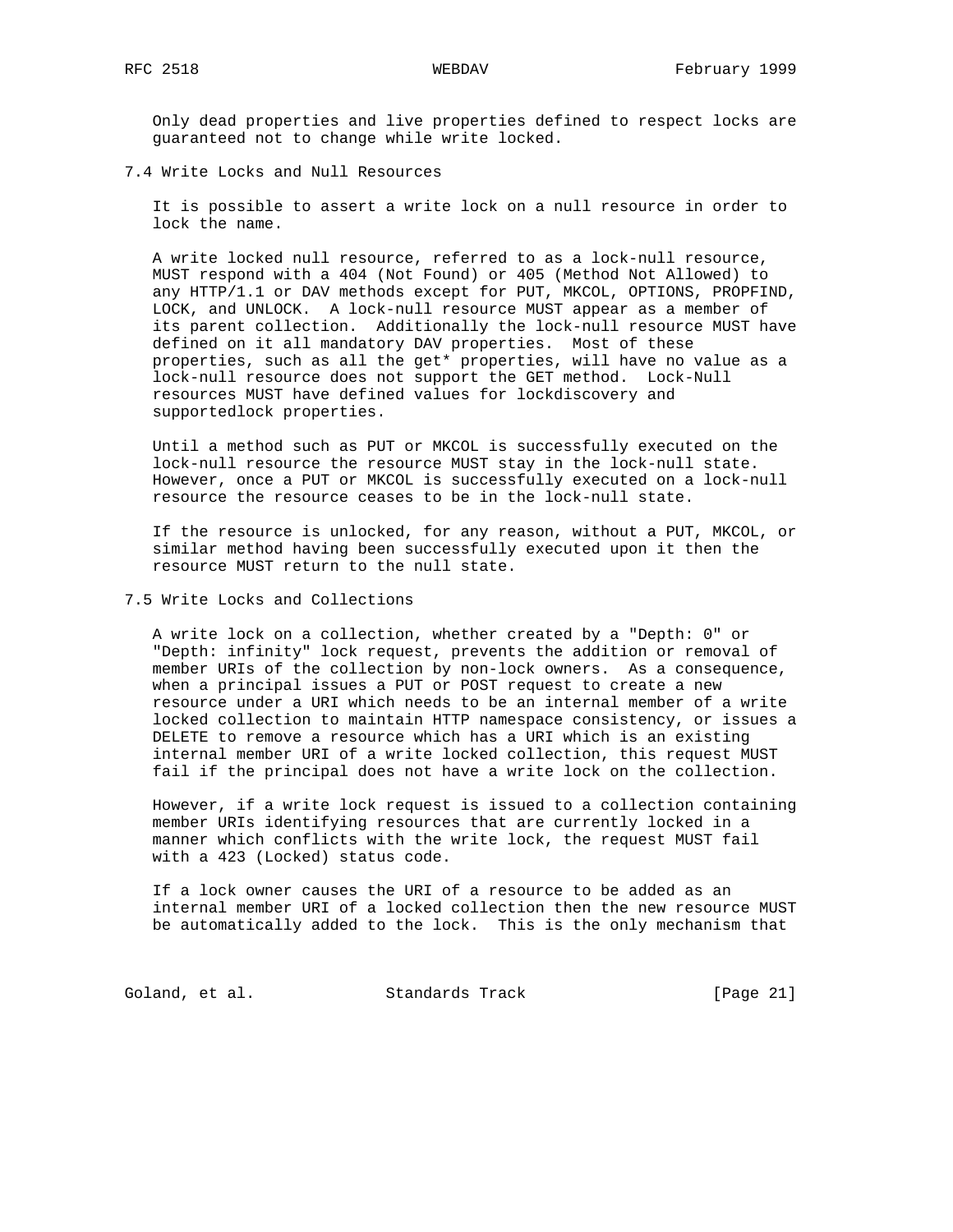Only dead properties and live properties defined to respect locks are guaranteed not to change while write locked.

## 7.4 Write Locks and Null Resources

It is possible to assert a write lock on a null resource in order to lock the name.

A write locked null resource, referred to as a lock-null resource, MUST respond with a 404 (Not Found) or 405 (Method Not Allowed) to any HTTP/1.1 or DAV methods except for PUT, MKCOL, OPTIONS, PROPFIND, LOCK, and UNLOCK. A lock-null resource MUST appear as a member of its parent collection. Additionally the lock-null resource MUST have defined on it all mandatory DAV properties. Most of these properties, such as all the get* properties, will have no value as a lock-null resource does not support the GET method. Lock-Null resources MUST have defined values for lockdiscovery and supportedlock properties.

Until a method such as PUT or MKCOL is successfully executed on the lock-null resource the resource MUST stay in the lock-null state. However, once a PUT or MKCOL is successfully executed on a lock-null resource the resource ceases to be in the lock-null state.

If the resource is unlocked, for any reason, without a PUT, MKCOL, or similar method having been successfully executed upon it then the resource MUST return to the null state.

## 7.5 Write Locks and Collections

A write lock on a collection, whether created by a "Depth: 0" or "Depth: infinity" lock request, prevents the addition or removal of member URIs of the collection by non-lock owners. As a consequence, when a principal issues a PUT or POST request to create a new resource under a URI which needs to be an internal member of a write locked collection to maintain HTTP namespace consistency, or issues a DELETE to remove a resource which has a URI which is an existing internal member URI of a write locked collection, this request MUST fail if the principal does not have a write lock on the collection.

However, if a write lock request is issued to a collection containing member URIs identifying resources that are currently locked in a manner which conflicts with the write lock, the request MUST fail with a 423 (Locked) status code.

If a lock owner causes the URI of a resource to be added as an internal member URI of a locked collection then the new resource MUST be automatically added to the lock. This is the only mechanism that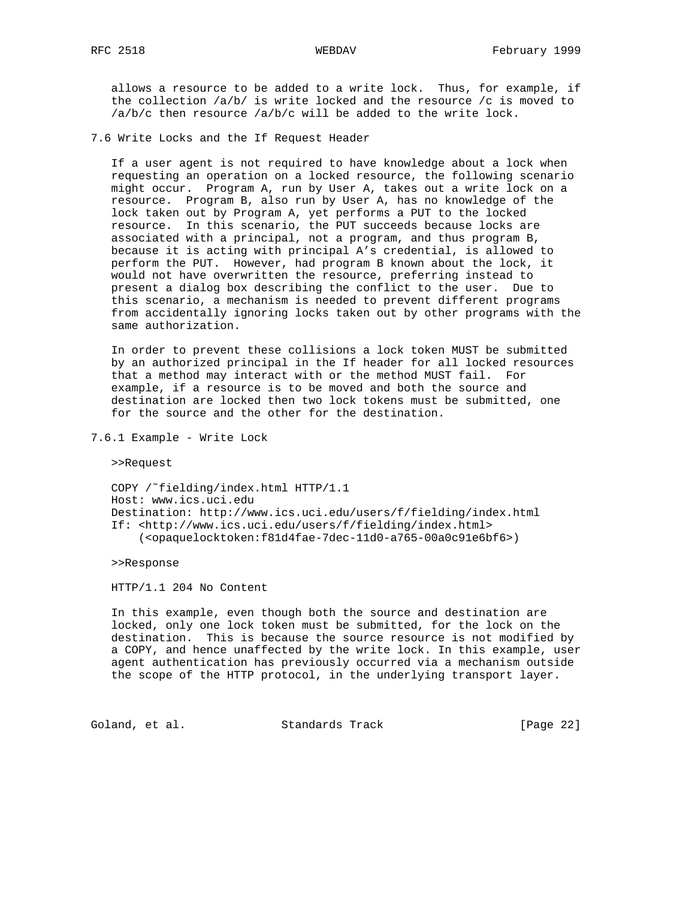allows a resource to be added to a write lock. Thus, for example, if the collection /a/b/ is write locked and the resource /c is moved to /a/b/c then resource /a/b/c will be added to the write lock.

## 7.6 Write Locks and the If Request Header

If a user agent is not required to have knowledge about a lock when requesting an operation on a locked resource, the following scenario might occur. Program A, run by User A, takes out a write lock on a resource. Program B, also run by User A, has no knowledge of the lock taken out by Program A, yet performs a PUT to the locked resource. In this scenario, the PUT succeeds because locks are associated with a principal, not a program, and thus program B, because it is acting with principal A's credential, is allowed to perform the PUT. However, had program B known about the lock, it would not have overwritten the resource, preferring instead to present a dialog box describing the conflict to the user. Due to this scenario, a mechanism is needed to prevent different programs from accidentally ignoring locks taken out by other programs with the same authorization.

In order to prevent these collisions a lock token MUST be submitted by an authorized principal in the If header for all locked resources that a method may interact with or the method MUST fail. For example, if a resource is to be moved and both the source and destination are locked then two lock tokens must be submitted, one for the source and the other for the destination.

### 7.6.1 Example - Write Lock

>>Request

```
COPY /~fielding/index.html HTTP/1.1
Host: www.ics.uci.edu
Destination: http://www.ics.uci.edu/users/f/fielding/index.html
If: <http://www.ics.uci.edu/users/f/fielding/index.html>
    (<opaquelocktoken:f81d4fae-7dec-11d0-a765-00a0c91e6bf6>)
```

>>Response

```
HTTP/1.1 204 No Content
```

In this example, even though both the source and destination are locked, only one lock token must be submitted, for the lock on the destination. This is because the source resource is not modified by a COPY, and hence unaffected by the write lock. In this example, user agent authentication has previously occurred via a mechanism outside the scope of the HTTP protocol, in the underlying transport layer.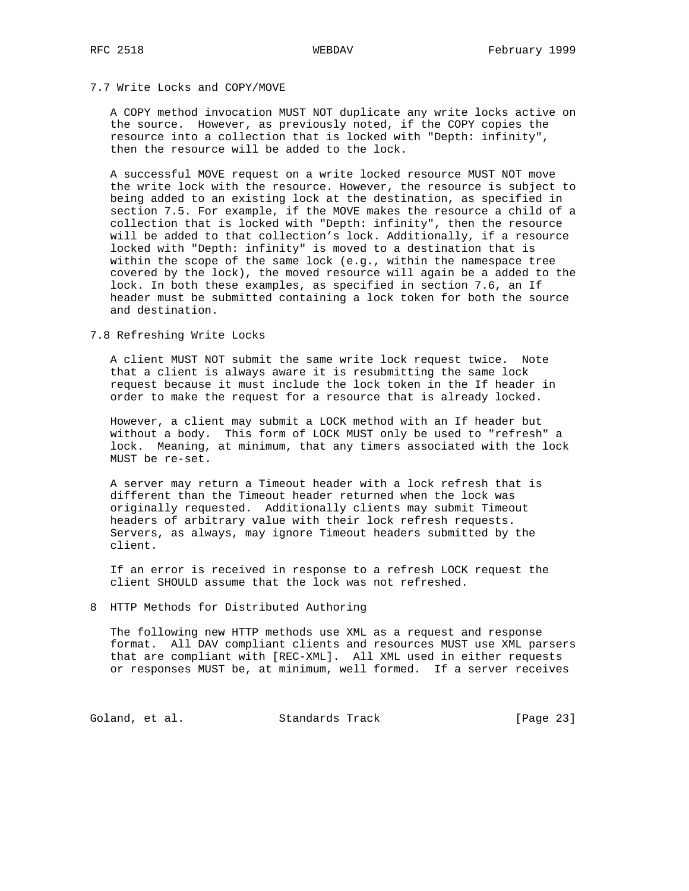## 7.7 Write Locks and COPY/MOVE

A COPY method invocation MUST NOT duplicate any write locks active on the source. However, as previously noted, if the COPY copies the resource into a collection that is locked with "Depth: infinity", then the resource will be added to the lock.

A successful MOVE request on a write locked resource MUST NOT move the write lock with the resource. However, the resource is subject to being added to an existing lock at the destination, as specified in section 7.5. For example, if the MOVE makes the resource a child of a collection that is locked with "Depth: infinity", then the resource will be added to that collection's lock. Additionally, if a resource locked with "Depth: infinity" is moved to a destination that is within the scope of the same lock (e.g., within the namespace tree covered by the lock), the moved resource will again be a added to the lock. In both these examples, as specified in section 7.6, an If header must be submitted containing a lock token for both the source and destination.

## 7.8 Refreshing Write Locks

A client MUST NOT submit the same write lock request twice. Note that a client is always aware it is resubmitting the same lock request because it must include the lock token in the If header in order to make the request for a resource that is already locked.

However, a client may submit a LOCK method with an If header but without a body. This form of LOCK MUST only be used to "refresh" a lock. Meaning, at minimum, that any timers associated with the lock MUST be re-set.

A server may return a Timeout header with a lock refresh that is different than the Timeout header returned when the lock was originally requested. Additionally clients may submit Timeout headers of arbitrary value with their lock refresh requests. Servers, as always, may ignore Timeout headers submitted by the client.

If an error is received in response to a refresh LOCK request the client SHOULD assume that the lock was not refreshed.

# 8 HTTP Methods for Distributed Authoring

The following new HTTP methods use XML as a request and response format. All DAV compliant clients and resources MUST use XML parsers that are compliant with [REC-XML]. All XML used in either requests or responses MUST be, at minimum, well formed. If a server receives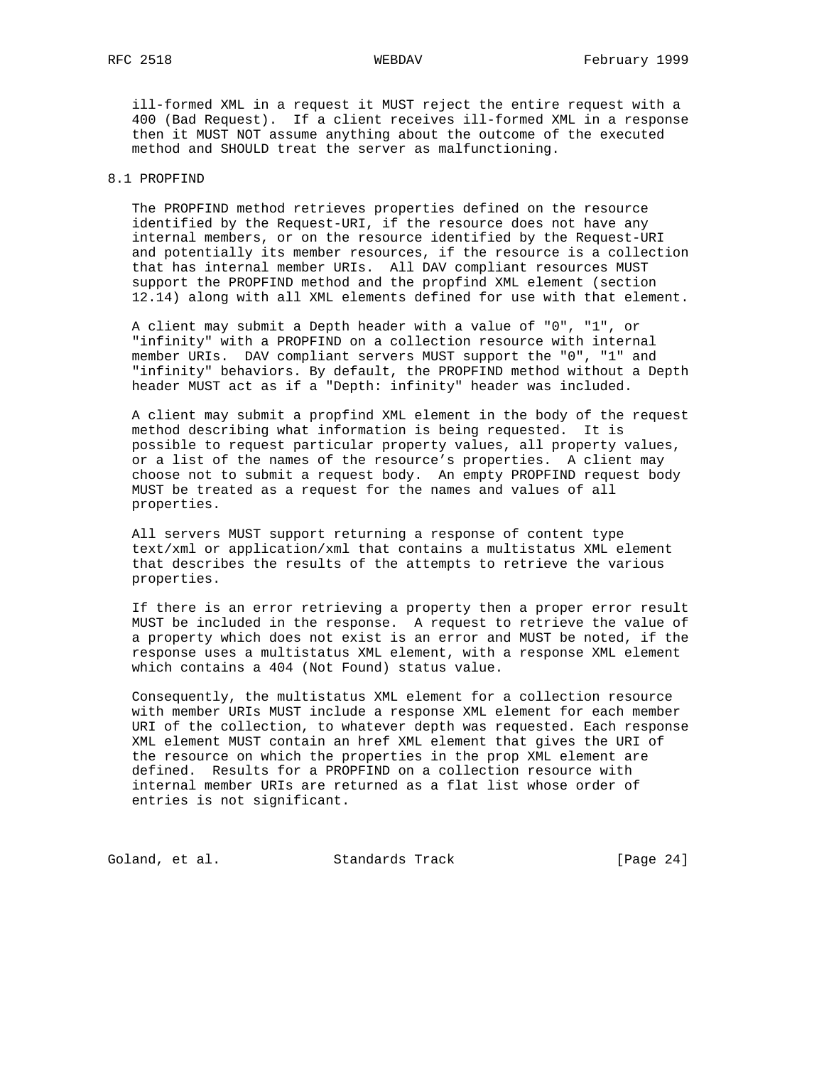ill-formed XML in a request it MUST reject the entire request with a 400 (Bad Request). If a client receives ill-formed XML in a response then it MUST NOT assume anything about the outcome of the executed method and SHOULD treat the server as malfunctioning.

## 8.1 PROPFIND

The PROPFIND method retrieves properties defined on the resource identified by the Request-URI, if the resource does not have any internal members, or on the resource identified by the Request-URI and potentially its member resources, if the resource is a collection that has internal member URIs. All DAV compliant resources MUST support the PROPFIND method and the propfind XML element (section 12.14) along with all XML elements defined for use with that element.

A client may submit a Depth header with a value of "0", "1", or "infinity" with a PROPFIND on a collection resource with internal member URIs. DAV compliant servers MUST support the "0", "1" and "infinity" behaviors. By default, the PROPFIND method without a Depth header MUST act as if a "Depth: infinity" header was included.

A client may submit a propfind XML element in the body of the request method describing what information is being requested. It is possible to request particular property values, all property values, or a list of the names of the resource's properties. A client may choose not to submit a request body. An empty PROPFIND request body MUST be treated as a request for the names and values of all properties.

All servers MUST support returning a response of content type text/xml or application/xml that contains a multistatus XML element that describes the results of the attempts to retrieve the various properties.

If there is an error retrieving a property then a proper error result MUST be included in the response. A request to retrieve the value of a property which does not exist is an error and MUST be noted, if the response uses a multistatus XML element, with a response XML element which contains a 404 (Not Found) status value.

Consequently, the multistatus XML element for a collection resource with member URIs MUST include a response XML element for each member URI of the collection, to whatever depth was requested. Each response XML element MUST contain an href XML element that gives the URI of the resource on which the properties in the prop XML element are defined. Results for a PROPFIND on a collection resource with internal member URIs are returned as a flat list whose order of entries is not significant.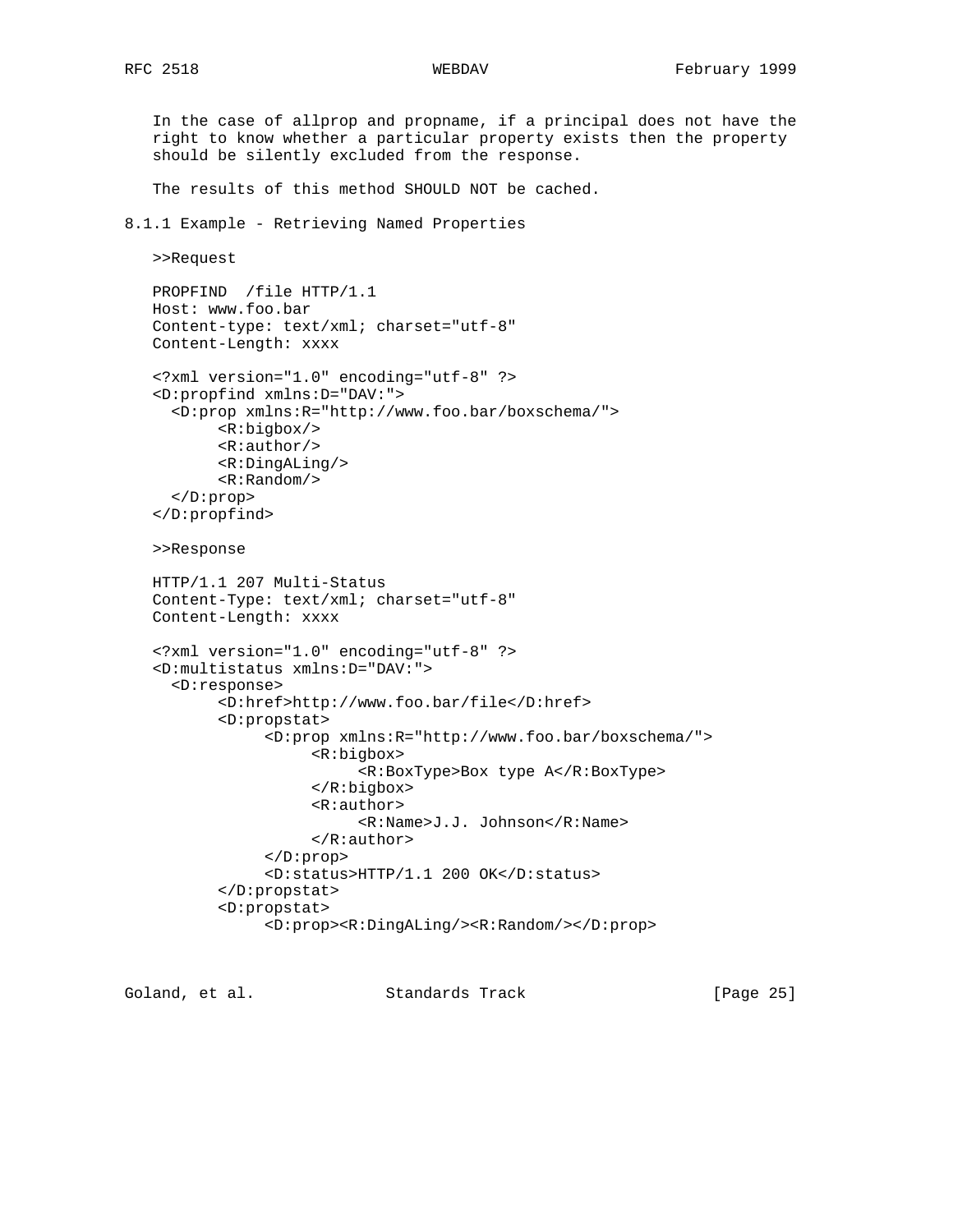In the case of allprop and propname, if a principal does not have the right to know whether a particular property exists then the property should be silently excluded from the response.

The results of this method SHOULD NOT be cached.

### 8.1.1 Example - Retrieving Named Properties

>>Request

```
PROPFIND  /file HTTP/1.1
Host: www.foo.bar
Content-type: text/xml; charset="utf-8"
Content-Length: xxxx

<?xml version="1.0" encoding="utf-8" ?>
<D:propfind xmlns:D="DAV:">
  <D:prop xmlns:R="http://www.foo.bar/boxschema/">
       <R:bigbox/>
       <R:author/>
       <R:DingALing/>
       <R:Random/>
  </D:prop>
</D:propfind>
```

>>Response

```
HTTP/1.1 207 Multi-Status
Content-Type: text/xml; charset="utf-8"
Content-Length: xxxx

<?xml version="1.0" encoding="utf-8" ?>
<D:multistatus xmlns:D="DAV:">
  <D:response>
       <D:href>http://www.foo.bar/file</D:href>
       <D:propstat>
            <D:prop xmlns:R="http://www.foo.bar/boxschema/">
                 <R:bigbox>
                      <R:BoxType>Box type A</R:BoxType>
                 </R:bigbox>
                 <R:author>
                      <R:Name>J.J. Johnson</R:Name>
                 </R:author>
            </D:prop>
            <D:status>HTTP/1.1 200 OK</D:status>
       </D:propstat>
       <D:propstat>
            <D:prop><R:DingALing/><R:Random/></D:prop>
```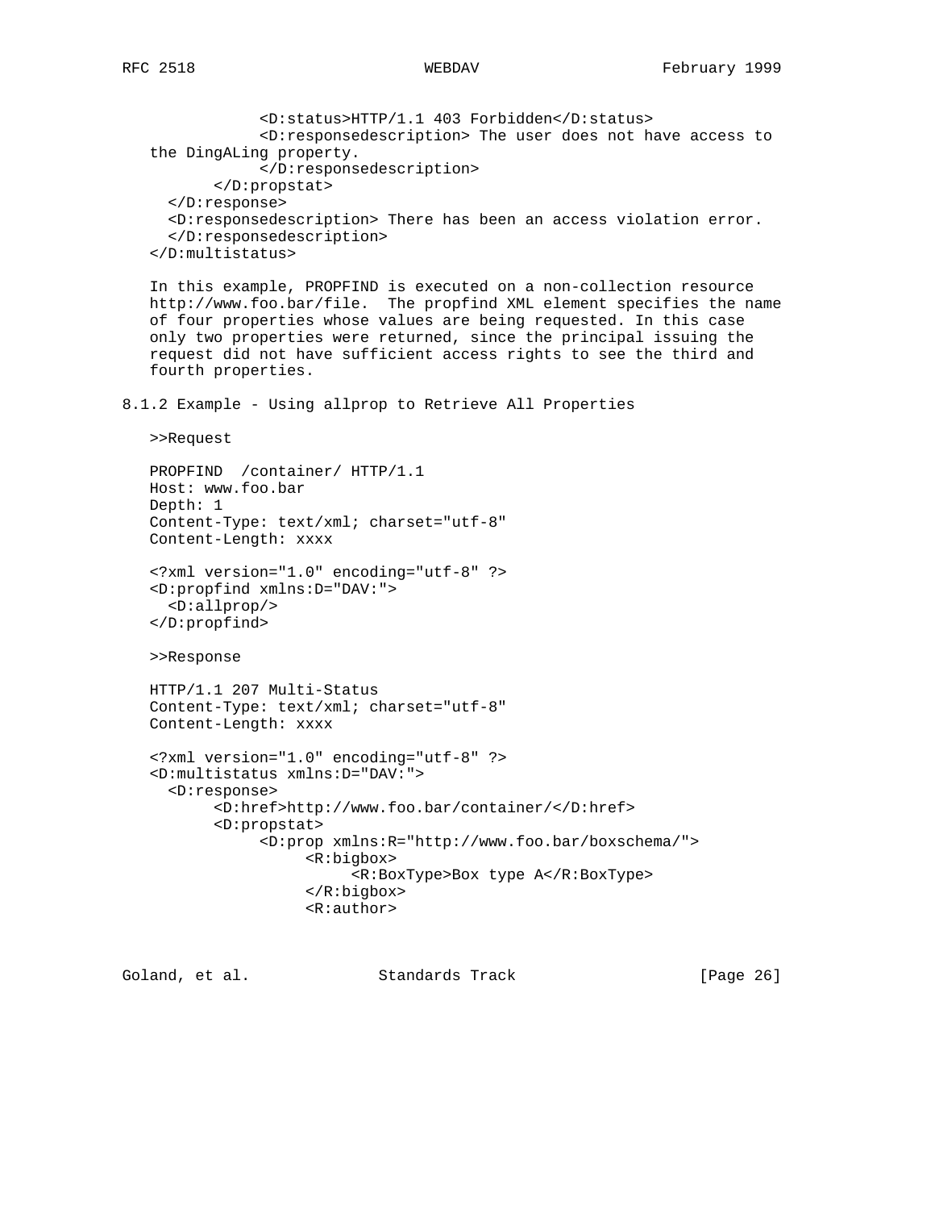```
            <D:status>HTTP/1.1 403 Forbidden</D:status>
            <D:responsedescription> The user does not have access to
the DingALing property.
            </D:responsedescription>
       </D:propstat>
  </D:response>
  <D:responsedescription> There has been an access violation error.
  </D:responsedescription>
</D:multistatus>
```

In this example, PROPFIND is executed on a non-collection resource http://www.foo.bar/file. The propfind XML element specifies the name of four properties whose values are being requested. In this case only two properties were returned, since the principal issuing the request did not have sufficient access rights to see the third and fourth properties.

### 8.1.2 Example - Using allprop to Retrieve All Properties

>>Request

```
PROPFIND  /container/ HTTP/1.1
Host: www.foo.bar
Depth: 1
Content-Type: text/xml; charset="utf-8"
Content-Length: xxxx

<?xml version="1.0" encoding="utf-8" ?>
<D:propfind xmlns:D="DAV:">
  <D:allprop/>
</D:propfind>
```

>>Response

```
HTTP/1.1 207 Multi-Status
Content-Type: text/xml; charset="utf-8"
Content-Length: xxxx

<?xml version="1.0" encoding="utf-8" ?>
<D:multistatus xmlns:D="DAV:">
  <D:response>
       <D:href>http://www.foo.bar/container/</D:href>
       <D:propstat>
            <D:prop xmlns:R="http://www.foo.bar/boxschema/">
                 <R:bigbox>
                      <R:BoxType>Box type A</R:BoxType>
                 </R:bigbox>
                 <R:author>
```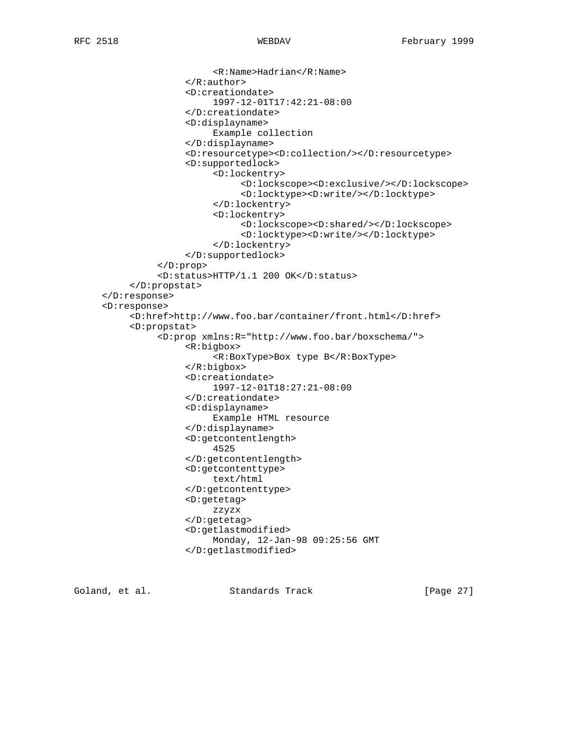```
                         <R:Name>Hadrian</R:Name>
                    </R:author>
                    <D:creationdate>
                         1997-12-01T17:42:21-08:00
                    </D:creationdate>
                    <D:displayname>
                         Example collection
                    </D:displayname>
                    <D:resourcetype><D:collection/></D:resourcetype>
                    <D:supportedlock>
                         <D:lockentry>
                              <D:lockscope><D:exclusive/></D:lockscope>
                              <D:locktype><D:write/></D:locktype>
                         </D:lockentry>
                         <D:lockentry>
                              <D:lockscope><D:shared/></D:lockscope>
                              <D:locktype><D:write/></D:locktype>
                         </D:lockentry>
                    </D:supportedlock>
               </D:prop>
               <D:status>HTTP/1.1 200 OK</D:status>
          </D:propstat>
     </D:response>
     <D:response>
          <D:href>http://www.foo.bar/container/front.html</D:href>
          <D:propstat>
               <D:prop xmlns:R="http://www.foo.bar/boxschema/">
                    <R:bigbox>
                         <R:BoxType>Box type B</R:BoxType>
                    </R:bigbox>
                    <D:creationdate>
                         1997-12-01T18:27:21-08:00
                    </D:creationdate>
                    <D:displayname>
                         Example HTML resource
                    </D:displayname>
                    <D:getcontentlength>
                         4525
                    </D:getcontentlength>
                    <D:getcontenttype>
                         text/html
                    </D:getcontenttype>
                    <D:getetag>
                         zzyzx
                    </D:getetag>
                    <D:getlastmodified>
                         Monday, 12-Jan-98 09:25:56 GMT
                    </D:getlastmodified>
```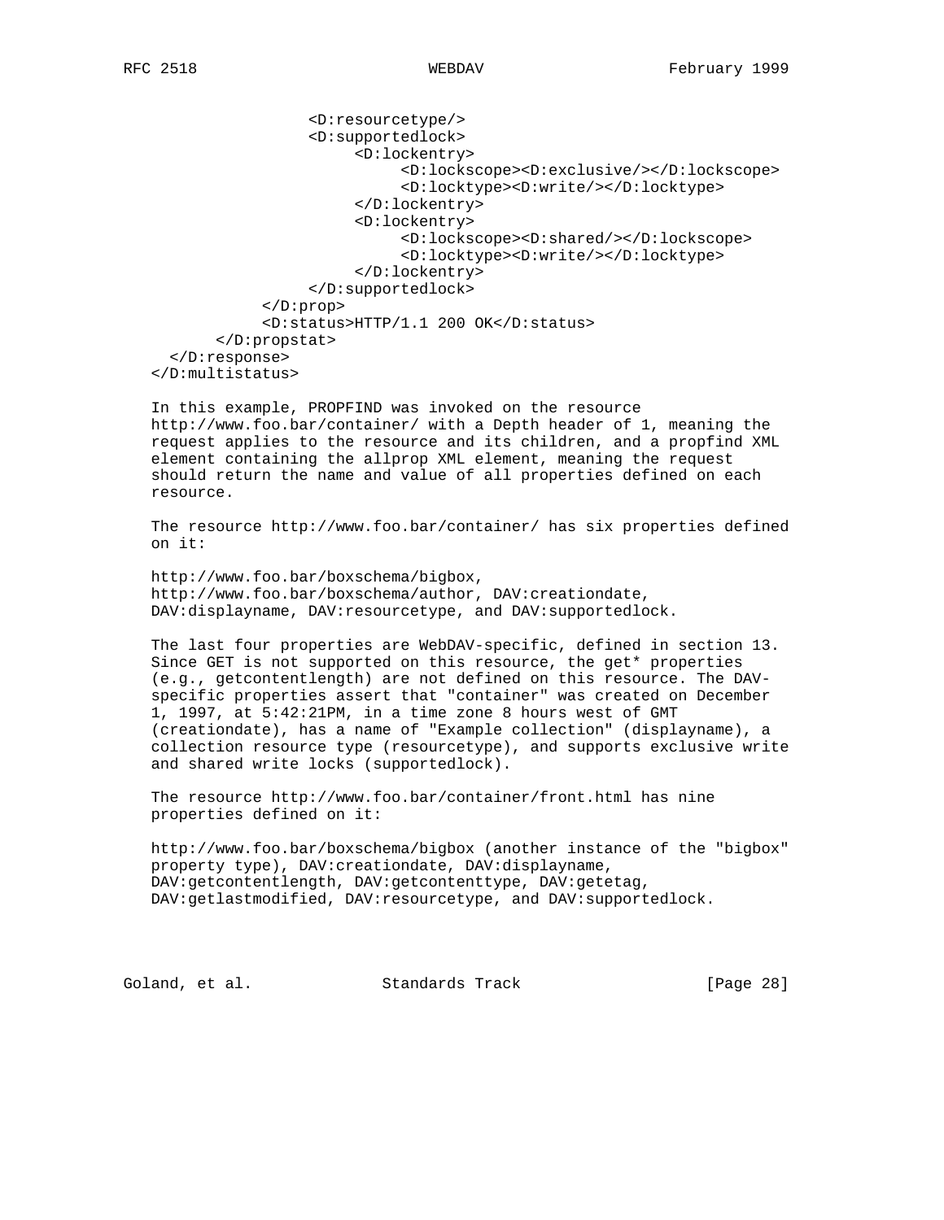```
                    <D:resourcetype/>
                    <D:supportedlock>
                         <D:lockentry>
                              <D:lockscope><D:exclusive/></D:lockscope>
                              <D:locktype><D:write/></D:locktype>
                         </D:lockentry>
                         <D:lockentry>
                              <D:lockscope><D:shared/></D:lockscope>
                              <D:locktype><D:write/></D:locktype>
                         </D:lockentry>
                    </D:supportedlock>
               </D:prop>
               <D:status>HTTP/1.1 200 OK</D:status>
          </D:propstat>
     </D:response>
</D:multistatus>
```

In this example, PROPFIND was invoked on the resource http://www.foo.bar/container/ with a Depth header of 1, meaning the request applies to the resource and its children, and a propfind XML element containing the allprop XML element, meaning the request should return the name and value of all properties defined on each resource.

The resource http://www.foo.bar/container/ has six properties defined on it:

http://www.foo.bar/boxschema/bigbox, http://www.foo.bar/boxschema/author, DAV:creationdate, DAV:displayname, DAV:resourcetype, and DAV:supportedlock.

The last four properties are WebDAV-specific, defined in section 13. Since GET is not supported on this resource, the get* properties (e.g., getcontentlength) are not defined on this resource. The DAV-specific properties assert that "container" was created on December 1, 1997, at 5:42:21PM, in a time zone 8 hours west of GMT (creationdate), has a name of "Example collection" (displayname), a collection resource type (resourcetype), and supports exclusive write and shared write locks (supportedlock).

The resource http://www.foo.bar/container/front.html has nine properties defined on it:

http://www.foo.bar/boxschema/bigbox (another instance of the "bigbox" property type), DAV:creationdate, DAV:displayname, DAV:getcontentlength, DAV:getcontenttype, DAV:getetag, DAV:getlastmodified, DAV:resourcetype, and DAV:supportedlock.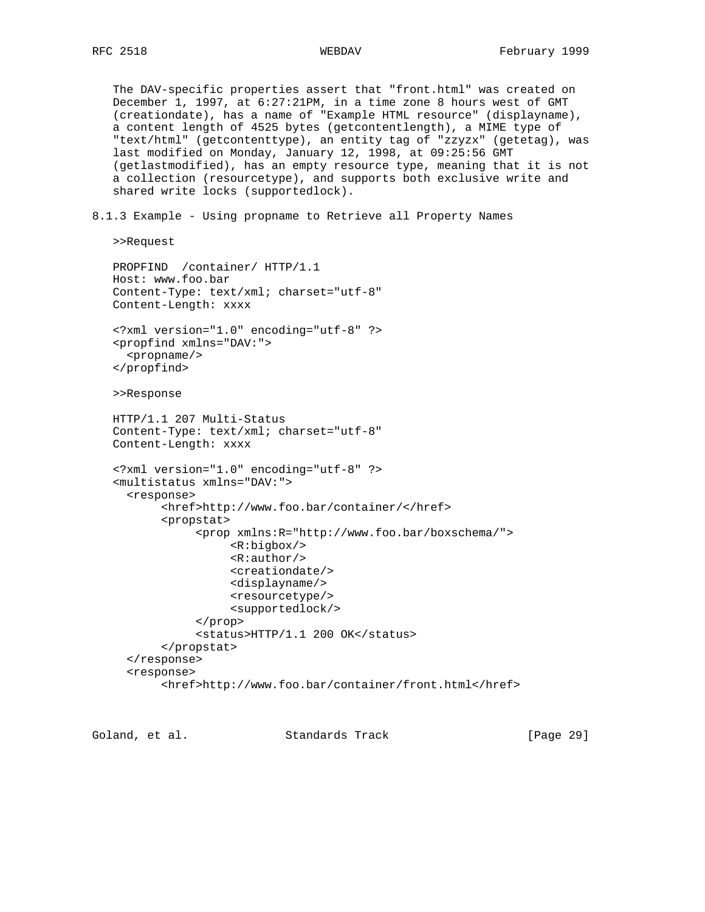The DAV-specific properties assert that "front.html" was created on December 1, 1997, at 6:27:21PM, in a time zone 8 hours west of GMT (creationdate), has a name of "Example HTML resource" (displayname), a content length of 4525 bytes (getcontentlength), a MIME type of "text/html" (getcontenttype), an entity tag of "zzyzx" (getetag), was last modified on Monday, January 12, 1998, at 09:25:56 GMT (getlastmodified), has an empty resource type, meaning that it is not a collection (resourcetype), and supports both exclusive write and shared write locks (supportedlock).

### 8.1.3 Example - Using propname to Retrieve all Property Names

```
>>Request

PROPFIND  /container/ HTTP/1.1
Host: www.foo.bar
Content-Type: text/xml; charset="utf-8"
Content-Length: xxxx

<?xml version="1.0" encoding="utf-8" ?>
<propfind xmlns="DAV:">
  <propname/>
</propfind>

>>Response

HTTP/1.1 207 Multi-Status
Content-Type: text/xml; charset="utf-8"
Content-Length: xxxx

<?xml version="1.0" encoding="utf-8" ?>
<multistatus xmlns="DAV:">
  <response>
       <href>http://www.foo.bar/container/</href>
       <propstat>
            <prop xmlns:R="http://www.foo.bar/boxschema/">
                 <R:bigbox/>
                 <R:author/>
                 <creationdate/>
                 <displayname/>
                 <resourcetype/>
                 <supportedlock/>
            </prop>
            <status>HTTP/1.1 200 OK</status>
       </propstat>
  </response>
  <response>
       <href>http://www.foo.bar/container/front.html</href>
```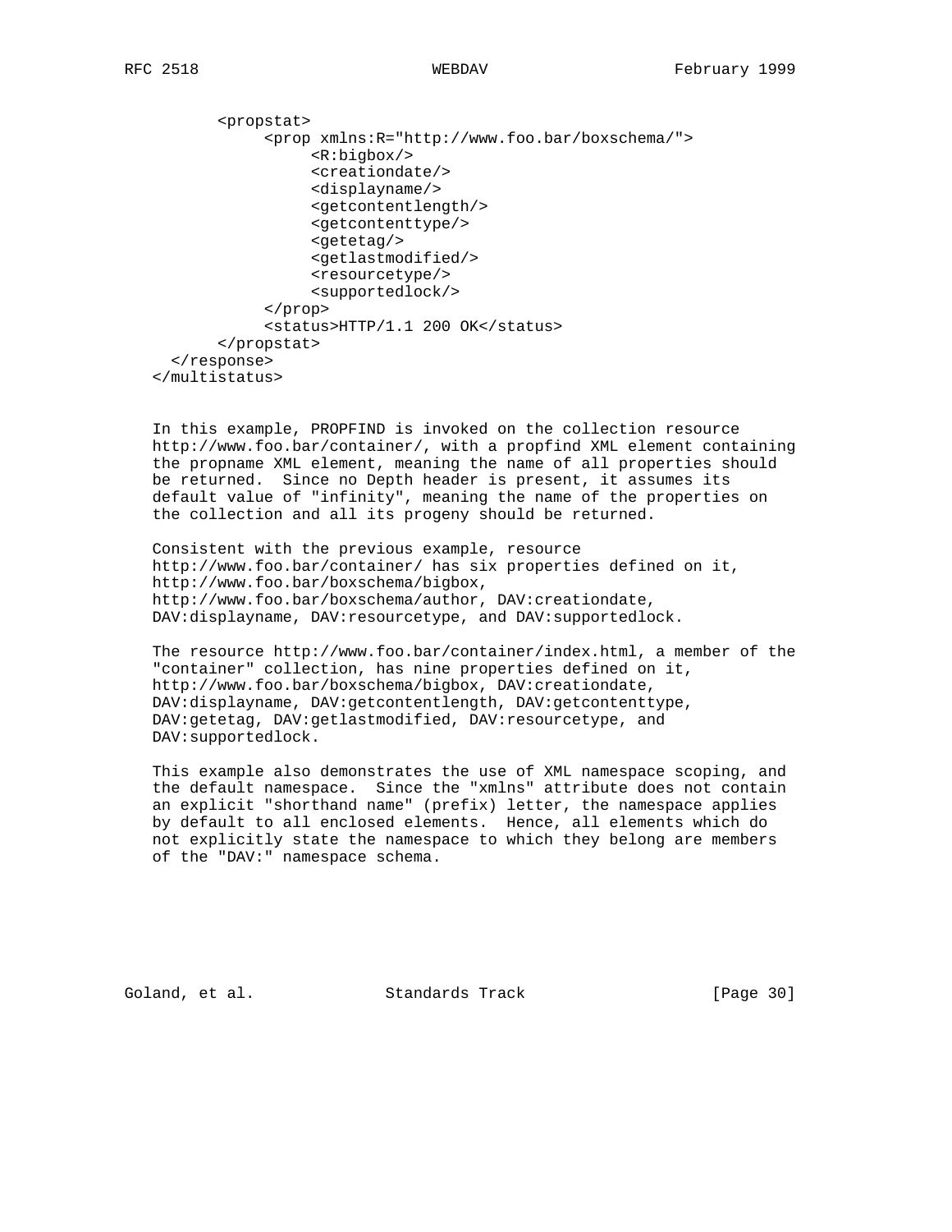```
        <propstat>
             <prop xmlns:R="http://www.foo.bar/boxschema/">
                  <R:bigbox/>
                  <creationdate/>
                  <displayname/>
                  <getcontentlength/>
                  <getcontenttype/>
                  <getetag/>
                  <getlastmodified/>
                  <resourcetype/>
                  <supportedlock/>
             </prop>
             <status>HTTP/1.1 200 OK</status>
        </propstat>
   </response>
</multistatus>
```

In this example, PROPFIND is invoked on the collection resource http://www.foo.bar/container/, with a propfind XML element containing the propname XML element, meaning the name of all properties should be returned. Since no Depth header is present, it assumes its default value of "infinity", meaning the name of the properties on the collection and all its progeny should be returned.

Consistent with the previous example, resource http://www.foo.bar/container/ has six properties defined on it, http://www.foo.bar/boxschema/bigbox, http://www.foo.bar/boxschema/author, DAV:creationdate, DAV:displayname, DAV:resourcetype, and DAV:supportedlock.

The resource http://www.foo.bar/container/index.html, a member of the "container" collection, has nine properties defined on it, http://www.foo.bar/boxschema/bigbox, DAV:creationdate, DAV:displayname, DAV:getcontentlength, DAV:getcontenttype, DAV:getetag, DAV:getlastmodified, DAV:resourcetype, and DAV:supportedlock.

This example also demonstrates the use of XML namespace scoping, and the default namespace. Since the "xmlns" attribute does not contain an explicit "shorthand name" (prefix) letter, the namespace applies by default to all enclosed elements. Hence, all elements which do not explicitly state the namespace to which they belong are members of the "DAV:" namespace schema.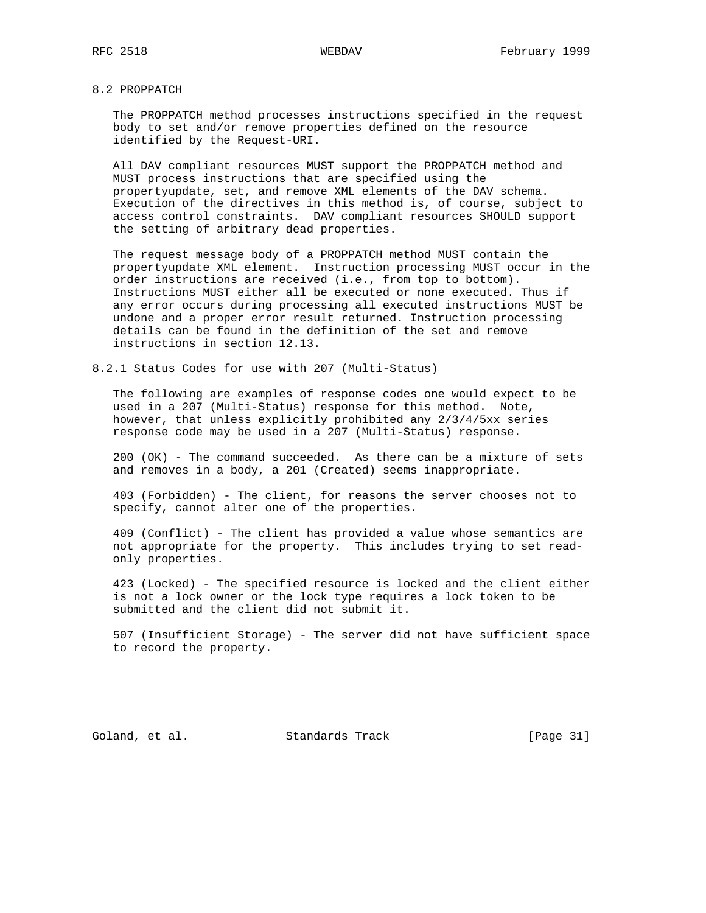## 8.2 PROPPATCH

The PROPPATCH method processes instructions specified in the request body to set and/or remove properties defined on the resource identified by the Request-URI.

All DAV compliant resources MUST support the PROPPATCH method and MUST process instructions that are specified using the propertyupdate, set, and remove XML elements of the DAV schema. Execution of the directives in this method is, of course, subject to access control constraints. DAV compliant resources SHOULD support the setting of arbitrary dead properties.

The request message body of a PROPPATCH method MUST contain the propertyupdate XML element. Instruction processing MUST occur in the order instructions are received (i.e., from top to bottom). Instructions MUST either all be executed or none executed. Thus if any error occurs during processing all executed instructions MUST be undone and a proper error result returned. Instruction processing details can be found in the definition of the set and remove instructions in section 12.13.

### 8.2.1 Status Codes for use with 207 (Multi-Status)

The following are examples of response codes one would expect to be used in a 207 (Multi-Status) response for this method. Note, however, that unless explicitly prohibited any 2/3/4/5xx series response code may be used in a 207 (Multi-Status) response.

200 (OK) - The command succeeded. As there can be a mixture of sets and removes in a body, a 201 (Created) seems inappropriate.

403 (Forbidden) - The client, for reasons the server chooses not to specify, cannot alter one of the properties.

409 (Conflict) - The client has provided a value whose semantics are not appropriate for the property. This includes trying to set read-only properties.

423 (Locked) - The specified resource is locked and the client either is not a lock owner or the lock type requires a lock token to be submitted and the client did not submit it.

507 (Insufficient Storage) - The server did not have sufficient space to record the property.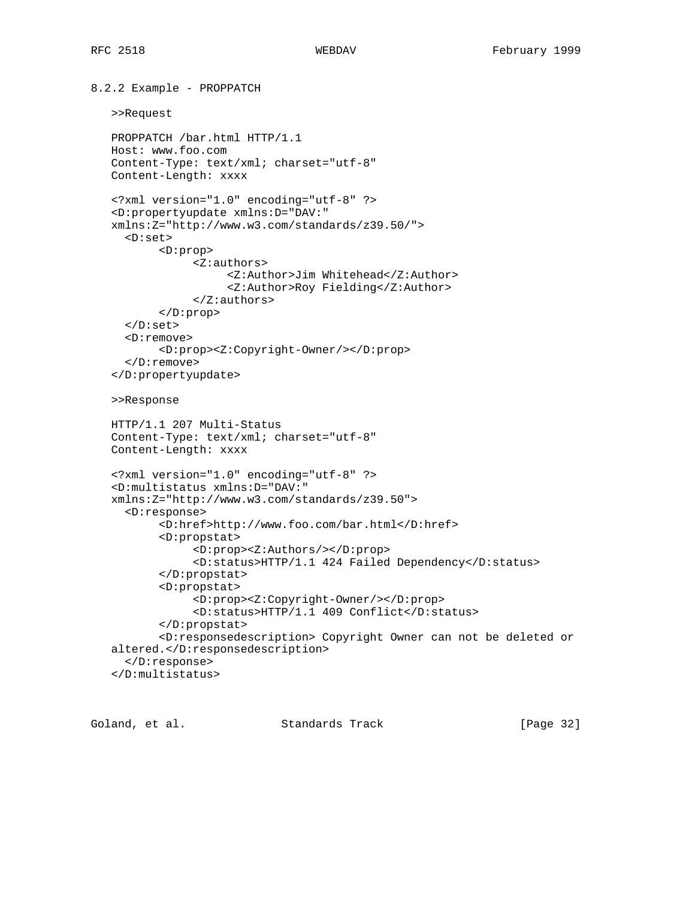### 8.2.2 Example - PROPPATCH

>>Request

```
PROPPATCH /bar.html HTTP/1.1
Host: www.foo.com
Content-Type: text/xml; charset="utf-8"
Content-Length: xxxx

<?xml version="1.0" encoding="utf-8" ?>
<D:propertyupdate xmlns:D="DAV:"
xmlns:Z="http://www.w3.com/standards/z39.50/">
  <D:set>
       <D:prop>
            <Z:authors>
                 <Z:Author>Jim Whitehead</Z:Author>
                 <Z:Author>Roy Fielding</Z:Author>
            </Z:authors>
       </D:prop>
  </D:set>
  <D:remove>
       <D:prop><Z:Copyright-Owner/></D:prop>
  </D:remove>
</D:propertyupdate>
```

>>Response

```
HTTP/1.1 207 Multi-Status
Content-Type: text/xml; charset="utf-8"
Content-Length: xxxx

<?xml version="1.0" encoding="utf-8" ?>
<D:multistatus xmlns:D="DAV:"
xmlns:Z="http://www.w3.com/standards/z39.50">
  <D:response>
       <D:href>http://www.foo.com/bar.html</D:href>
       <D:propstat>
            <D:prop><Z:Authors/></D:prop>
            <D:status>HTTP/1.1 424 Failed Dependency</D:status>
       </D:propstat>
       <D:propstat>
            <D:prop><Z:Copyright-Owner/></D:prop>
            <D:status>HTTP/1.1 409 Conflict</D:status>
       </D:propstat>
       <D:responsedescription> Copyright Owner can not be deleted or
altered.</D:responsedescription>
  </D:response>
</D:multistatus>
```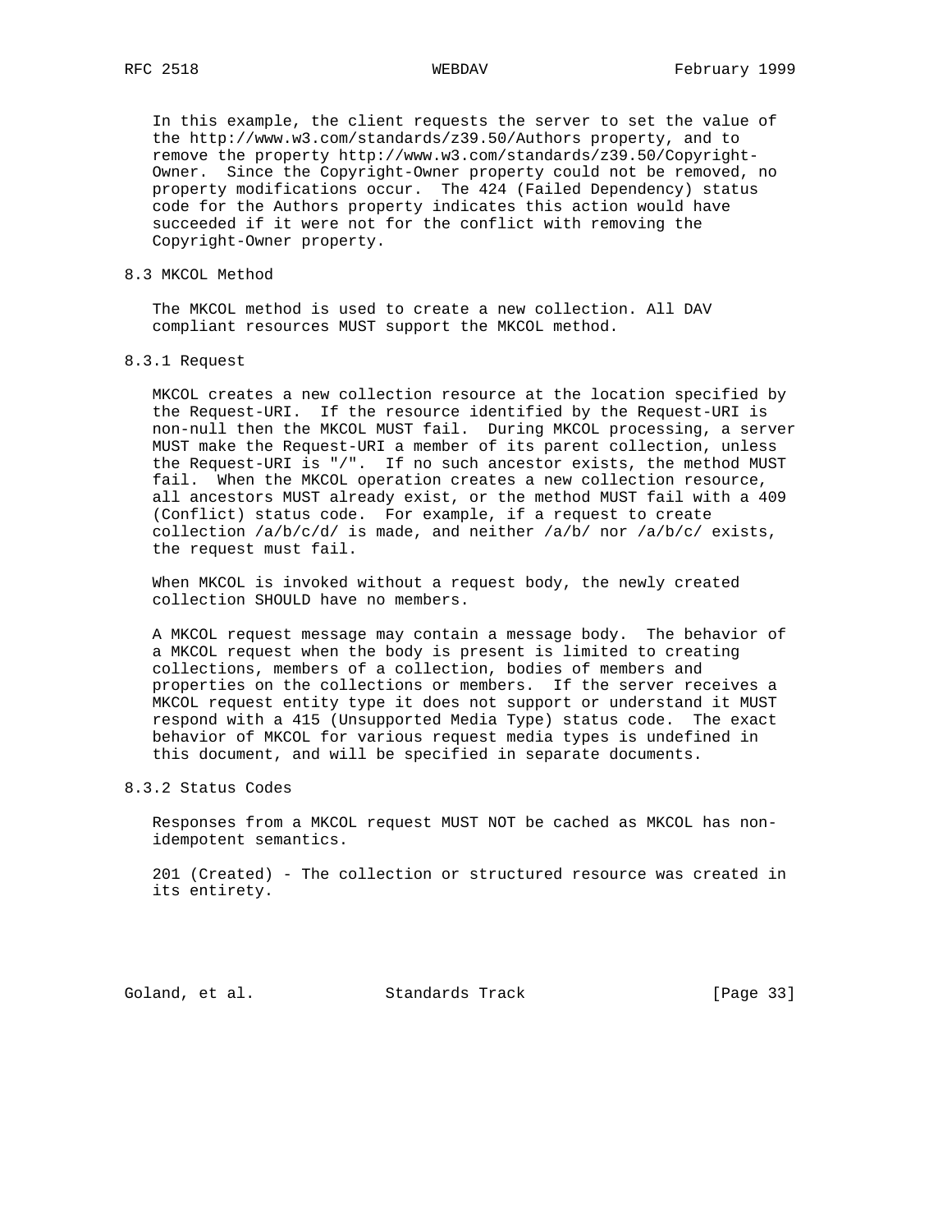In this example, the client requests the server to set the value of the http://www.w3.com/standards/z39.50/Authors property, and to remove the property http://www.w3.com/standards/z39.50/Copyright-Owner. Since the Copyright-Owner property could not be removed, no property modifications occur. The 424 (Failed Dependency) status code for the Authors property indicates this action would have succeeded if it were not for the conflict with removing the Copyright-Owner property.

## 8.3 MKCOL Method

The MKCOL method is used to create a new collection. All DAV compliant resources MUST support the MKCOL method.

### 8.3.1 Request

MKCOL creates a new collection resource at the location specified by the Request-URI. If the resource identified by the Request-URI is non-null then the MKCOL MUST fail. During MKCOL processing, a server MUST make the Request-URI a member of its parent collection, unless the Request-URI is "/". If no such ancestor exists, the method MUST fail. When the MKCOL operation creates a new collection resource, all ancestors MUST already exist, or the method MUST fail with a 409 (Conflict) status code. For example, if a request to create collection /a/b/c/d/ is made, and neither /a/b/ nor /a/b/c/ exists, the request must fail.

When MKCOL is invoked without a request body, the newly created collection SHOULD have no members.

A MKCOL request message may contain a message body. The behavior of a MKCOL request when the body is present is limited to creating collections, members of a collection, bodies of members and properties on the collections or members. If the server receives a MKCOL request entity type it does not support or understand it MUST respond with a 415 (Unsupported Media Type) status code. The exact behavior of MKCOL for various request media types is undefined in this document, and will be specified in separate documents.

### 8.3.2 Status Codes

Responses from a MKCOL request MUST NOT be cached as MKCOL has non-idempotent semantics.

201 (Created) - The collection or structured resource was created in its entirety.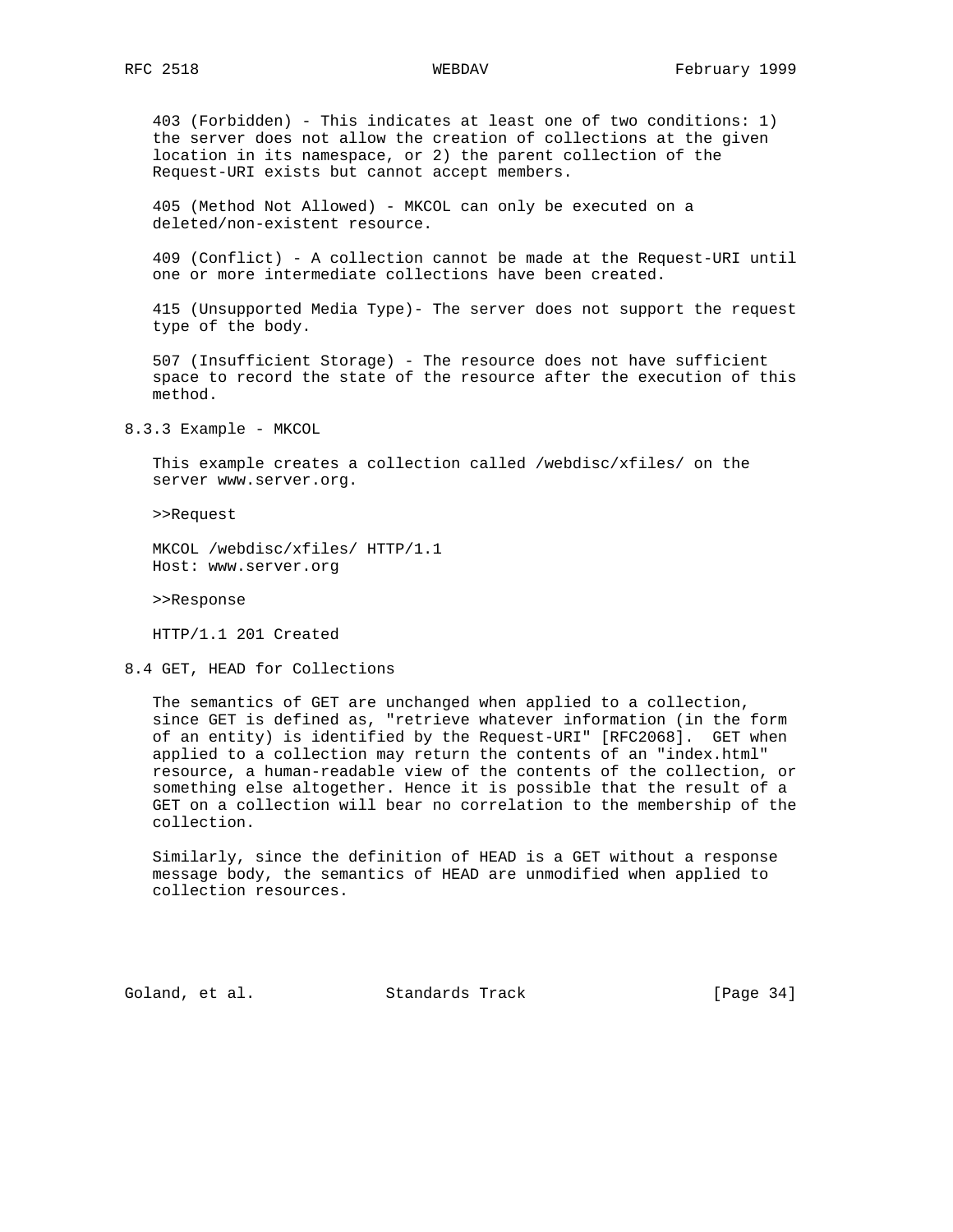403 (Forbidden) - This indicates at least one of two conditions: 1) the server does not allow the creation of collections at the given location in its namespace, or 2) the parent collection of the Request-URI exists but cannot accept members.

405 (Method Not Allowed) - MKCOL can only be executed on a deleted/non-existent resource.

409 (Conflict) - A collection cannot be made at the Request-URI until one or more intermediate collections have been created.

415 (Unsupported Media Type)- The server does not support the request type of the body.

507 (Insufficient Storage) - The resource does not have sufficient space to record the state of the resource after the execution of this method.

### 8.3.3 Example - MKCOL

This example creates a collection called /webdisc/xfiles/ on the server www.server.org.

>>Request

```
MKCOL /webdisc/xfiles/ HTTP/1.1
Host: www.server.org
```

>>Response

```
HTTP/1.1 201 Created
```

## 8.4 GET, HEAD for Collections

The semantics of GET are unchanged when applied to a collection, since GET is defined as, "retrieve whatever information (in the form of an entity) is identified by the Request-URI" [RFC2068]. GET when applied to a collection may return the contents of an "index.html" resource, a human-readable view of the contents of the collection, or something else altogether. Hence it is possible that the result of a GET on a collection will bear no correlation to the membership of the collection.

Similarly, since the definition of HEAD is a GET without a response message body, the semantics of HEAD are unmodified when applied to collection resources.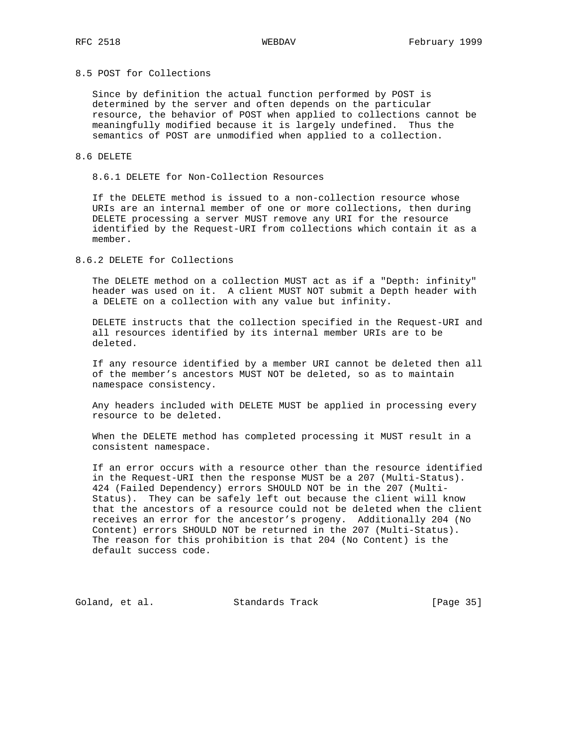## 8.5 POST for Collections

Since by definition the actual function performed by POST is determined by the server and often depends on the particular resource, the behavior of POST when applied to collections cannot be meaningfully modified because it is largely undefined. Thus the semantics of POST are unmodified when applied to a collection.

## 8.6 DELETE

### 8.6.1 DELETE for Non-Collection Resources

If the DELETE method is issued to a non-collection resource whose URIs are an internal member of one or more collections, then during DELETE processing a server MUST remove any URI for the resource identified by the Request-URI from collections which contain it as a member.

### 8.6.2 DELETE for Collections

The DELETE method on a collection MUST act as if a "Depth: infinity" header was used on it. A client MUST NOT submit a Depth header with a DELETE on a collection with any value but infinity.

DELETE instructs that the collection specified in the Request-URI and all resources identified by its internal member URIs are to be deleted.

If any resource identified by a member URI cannot be deleted then all of the member's ancestors MUST NOT be deleted, so as to maintain namespace consistency.

Any headers included with DELETE MUST be applied in processing every resource to be deleted.

When the DELETE method has completed processing it MUST result in a consistent namespace.

If an error occurs with a resource other than the resource identified in the Request-URI then the response MUST be a 207 (Multi-Status). 424 (Failed Dependency) errors SHOULD NOT be in the 207 (Multi-Status). They can be safely left out because the client will know that the ancestors of a resource could not be deleted when the client receives an error for the ancestor's progeny. Additionally 204 (No Content) errors SHOULD NOT be returned in the 207 (Multi-Status). The reason for this prohibition is that 204 (No Content) is the default success code.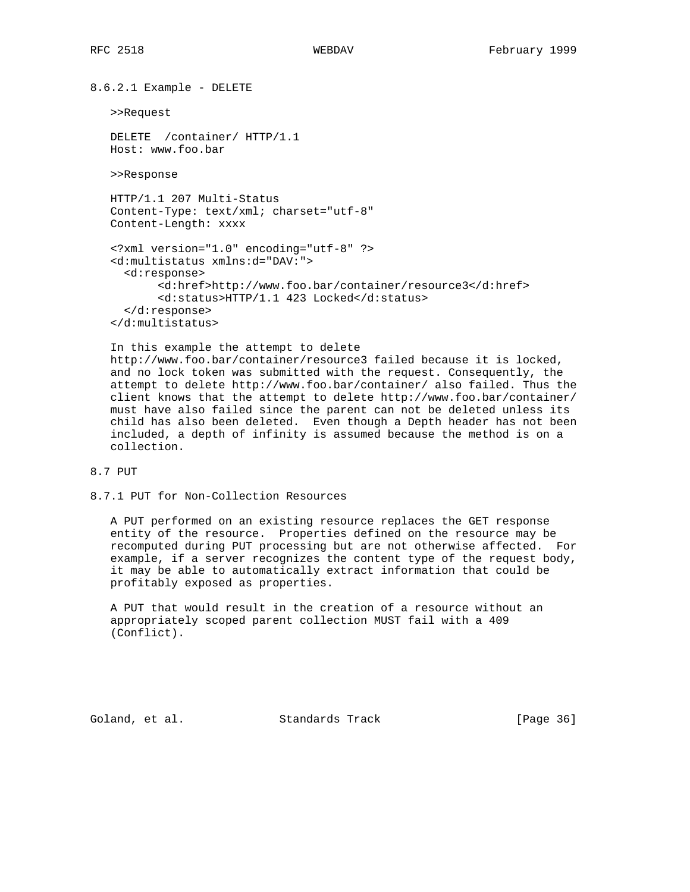#### 8.6.2.1 Example - DELETE

>>Request

```
DELETE  /container/ HTTP/1.1
Host: www.foo.bar
```

>>Response

```
HTTP/1.1 207 Multi-Status
Content-Type: text/xml; charset="utf-8"
Content-Length: xxxx

<?xml version="1.0" encoding="utf-8" ?>
<d:multistatus xmlns:d="DAV:">
  <d:response>
       <d:href>http://www.foo.bar/container/resource3</d:href>
       <d:status>HTTP/1.1 423 Locked</d:status>
  </d:response>
</d:multistatus>
```

In this example the attempt to delete http://www.foo.bar/container/resource3 failed because it is locked, and no lock token was submitted with the request. Consequently, the attempt to delete http://www.foo.bar/container/ also failed. Thus the client knows that the attempt to delete http://www.foo.bar/container/ must have also failed since the parent can not be deleted unless its child has also been deleted. Even though a Depth header has not been included, a depth of infinity is assumed because the method is on a collection.

## 8.7 PUT

### 8.7.1 PUT for Non-Collection Resources

A PUT performed on an existing resource replaces the GET response entity of the resource. Properties defined on the resource may be recomputed during PUT processing but are not otherwise affected. For example, if a server recognizes the content type of the request body, it may be able to automatically extract information that could be profitably exposed as properties.

A PUT that would result in the creation of a resource without an appropriately scoped parent collection MUST fail with a 409 (Conflict).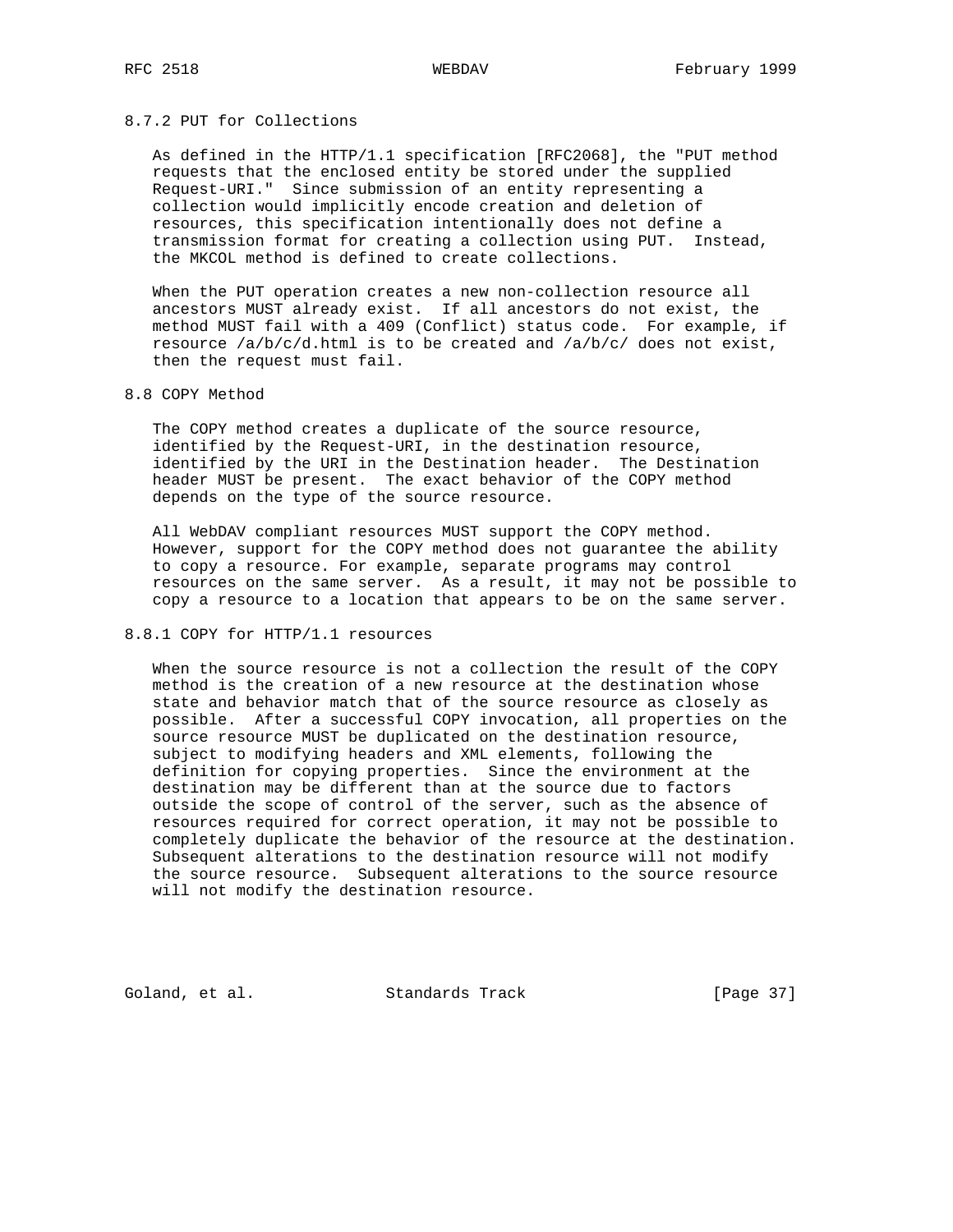### 8.7.2 PUT for Collections

As defined in the HTTP/1.1 specification [RFC2068], the "PUT method requests that the enclosed entity be stored under the supplied Request-URI." Since submission of an entity representing a collection would implicitly encode creation and deletion of resources, this specification intentionally does not define a transmission format for creating a collection using PUT. Instead, the MKCOL method is defined to create collections.

When the PUT operation creates a new non-collection resource all ancestors MUST already exist. If all ancestors do not exist, the method MUST fail with a 409 (Conflict) status code. For example, if resource /a/b/c/d.html is to be created and /a/b/c/ does not exist, then the request must fail.

## 8.8 COPY Method

The COPY method creates a duplicate of the source resource, identified by the Request-URI, in the destination resource, identified by the URI in the Destination header. The Destination header MUST be present. The exact behavior of the COPY method depends on the type of the source resource.

All WebDAV compliant resources MUST support the COPY method. However, support for the COPY method does not guarantee the ability to copy a resource. For example, separate programs may control resources on the same server. As a result, it may not be possible to copy a resource to a location that appears to be on the same server.

### 8.8.1 COPY for HTTP/1.1 resources

When the source resource is not a collection the result of the COPY method is the creation of a new resource at the destination whose state and behavior match that of the source resource as closely as possible. After a successful COPY invocation, all properties on the source resource MUST be duplicated on the destination resource, subject to modifying headers and XML elements, following the definition for copying properties. Since the environment at the destination may be different than at the source due to factors outside the scope of control of the server, such as the absence of resources required for correct operation, it may not be possible to completely duplicate the behavior of the resource at the destination. Subsequent alterations to the destination resource will not modify the source resource. Subsequent alterations to the source resource will not modify the destination resource.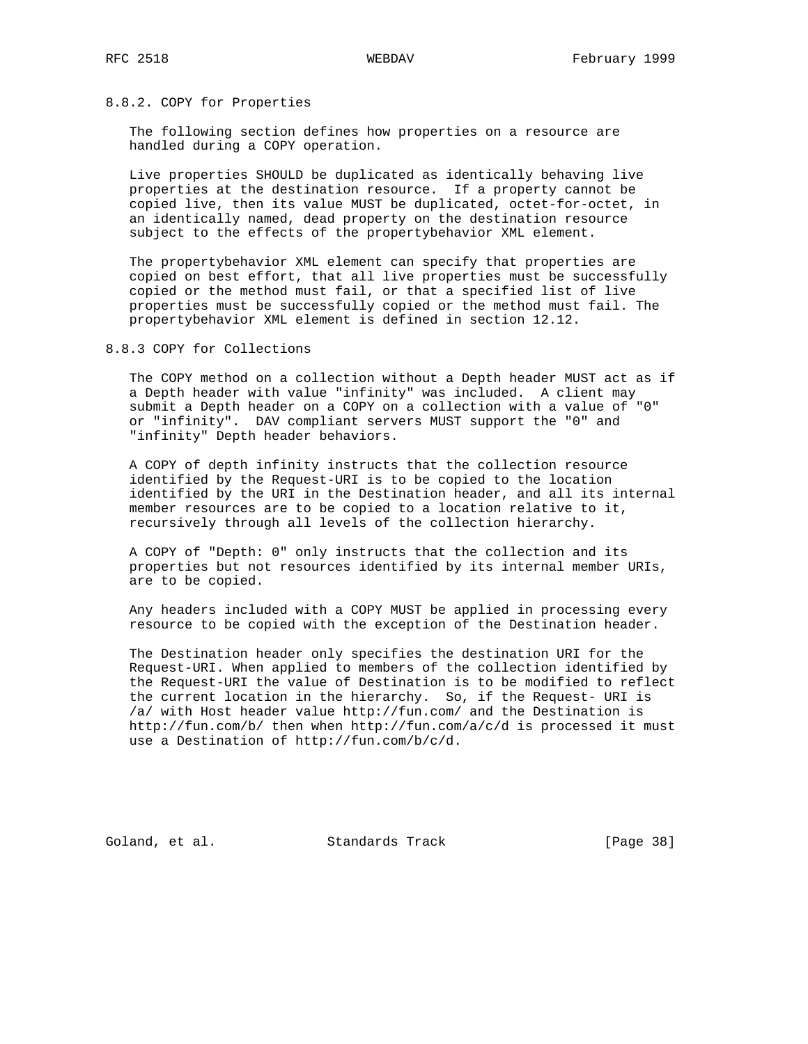### 8.8.2. COPY for Properties

The following section defines how properties on a resource are handled during a COPY operation.

Live properties SHOULD be duplicated as identically behaving live properties at the destination resource. If a property cannot be copied live, then its value MUST be duplicated, octet-for-octet, in an identically named, dead property on the destination resource subject to the effects of the propertybehavior XML element.

The propertybehavior XML element can specify that properties are copied on best effort, that all live properties must be successfully copied or the method must fail, or that a specified list of live properties must be successfully copied or the method must fail. The propertybehavior XML element is defined in section 12.12.

### 8.8.3 COPY for Collections

The COPY method on a collection without a Depth header MUST act as if a Depth header with value "infinity" was included. A client may submit a Depth header on a COPY on a collection with a value of "0" or "infinity". DAV compliant servers MUST support the "0" and "infinity" Depth header behaviors.

A COPY of depth infinity instructs that the collection resource identified by the Request-URI is to be copied to the location identified by the URI in the Destination header, and all its internal member resources are to be copied to a location relative to it, recursively through all levels of the collection hierarchy.

A COPY of "Depth: 0" only instructs that the collection and its properties but not resources identified by its internal member URIs, are to be copied.

Any headers included with a COPY MUST be applied in processing every resource to be copied with the exception of the Destination header.

The Destination header only specifies the destination URI for the Request-URI. When applied to members of the collection identified by the Request-URI the value of Destination is to be modified to reflect the current location in the hierarchy. So, if the Request- URI is /a/ with Host header value http://fun.com/ and the Destination is http://fun.com/b/ then when http://fun.com/a/c/d is processed it must use a Destination of http://fun.com/b/c/d.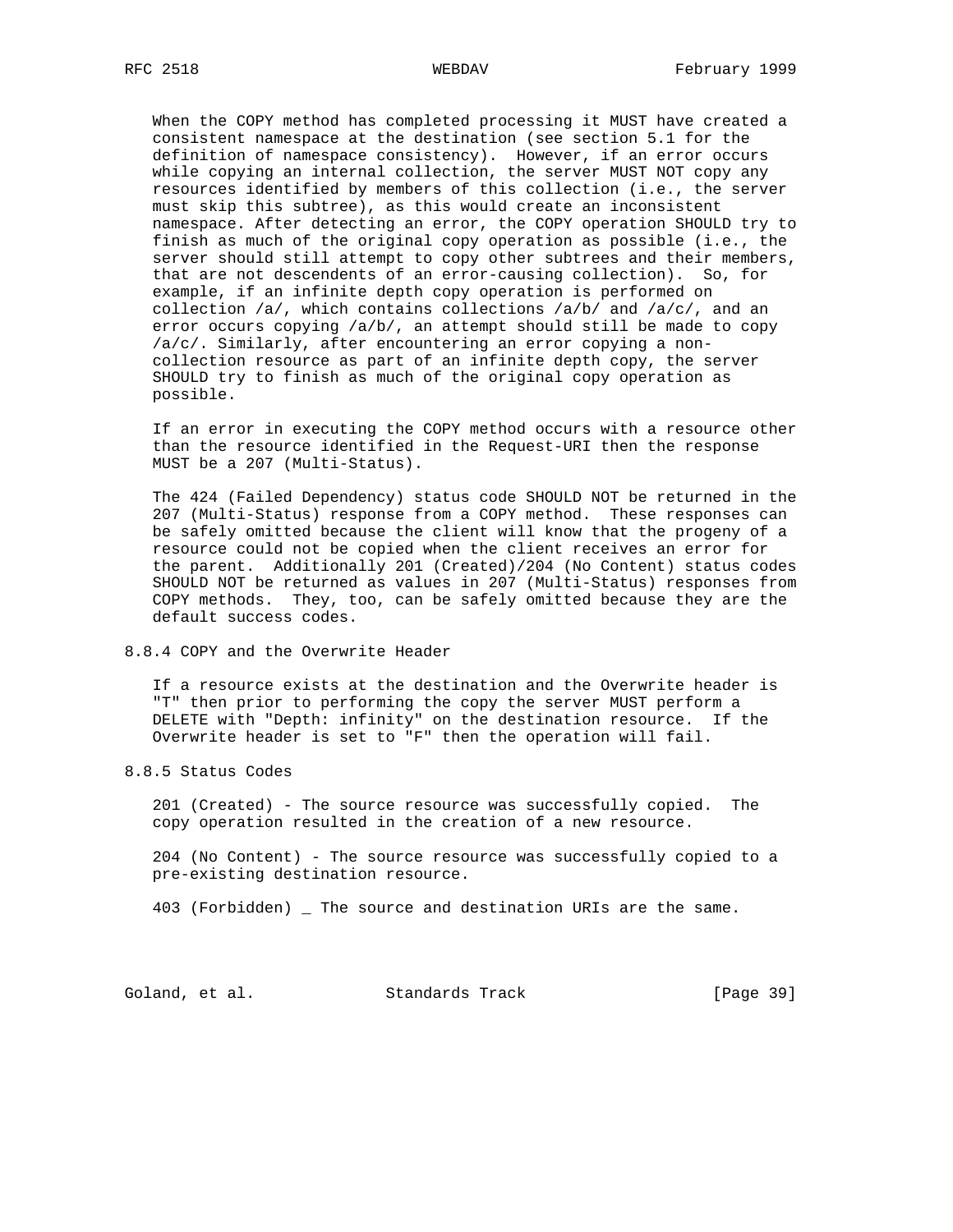When the COPY method has completed processing it MUST have created a consistent namespace at the destination (see section 5.1 for the definition of namespace consistency). However, if an error occurs while copying an internal collection, the server MUST NOT copy any resources identified by members of this collection (i.e., the server must skip this subtree), as this would create an inconsistent namespace. After detecting an error, the COPY operation SHOULD try to finish as much of the original copy operation as possible (i.e., the server should still attempt to copy other subtrees and their members, that are not descendents of an error-causing collection). So, for example, if an infinite depth copy operation is performed on collection /a/, which contains collections /a/b/ and /a/c/, and an error occurs copying /a/b/, an attempt should still be made to copy /a/c/. Similarly, after encountering an error copying a non-collection resource as part of an infinite depth copy, the server SHOULD try to finish as much of the original copy operation as possible.

If an error in executing the COPY method occurs with a resource other than the resource identified in the Request-URI then the response MUST be a 207 (Multi-Status).

The 424 (Failed Dependency) status code SHOULD NOT be returned in the 207 (Multi-Status) response from a COPY method. These responses can be safely omitted because the client will know that the progeny of a resource could not be copied when the client receives an error for the parent. Additionally 201 (Created)/204 (No Content) status codes SHOULD NOT be returned as values in 207 (Multi-Status) responses from COPY methods. They, too, can be safely omitted because they are the default success codes.

### 8.8.4 COPY and the Overwrite Header

If a resource exists at the destination and the Overwrite header is "T" then prior to performing the copy the server MUST perform a DELETE with "Depth: infinity" on the destination resource. If the Overwrite header is set to "F" then the operation will fail.

### 8.8.5 Status Codes

201 (Created) - The source resource was successfully copied. The copy operation resulted in the creation of a new resource.

204 (No Content) - The source resource was successfully copied to a pre-existing destination resource.

403 (Forbidden) _ The source and destination URIs are the same.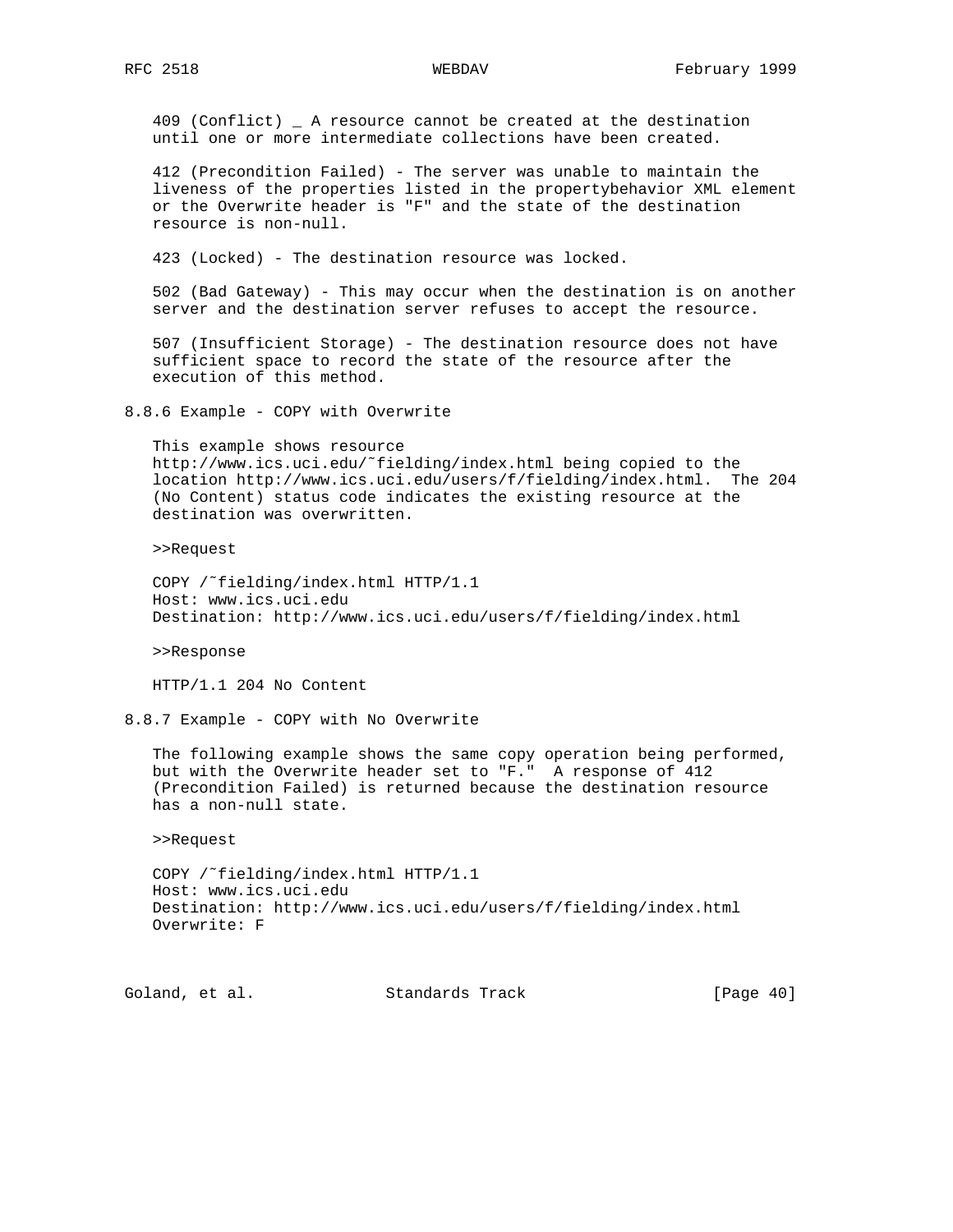409 (Conflict) _ A resource cannot be created at the destination until one or more intermediate collections have been created.

412 (Precondition Failed) - The server was unable to maintain the liveness of the properties listed in the propertybehavior XML element or the Overwrite header is "F" and the state of the destination resource is non-null.

423 (Locked) - The destination resource was locked.

502 (Bad Gateway) - This may occur when the destination is on another server and the destination server refuses to accept the resource.

507 (Insufficient Storage) - The destination resource does not have sufficient space to record the state of the resource after the execution of this method.

### 8.8.6 Example - COPY with Overwrite

This example shows resource http://www.ics.uci.edu/˜fielding/index.html being copied to the location http://www.ics.uci.edu/users/f/fielding/index.html. The 204 (No Content) status code indicates the existing resource at the destination was overwritten.

>>Request

```
COPY /˜fielding/index.html HTTP/1.1
Host: www.ics.uci.edu
Destination: http://www.ics.uci.edu/users/f/fielding/index.html
```

>>Response

```
HTTP/1.1 204 No Content
```

### 8.8.7 Example - COPY with No Overwrite

The following example shows the same copy operation being performed, but with the Overwrite header set to "F." A response of 412 (Precondition Failed) is returned because the destination resource has a non-null state.

>>Request

```
COPY /˜fielding/index.html HTTP/1.1
Host: www.ics.uci.edu
Destination: http://www.ics.uci.edu/users/f/fielding/index.html
Overwrite: F
```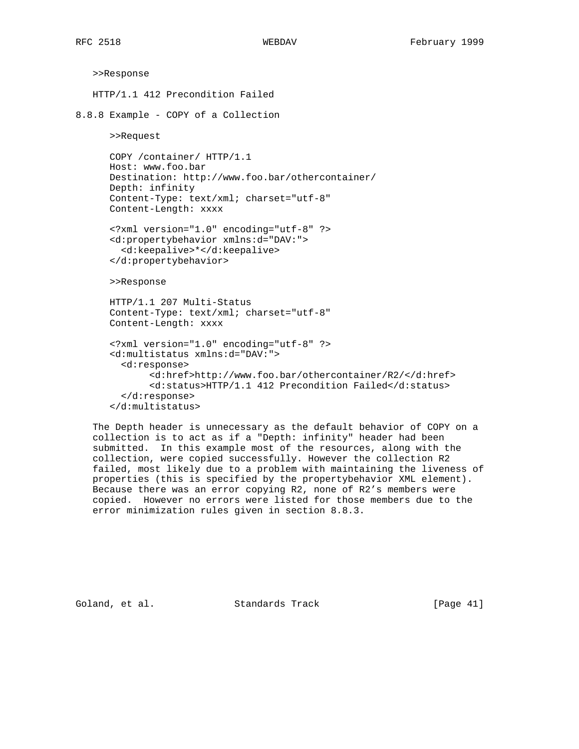>>Response

```
HTTP/1.1 412 Precondition Failed
```

### 8.8.8 Example - COPY of a Collection

>>Request

```
COPY /container/ HTTP/1.1
Host: www.foo.bar
Destination: http://www.foo.bar/othercontainer/
Depth: infinity
Content-Type: text/xml; charset="utf-8"
Content-Length: xxxx

<?xml version="1.0" encoding="utf-8" ?>
<d:propertybehavior xmlns:d="DAV:">
  <d:keepalive>*</d:keepalive>
</d:propertybehavior>
```

>>Response

```
HTTP/1.1 207 Multi-Status
Content-Type: text/xml; charset="utf-8"
Content-Length: xxxx

<?xml version="1.0" encoding="utf-8" ?>
<d:multistatus xmlns:d="DAV:">
  <d:response>
       <d:href>http://www.foo.bar/othercontainer/R2/</d:href>
       <d:status>HTTP/1.1 412 Precondition Failed</d:status>
  </d:response>
</d:multistatus>
```

The Depth header is unnecessary as the default behavior of COPY on a collection is to act as if a "Depth: infinity" header had been submitted. In this example most of the resources, along with the collection, were copied successfully. However the collection R2 failed, most likely due to a problem with maintaining the liveness of properties (this is specified by the propertybehavior XML element). Because there was an error copying R2, none of R2's members were copied. However no errors were listed for those members due to the error minimization rules given in section 8.8.3.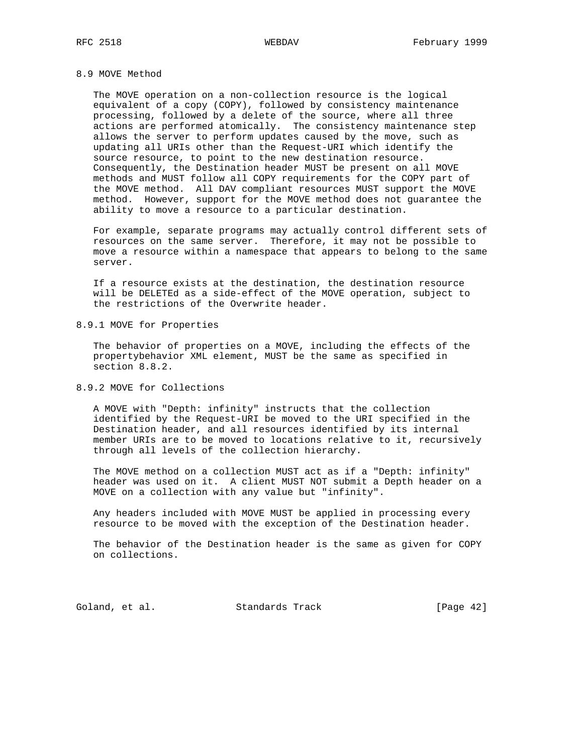## 8.9 MOVE Method

The MOVE operation on a non-collection resource is the logical equivalent of a copy (COPY), followed by consistency maintenance processing, followed by a delete of the source, where all three actions are performed atomically. The consistency maintenance step allows the server to perform updates caused by the move, such as updating all URIs other than the Request-URI which identify the source resource, to point to the new destination resource. Consequently, the Destination header MUST be present on all MOVE methods and MUST follow all COPY requirements for the COPY part of the MOVE method. All DAV compliant resources MUST support the MOVE method. However, support for the MOVE method does not guarantee the ability to move a resource to a particular destination.

For example, separate programs may actually control different sets of resources on the same server. Therefore, it may not be possible to move a resource within a namespace that appears to belong to the same server.

If a resource exists at the destination, the destination resource will be DELETEd as a side-effect of the MOVE operation, subject to the restrictions of the Overwrite header.

### 8.9.1 MOVE for Properties

The behavior of properties on a MOVE, including the effects of the propertybehavior XML element, MUST be the same as specified in section 8.8.2.

### 8.9.2 MOVE for Collections

A MOVE with "Depth: infinity" instructs that the collection identified by the Request-URI be moved to the URI specified in the Destination header, and all resources identified by its internal member URIs are to be moved to locations relative to it, recursively through all levels of the collection hierarchy.

The MOVE method on a collection MUST act as if a "Depth: infinity" header was used on it. A client MUST NOT submit a Depth header on a MOVE on a collection with any value but "infinity".

Any headers included with MOVE MUST be applied in processing every resource to be moved with the exception of the Destination header.

The behavior of the Destination header is the same as given for COPY on collections.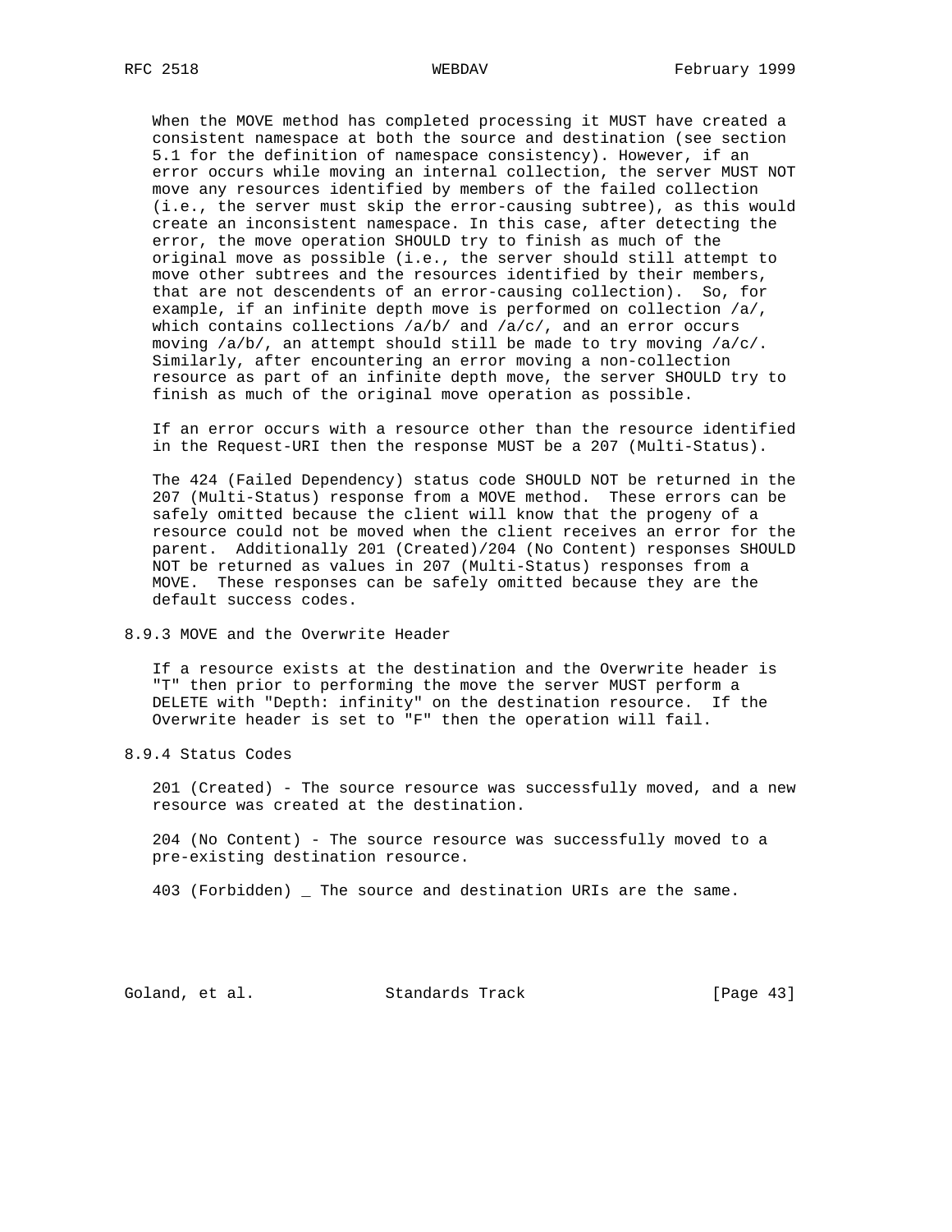When the MOVE method has completed processing it MUST have created a consistent namespace at both the source and destination (see section 5.1 for the definition of namespace consistency). However, if an error occurs while moving an internal collection, the server MUST NOT move any resources identified by members of the failed collection (i.e., the server must skip the error-causing subtree), as this would create an inconsistent namespace. In this case, after detecting the error, the move operation SHOULD try to finish as much of the original move as possible (i.e., the server should still attempt to move other subtrees and the resources identified by their members, that are not descendents of an error-causing collection). So, for example, if an infinite depth move is performed on collection /a/, which contains collections /a/b/ and /a/c/, and an error occurs moving /a/b/, an attempt should still be made to try moving /a/c/. Similarly, after encountering an error moving a non-collection resource as part of an infinite depth move, the server SHOULD try to finish as much of the original move operation as possible.

If an error occurs with a resource other than the resource identified in the Request-URI then the response MUST be a 207 (Multi-Status).

The 424 (Failed Dependency) status code SHOULD NOT be returned in the 207 (Multi-Status) response from a MOVE method. These errors can be safely omitted because the client will know that the progeny of a resource could not be moved when the client receives an error for the parent. Additionally 201 (Created)/204 (No Content) responses SHOULD NOT be returned as values in 207 (Multi-Status) responses from a MOVE. These responses can be safely omitted because they are the default success codes.

### 8.9.3 MOVE and the Overwrite Header

If a resource exists at the destination and the Overwrite header is "T" then prior to performing the move the server MUST perform a DELETE with "Depth: infinity" on the destination resource. If the Overwrite header is set to "F" then the operation will fail.

### 8.9.4 Status Codes

201 (Created) - The source resource was successfully moved, and a new resource was created at the destination.

204 (No Content) - The source resource was successfully moved to a pre-existing destination resource.

403 (Forbidden) _ The source and destination URIs are the same.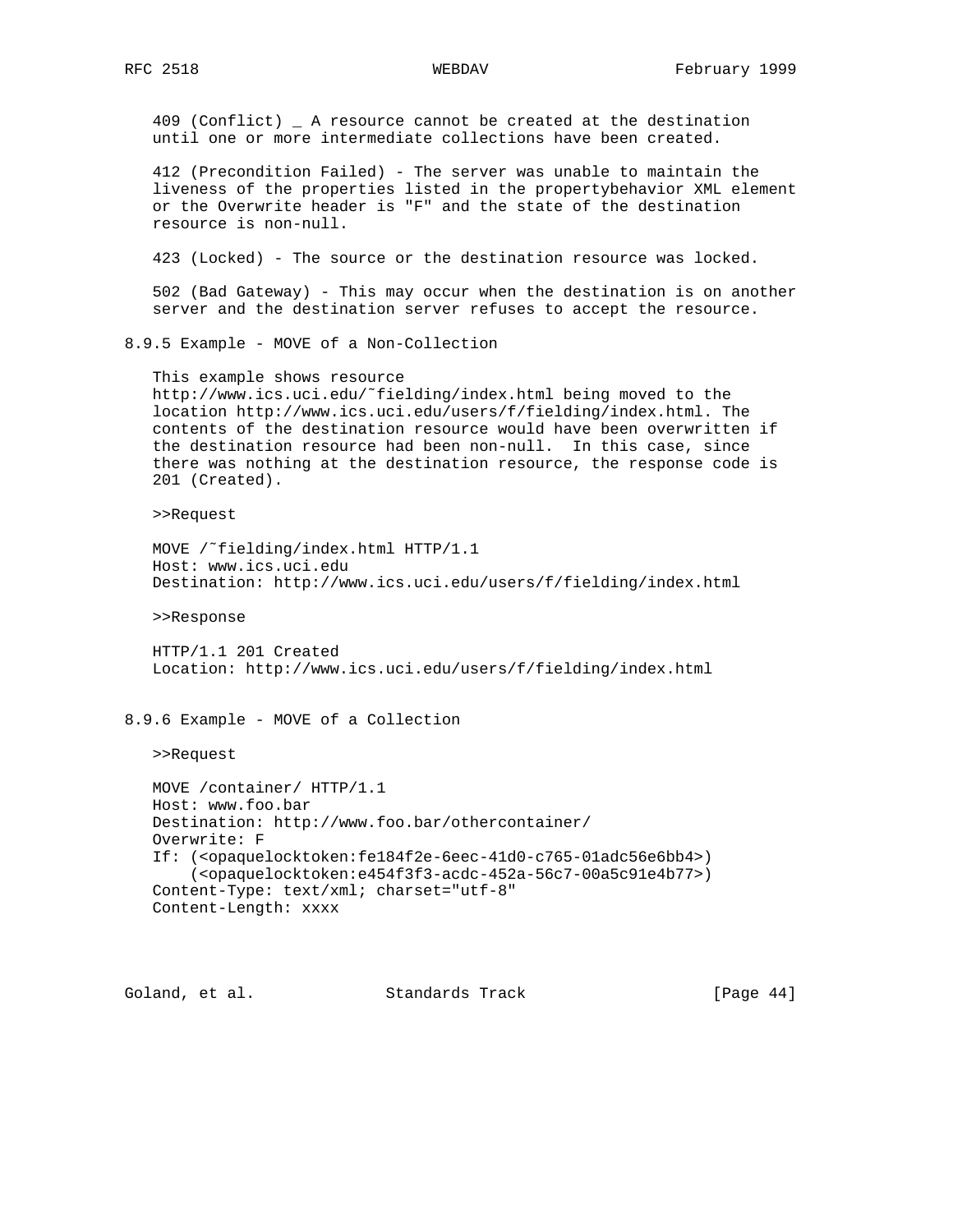409 (Conflict) _ A resource cannot be created at the destination until one or more intermediate collections have been created.

412 (Precondition Failed) - The server was unable to maintain the liveness of the properties listed in the propertybehavior XML element or the Overwrite header is "F" and the state of the destination resource is non-null.

423 (Locked) - The source or the destination resource was locked.

502 (Bad Gateway) - This may occur when the destination is on another server and the destination server refuses to accept the resource.

### 8.9.5 Example - MOVE of a Non-Collection

This example shows resource http://www.ics.uci.edu/~fielding/index.html being moved to the location http://www.ics.uci.edu/users/f/fielding/index.html. The contents of the destination resource would have been overwritten if the destination resource had been non-null. In this case, since there was nothing at the destination resource, the response code is 201 (Created).

>>Request

```
MOVE /~fielding/index.html HTTP/1.1
Host: www.ics.uci.edu
Destination: http://www.ics.uci.edu/users/f/fielding/index.html
```

>>Response

```
HTTP/1.1 201 Created
Location: http://www.ics.uci.edu/users/f/fielding/index.html
```

### 8.9.6 Example - MOVE of a Collection

>>Request

```
MOVE /container/ HTTP/1.1
Host: www.foo.bar
Destination: http://www.foo.bar/othercontainer/
Overwrite: F
If: (<opaquelocktoken:fe184f2e-6eec-41d0-c765-01adc56e6bb4>)
    (<opaquelocktoken:e454f3f3-acdc-452a-56c7-00a5c91e4b77>)
Content-Type: text/xml; charset="utf-8"
Content-Length: xxxx
```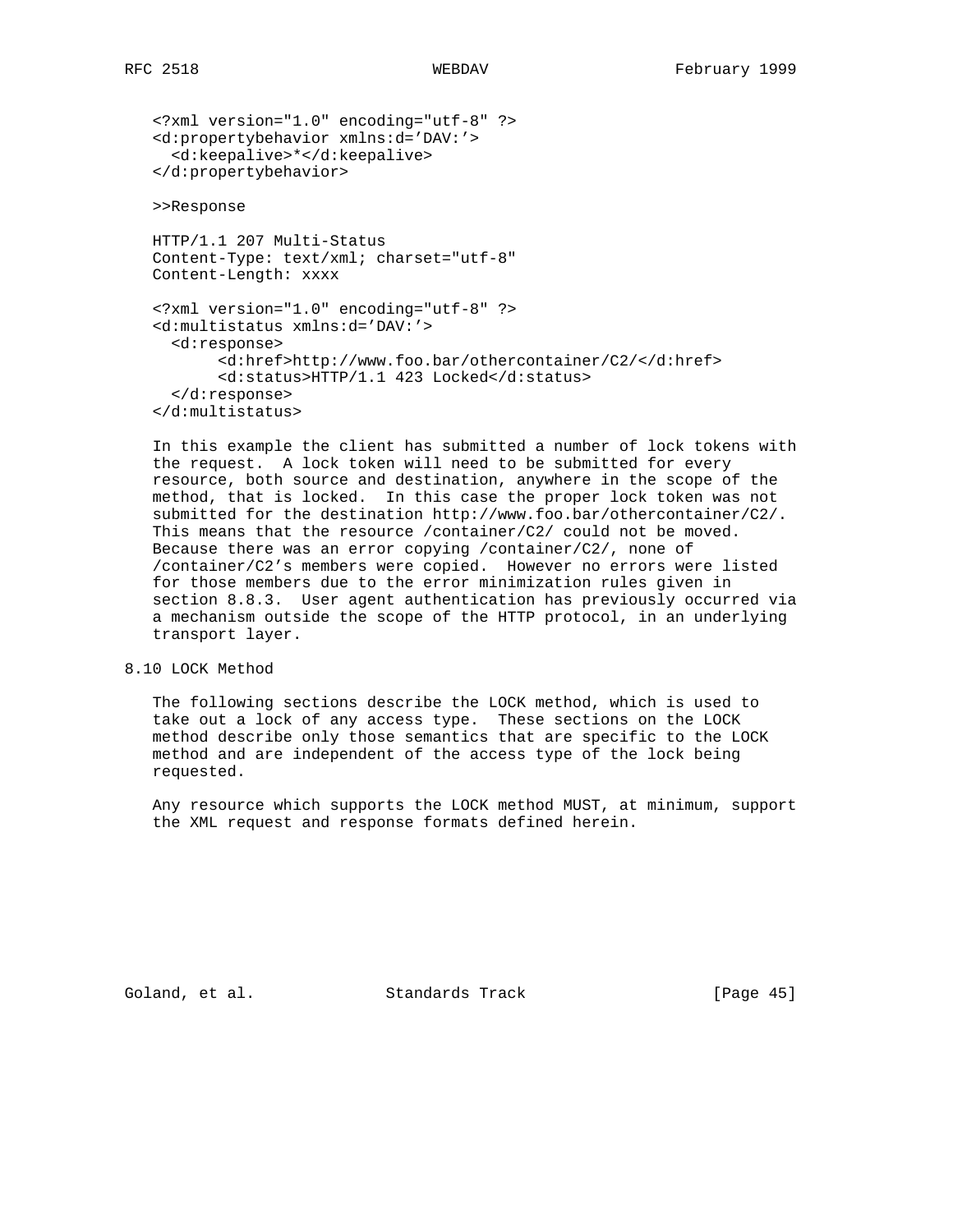```
<?xml version="1.0" encoding="utf-8" ?>
<d:propertybehavior xmlns:d='DAV:'>
  <d:keepalive>*</d:keepalive>
</d:propertybehavior>
```

>>Response

```
HTTP/1.1 207 Multi-Status
Content-Type: text/xml; charset="utf-8"
Content-Length: xxxx

<?xml version="1.0" encoding="utf-8" ?>
<d:multistatus xmlns:d='DAV:'>
  <d:response>
       <d:href>http://www.foo.bar/othercontainer/C2/</d:href>
       <d:status>HTTP/1.1 423 Locked</d:status>
  </d:response>
</d:multistatus>
```

In this example the client has submitted a number of lock tokens with the request. A lock token will need to be submitted for every resource, both source and destination, anywhere in the scope of the method, that is locked. In this case the proper lock token was not submitted for the destination http://www.foo.bar/othercontainer/C2/. This means that the resource /container/C2/ could not be moved. Because there was an error copying /container/C2/, none of /container/C2's members were copied. However no errors were listed for those members due to the error minimization rules given in section 8.8.3. User agent authentication has previously occurred via a mechanism outside the scope of the HTTP protocol, in an underlying transport layer.

## 8.10 LOCK Method

The following sections describe the LOCK method, which is used to take out a lock of any access type. These sections on the LOCK method describe only those semantics that are specific to the LOCK method and are independent of the access type of the lock being requested.

Any resource which supports the LOCK method MUST, at minimum, support the XML request and response formats defined herein.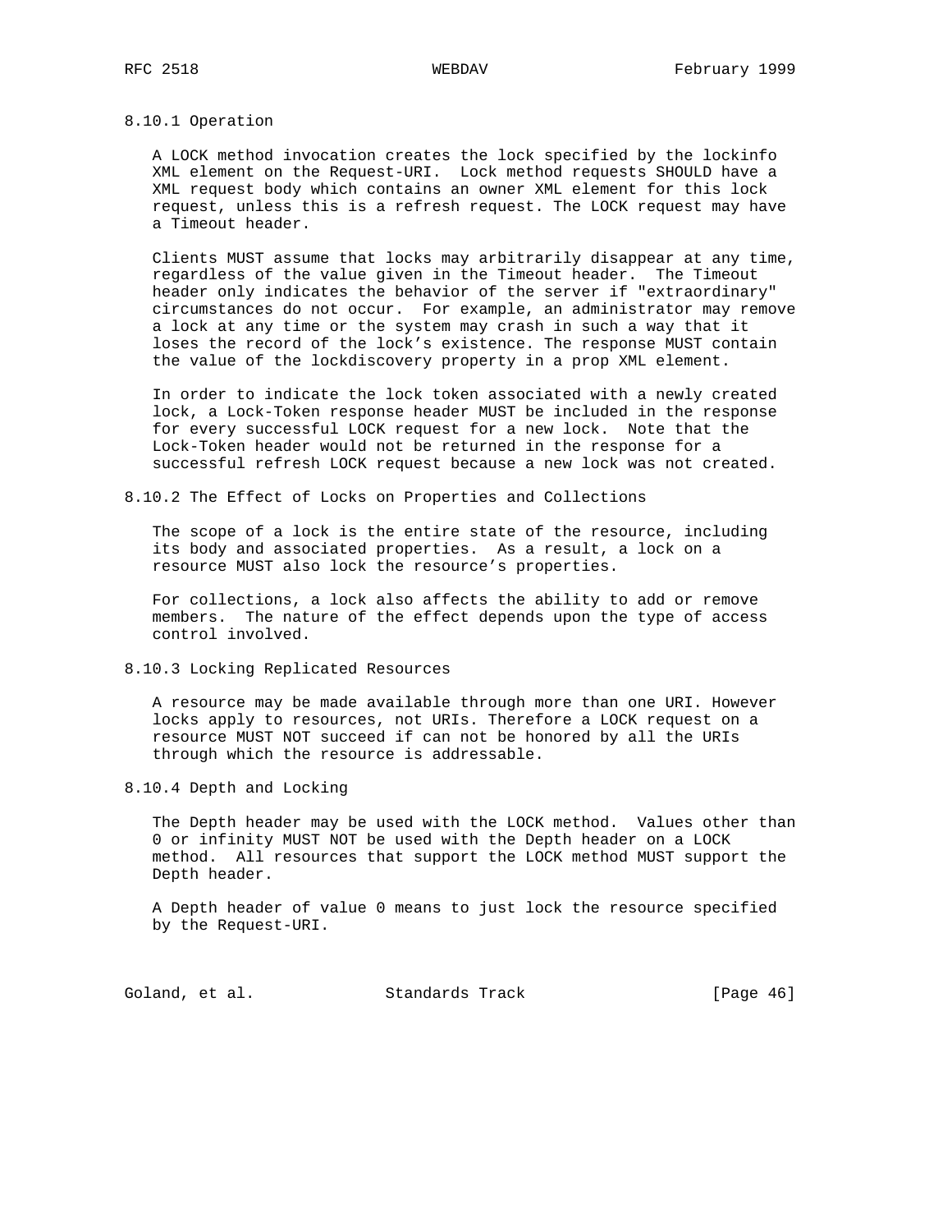### 8.10.1 Operation

A LOCK method invocation creates the lock specified by the lockinfo XML element on the Request-URI. Lock method requests SHOULD have a XML request body which contains an owner XML element for this lock request, unless this is a refresh request. The LOCK request may have a Timeout header.

Clients MUST assume that locks may arbitrarily disappear at any time, regardless of the value given in the Timeout header. The Timeout header only indicates the behavior of the server if "extraordinary" circumstances do not occur. For example, an administrator may remove a lock at any time or the system may crash in such a way that it loses the record of the lock's existence. The response MUST contain the value of the lockdiscovery property in a prop XML element.

In order to indicate the lock token associated with a newly created lock, a Lock-Token response header MUST be included in the response for every successful LOCK request for a new lock. Note that the Lock-Token header would not be returned in the response for a successful refresh LOCK request because a new lock was not created.

### 8.10.2 The Effect of Locks on Properties and Collections

The scope of a lock is the entire state of the resource, including its body and associated properties. As a result, a lock on a resource MUST also lock the resource's properties.

For collections, a lock also affects the ability to add or remove members. The nature of the effect depends upon the type of access control involved.

### 8.10.3 Locking Replicated Resources

A resource may be made available through more than one URI. However locks apply to resources, not URIs. Therefore a LOCK request on a resource MUST NOT succeed if can not be honored by all the URIs through which the resource is addressable.

### 8.10.4 Depth and Locking

The Depth header may be used with the LOCK method. Values other than 0 or infinity MUST NOT be used with the Depth header on a LOCK method. All resources that support the LOCK method MUST support the Depth header.

A Depth header of value 0 means to just lock the resource specified by the Request-URI.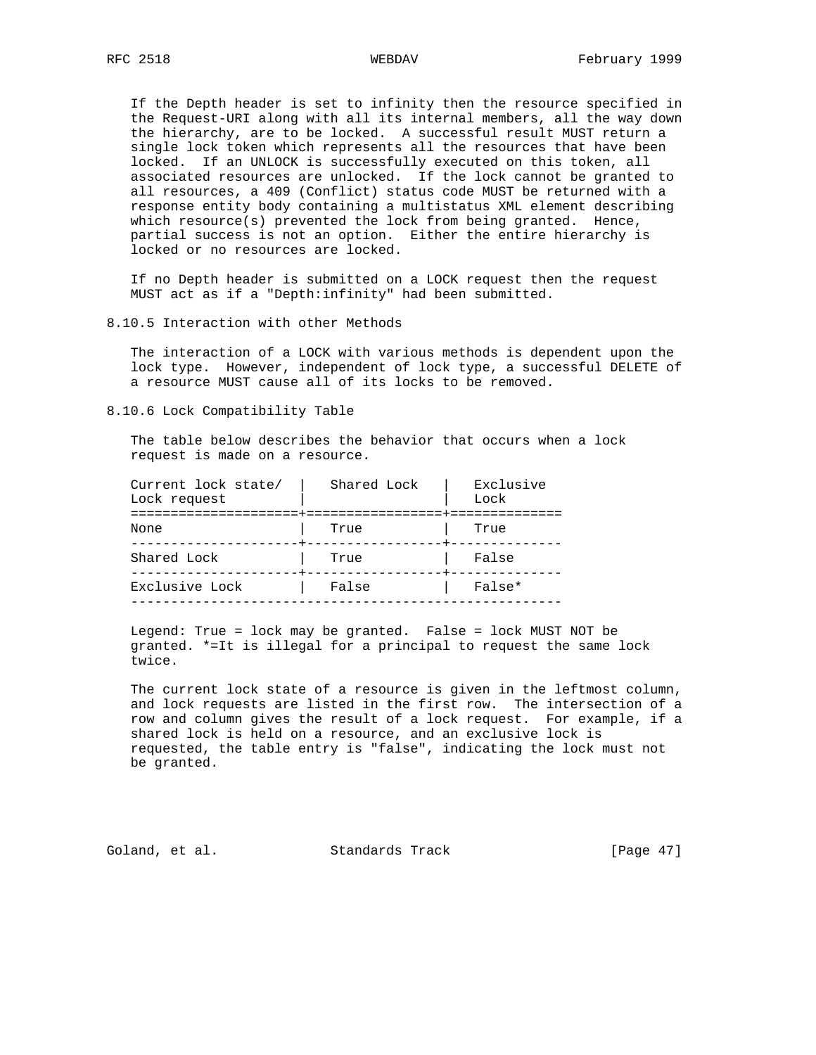If the Depth header is set to infinity then the resource specified in the Request-URI along with all its internal members, all the way down the hierarchy, are to be locked. A successful result MUST return a single lock token which represents all the resources that have been locked. If an UNLOCK is successfully executed on this token, all associated resources are unlocked. If the lock cannot be granted to all resources, a 409 (Conflict) status code MUST be returned with a response entity body containing a multistatus XML element describing which resource(s) prevented the lock from being granted. Hence, partial success is not an option. Either the entire hierarchy is locked or no resources are locked.

If no Depth header is submitted on a LOCK request then the request MUST act as if a "Depth:infinity" had been submitted.

### 8.10.5 Interaction with other Methods

The interaction of a LOCK with various methods is dependent upon the lock type. However, independent of lock type, a successful DELETE of a resource MUST cause all of its locks to be removed.

### 8.10.6 Lock Compatibility Table

The table below describes the behavior that occurs when a lock request is made on a resource.

| Current lock state/ Lock request | Shared Lock | Exclusive Lock |
|---|---|---|
| None | True | True |
| Shared Lock | True | False |
| Exclusive Lock | False | False* |

Legend: True = lock may be granted. False = lock MUST NOT be granted. *=It is illegal for a principal to request the same lock twice.

The current lock state of a resource is given in the leftmost column, and lock requests are listed in the first row. The intersection of a row and column gives the result of a lock request. For example, if a shared lock is held on a resource, and an exclusive lock is requested, the table entry is "false", indicating the lock must not be granted.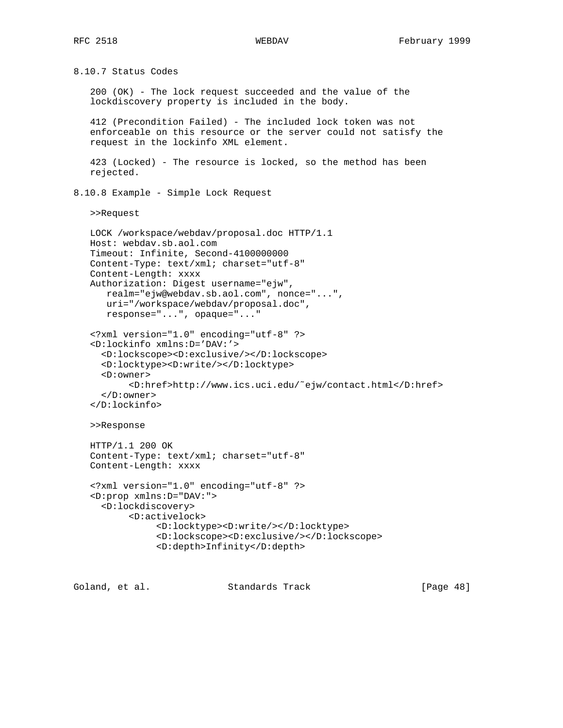### 8.10.7 Status Codes

200 (OK) - The lock request succeeded and the value of the lockdiscovery property is included in the body.

412 (Precondition Failed) - The included lock token was not enforceable on this resource or the server could not satisfy the request in the lockinfo XML element.

423 (Locked) - The resource is locked, so the method has been rejected.

### 8.10.8 Example - Simple Lock Request

>>Request

```
LOCK /workspace/webdav/proposal.doc HTTP/1.1
Host: webdav.sb.aol.com
Timeout: Infinite, Second-4100000000
Content-Type: text/xml; charset="utf-8"
Content-Length: xxxx
Authorization: Digest username="ejw",
   realm="ejw@webdav.sb.aol.com", nonce="...",
   uri="/workspace/webdav/proposal.doc",
   response="...", opaque="..."

<?xml version="1.0" encoding="utf-8" ?>
<D:lockinfo xmlns:D='DAV:'>
  <D:lockscope><D:exclusive/></D:lockscope>
  <D:locktype><D:write/></D:locktype>
  <D:owner>
       <D:href>http://www.ics.uci.edu/~ejw/contact.html</D:href>
  </D:owner>
</D:lockinfo>
```

>>Response

```
HTTP/1.1 200 OK
Content-Type: text/xml; charset="utf-8"
Content-Length: xxxx

<?xml version="1.0" encoding="utf-8" ?>
<D:prop xmlns:D="DAV:">
  <D:lockdiscovery>
       <D:activelock>
            <D:locktype><D:write/></D:locktype>
            <D:lockscope><D:exclusive/></D:lockscope>
            <D:depth>Infinity</D:depth>
```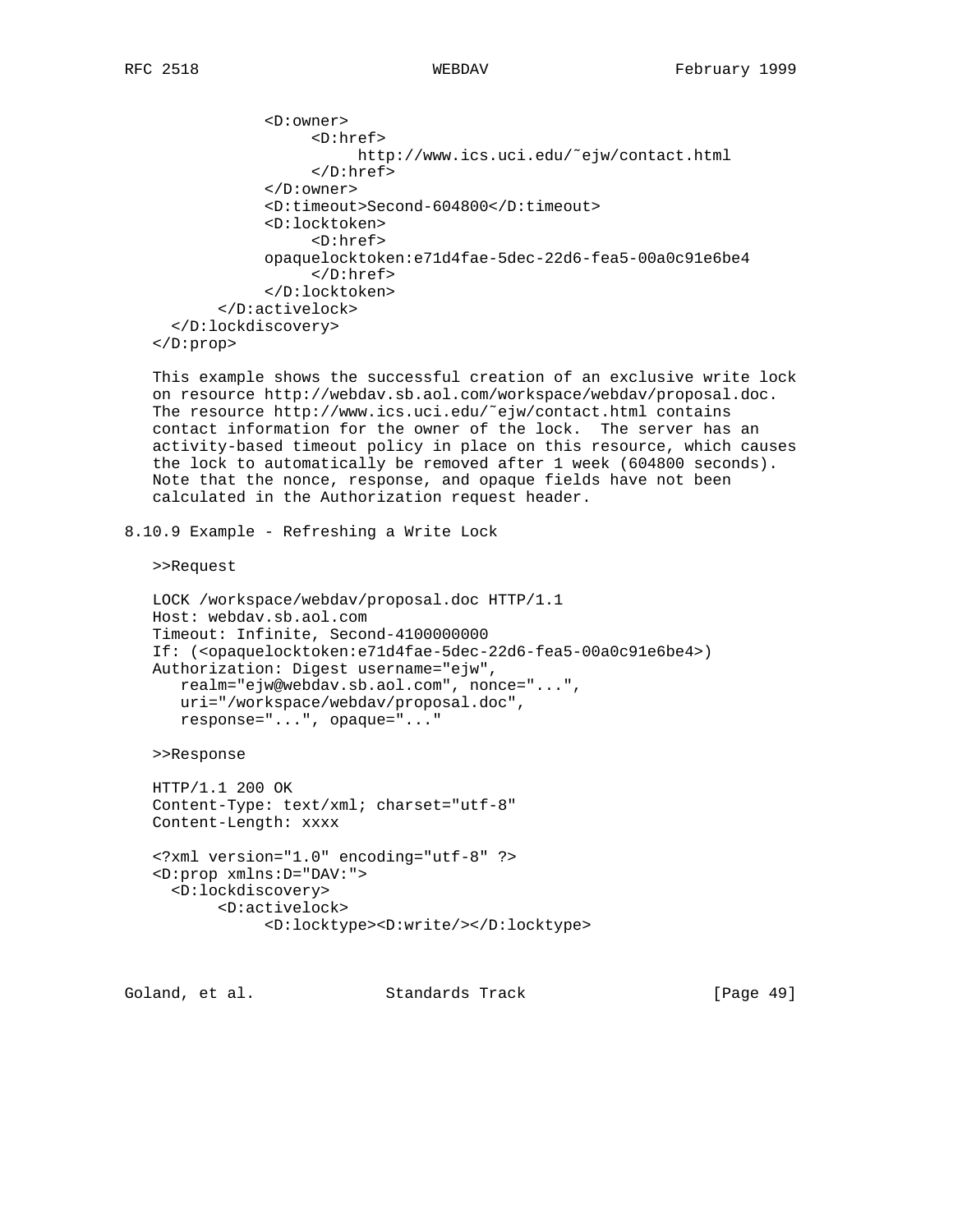```
            <D:owner>
                 <D:href>
                      http://www.ics.uci.edu/~ejw/contact.html
                 </D:href>
            </D:owner>
            <D:timeout>Second-604800</D:timeout>
            <D:locktoken>
                 <D:href>
            opaquelocktoken:e71d4fae-5dec-22d6-fea5-00a0c91e6be4
                 </D:href>
            </D:locktoken>
       </D:activelock>
  </D:lockdiscovery>
</D:prop>
```

This example shows the successful creation of an exclusive write lock on resource http://webdav.sb.aol.com/workspace/webdav/proposal.doc. The resource http://www.ics.uci.edu/~ejw/contact.html contains contact information for the owner of the lock. The server has an activity-based timeout policy in place on this resource, which causes the lock to automatically be removed after 1 week (604800 seconds). Note that the nonce, response, and opaque fields have not been calculated in the Authorization request header.

### 8.10.9 Example - Refreshing a Write Lock

>>Request

```
LOCK /workspace/webdav/proposal.doc HTTP/1.1
Host: webdav.sb.aol.com
Timeout: Infinite, Second-4100000000
If: (<opaquelocktoken:e71d4fae-5dec-22d6-fea5-00a0c91e6be4>)
Authorization: Digest username="ejw",
   realm="ejw@webdav.sb.aol.com", nonce="...",
   uri="/workspace/webdav/proposal.doc",
   response="...", opaque="..."
```

>>Response

```
HTTP/1.1 200 OK
Content-Type: text/xml; charset="utf-8"
Content-Length: xxxx

<?xml version="1.0" encoding="utf-8" ?>
<D:prop xmlns:D="DAV:">
  <D:lockdiscovery>
       <D:activelock>
            <D:locktype><D:write/></D:locktype>
```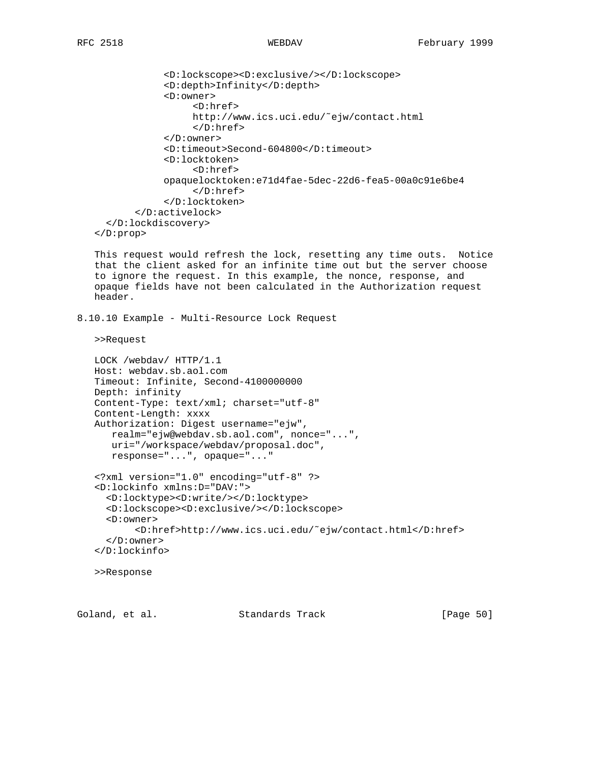```
              <D:lockscope><D:exclusive/></D:lockscope>
              <D:depth>Infinity</D:depth>
              <D:owner>
                   <D:href>
                   http://www.ics.uci.edu/~ejw/contact.html
                   </D:href>
              </D:owner>
              <D:timeout>Second-604800</D:timeout>
              <D:locktoken>
                   <D:href>
              opaquelocktoken:e71d4fae-5dec-22d6-fea5-00a0c91e6be4
                   </D:href>
              </D:locktoken>
         </D:activelock>
    </D:lockdiscovery>
  </D:prop>
```

This request would refresh the lock, resetting any time outs. Notice that the client asked for an infinite time out but the server choose to ignore the request. In this example, the nonce, response, and opaque fields have not been calculated in the Authorization request header.

### 8.10.10 Example - Multi-Resource Lock Request

>>Request

```
LOCK /webdav/ HTTP/1.1
Host: webdav.sb.aol.com
Timeout: Infinite, Second-4100000000
Depth: infinity
Content-Type: text/xml; charset="utf-8"
Content-Length: xxxx
Authorization: Digest username="ejw",
   realm="ejw@webdav.sb.aol.com", nonce="...",
   uri="/workspace/webdav/proposal.doc",
   response="...", opaque="..."

<?xml version="1.0" encoding="utf-8" ?>
<D:lockinfo xmlns:D="DAV:">
  <D:locktype><D:write/></D:locktype>
  <D:lockscope><D:exclusive/></D:lockscope>
  <D:owner>
       <D:href>http://www.ics.uci.edu/~ejw/contact.html</D:href>
  </D:owner>
</D:lockinfo>
```

>>Response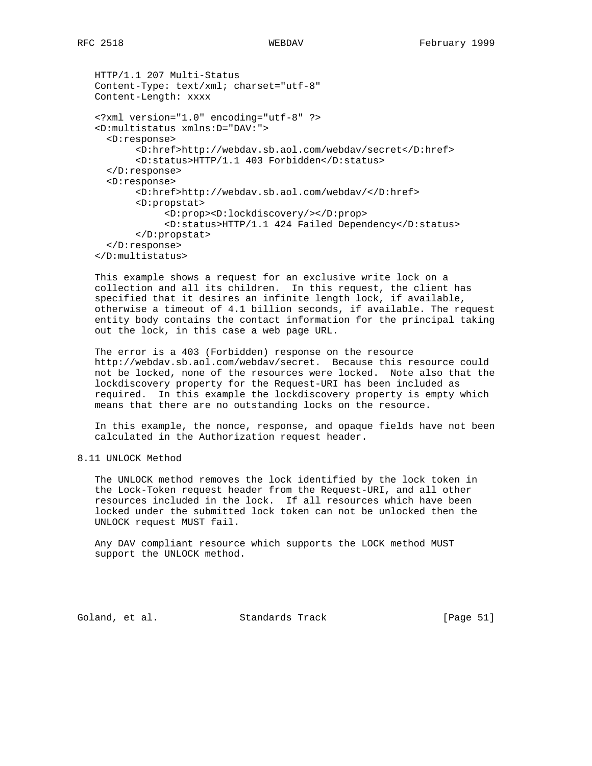```
HTTP/1.1 207 Multi-Status
Content-Type: text/xml; charset="utf-8"
Content-Length: xxxx

<?xml version="1.0" encoding="utf-8" ?>
<D:multistatus xmlns:D="DAV:">
  <D:response>
       <D:href>http://webdav.sb.aol.com/webdav/secret</D:href>
       <D:status>HTTP/1.1 403 Forbidden</D:status>
  </D:response>
  <D:response>
       <D:href>http://webdav.sb.aol.com/webdav/</D:href>
       <D:propstat>
            <D:prop><D:lockdiscovery/></D:prop>
            <D:status>HTTP/1.1 424 Failed Dependency</D:status>
       </D:propstat>
  </D:response>
</D:multistatus>
```

This example shows a request for an exclusive write lock on a collection and all its children. In this request, the client has specified that it desires an infinite length lock, if available, otherwise a timeout of 4.1 billion seconds, if available. The request entity body contains the contact information for the principal taking out the lock, in this case a web page URL.

The error is a 403 (Forbidden) response on the resource http://webdav.sb.aol.com/webdav/secret. Because this resource could not be locked, none of the resources were locked. Note also that the lockdiscovery property for the Request-URI has been included as required. In this example the lockdiscovery property is empty which means that there are no outstanding locks on the resource.

In this example, the nonce, response, and opaque fields have not been calculated in the Authorization request header.

## 8.11 UNLOCK Method

The UNLOCK method removes the lock identified by the lock token in the Lock-Token request header from the Request-URI, and all other resources included in the lock. If all resources which have been locked under the submitted lock token can not be unlocked then the UNLOCK request MUST fail.

Any DAV compliant resource which supports the LOCK method MUST support the UNLOCK method.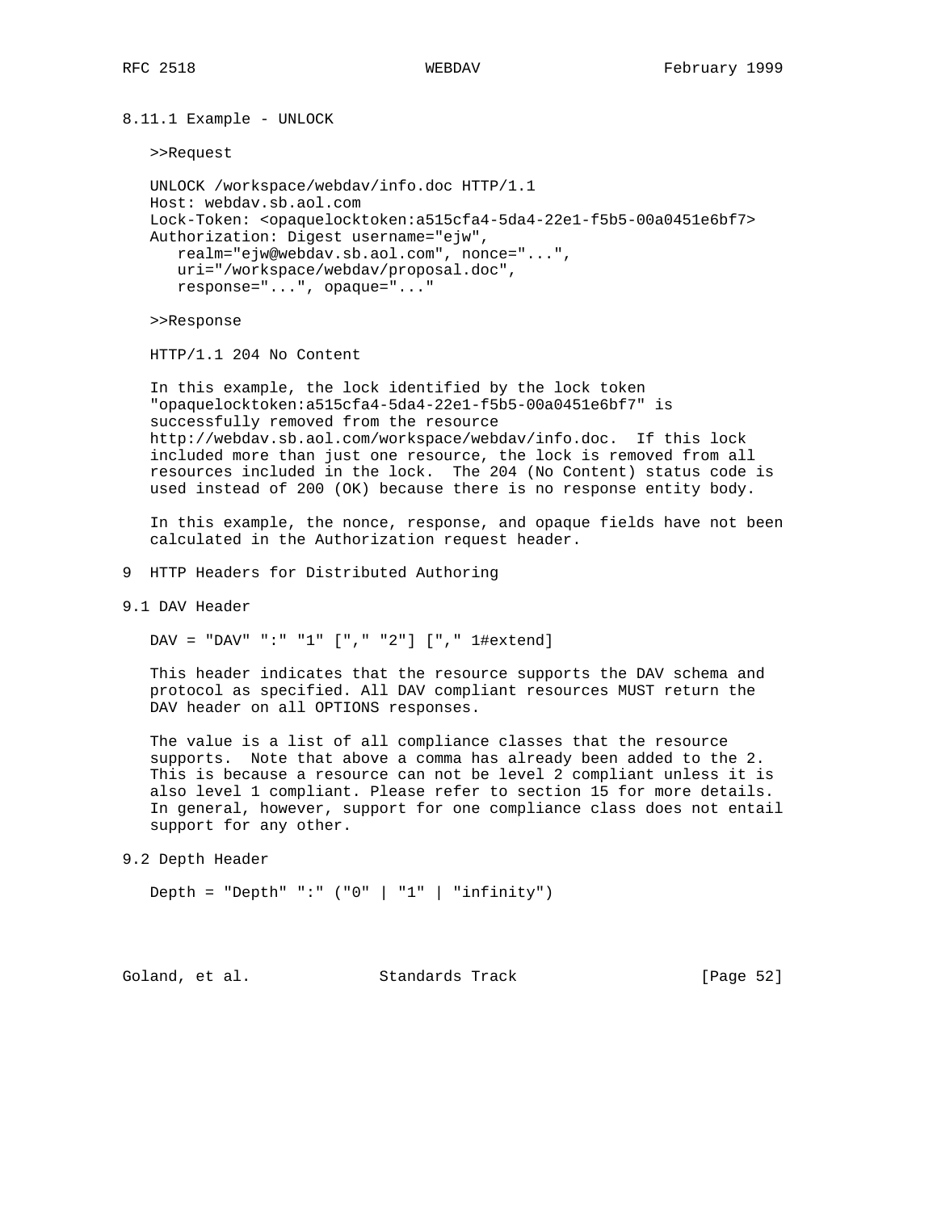### 8.11.1 Example - UNLOCK

>>Request

```
UNLOCK /workspace/webdav/info.doc HTTP/1.1
Host: webdav.sb.aol.com
Lock-Token: <opaquelocktoken:a515cfa4-5da4-22e1-f5b5-00a0451e6bf7>
Authorization: Digest username="ejw",
   realm="ejw@webdav.sb.aol.com", nonce="...",
   uri="/workspace/webdav/proposal.doc",
   response="...", opaque="..."
```

>>Response

```
HTTP/1.1 204 No Content
```

In this example, the lock identified by the lock token "opaquelocktoken:a515cfa4-5da4-22e1-f5b5-00a0451e6bf7" is successfully removed from the resource http://webdav.sb.aol.com/workspace/webdav/info.doc. If this lock included more than just one resource, the lock is removed from all resources included in the lock. The 204 (No Content) status code is used instead of 200 (OK) because there is no response entity body.

In this example, the nonce, response, and opaque fields have not been calculated in the Authorization request header.

# 9 HTTP Headers for Distributed Authoring

## 9.1 DAV Header

```
DAV = "DAV" ":" "1" ["," "2"] ["," 1#extend]
```

This header indicates that the resource supports the DAV schema and protocol as specified. All DAV compliant resources MUST return the DAV header on all OPTIONS responses.

The value is a list of all compliance classes that the resource supports. Note that above a comma has already been added to the 2. This is because a resource can not be level 2 compliant unless it is also level 1 compliant. Please refer to section 15 for more details. In general, however, support for one compliance class does not entail support for any other.

## 9.2 Depth Header

```
Depth = "Depth" ":" ("0" | "1" | "infinity")
```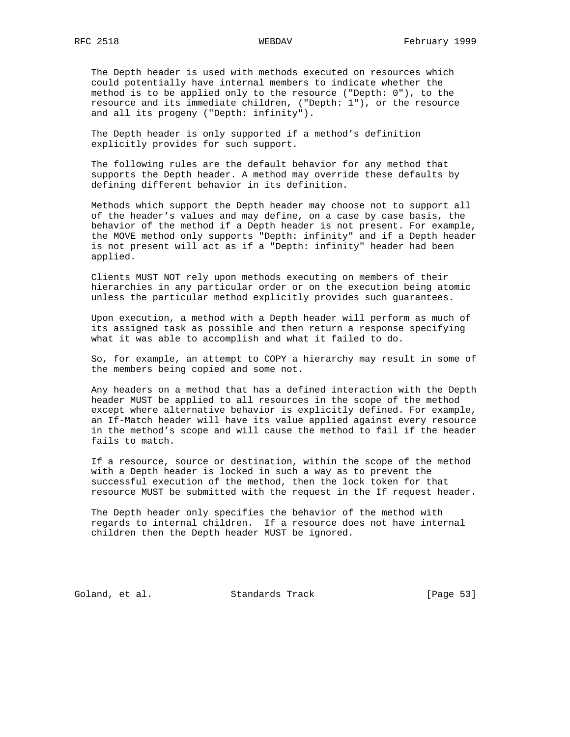The Depth header is used with methods executed on resources which could potentially have internal members to indicate whether the method is to be applied only to the resource ("Depth: 0"), to the resource and its immediate children, ("Depth: 1"), or the resource and all its progeny ("Depth: infinity").

The Depth header is only supported if a method's definition explicitly provides for such support.

The following rules are the default behavior for any method that supports the Depth header. A method may override these defaults by defining different behavior in its definition.

Methods which support the Depth header may choose not to support all of the header's values and may define, on a case by case basis, the behavior of the method if a Depth header is not present. For example, the MOVE method only supports "Depth: infinity" and if a Depth header is not present will act as if a "Depth: infinity" header had been applied.

Clients MUST NOT rely upon methods executing on members of their hierarchies in any particular order or on the execution being atomic unless the particular method explicitly provides such guarantees.

Upon execution, a method with a Depth header will perform as much of its assigned task as possible and then return a response specifying what it was able to accomplish and what it failed to do.

So, for example, an attempt to COPY a hierarchy may result in some of the members being copied and some not.

Any headers on a method that has a defined interaction with the Depth header MUST be applied to all resources in the scope of the method except where alternative behavior is explicitly defined. For example, an If-Match header will have its value applied against every resource in the method's scope and will cause the method to fail if the header fails to match.

If a resource, source or destination, within the scope of the method with a Depth header is locked in such a way as to prevent the successful execution of the method, then the lock token for that resource MUST be submitted with the request in the If request header.

The Depth header only specifies the behavior of the method with regards to internal children. If a resource does not have internal children then the Depth header MUST be ignored.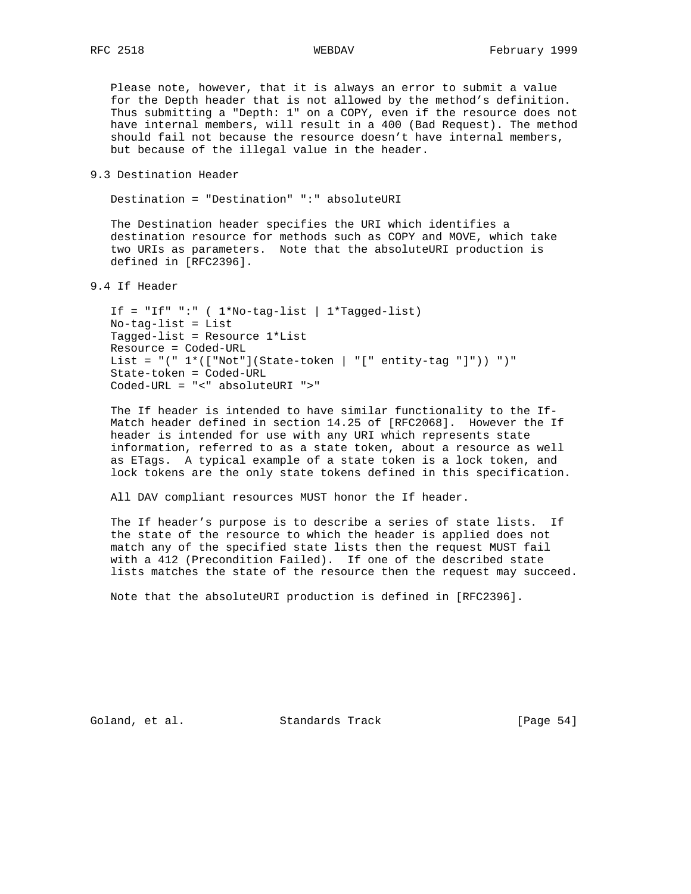Please note, however, that it is always an error to submit a value for the Depth header that is not allowed by the method's definition. Thus submitting a "Depth: 1" on a COPY, even if the resource does not have internal members, will result in a 400 (Bad Request). The method should fail not because the resource doesn't have internal members, but because of the illegal value in the header.

## 9.3 Destination Header

```
Destination = "Destination" ":" absoluteURI
```

The Destination header specifies the URI which identifies a destination resource for methods such as COPY and MOVE, which take two URIs as parameters. Note that the absoluteURI production is defined in [RFC2396].

## 9.4 If Header

```
If = "If" ":" ( 1*No-tag-list | 1*Tagged-list)
No-tag-list = List
Tagged-list = Resource 1*List
Resource = Coded-URL
List = "(" 1*(["Not"](State-token | "[" entity-tag "]")) ")"
State-token = Coded-URL
Coded-URL = "<" absoluteURI ">"
```

The If header is intended to have similar functionality to the If-Match header defined in section 14.25 of [RFC2068]. However the If header is intended for use with any URI which represents state information, referred to as a state token, about a resource as well as ETags. A typical example of a state token is a lock token, and lock tokens are the only state tokens defined in this specification.

All DAV compliant resources MUST honor the If header.

The If header's purpose is to describe a series of state lists. If the state of the resource to which the header is applied does not match any of the specified state lists then the request MUST fail with a 412 (Precondition Failed). If one of the described state lists matches the state of the resource then the request may succeed.

Note that the absoluteURI production is defined in [RFC2396].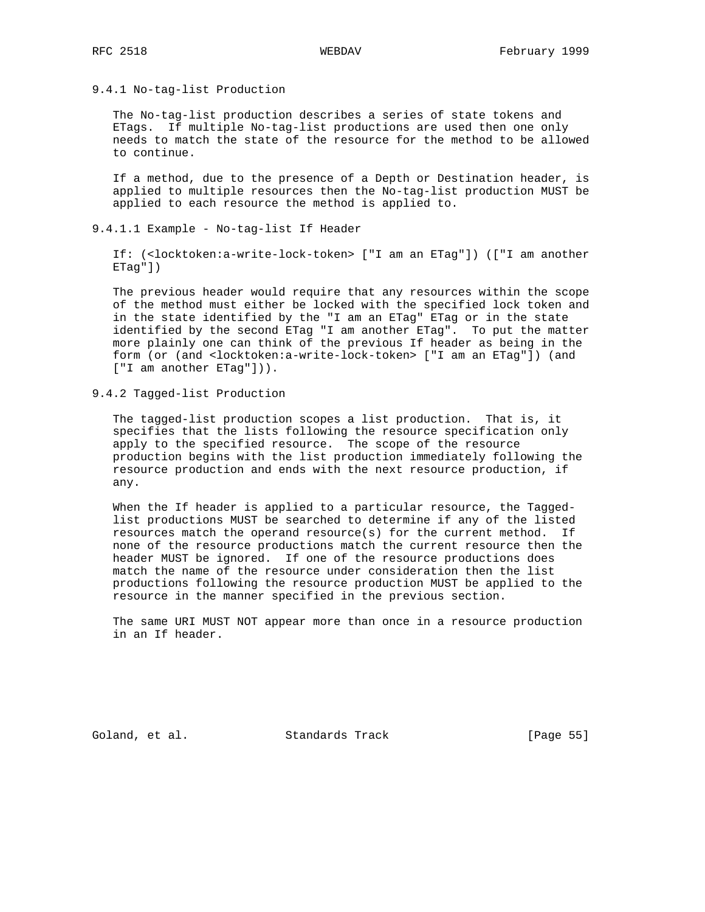### 9.4.1 No-tag-list Production

The No-tag-list production describes a series of state tokens and ETags. If multiple No-tag-list productions are used then one only needs to match the state of the resource for the method to be allowed to continue.

If a method, due to the presence of a Depth or Destination header, is applied to multiple resources then the No-tag-list production MUST be applied to each resource the method is applied to.

#### 9.4.1.1 Example - No-tag-list If Header

```
If: (<locktoken:a-write-lock-token> ["I am an ETag"]) (["I am another
ETag"])
```

The previous header would require that any resources within the scope of the method must either be locked with the specified lock token and in the state identified by the "I am an ETag" ETag or in the state identified by the second ETag "I am another ETag". To put the matter more plainly one can think of the previous If header as being in the form (or (and <locktoken:a-write-lock-token> ["I am an ETag"]) (and ["I am another ETag"])).

### 9.4.2 Tagged-list Production

The tagged-list production scopes a list production. That is, it specifies that the lists following the resource specification only apply to the specified resource. The scope of the resource production begins with the list production immediately following the resource production and ends with the next resource production, if any.

When the If header is applied to a particular resource, the Tagged-list productions MUST be searched to determine if any of the listed resources match the operand resource(s) for the current method. If none of the resource productions match the current resource then the header MUST be ignored. If one of the resource productions does match the name of the resource under consideration then the list productions following the resource production MUST be applied to the resource in the manner specified in the previous section.

The same URI MUST NOT appear more than once in a resource production in an If header.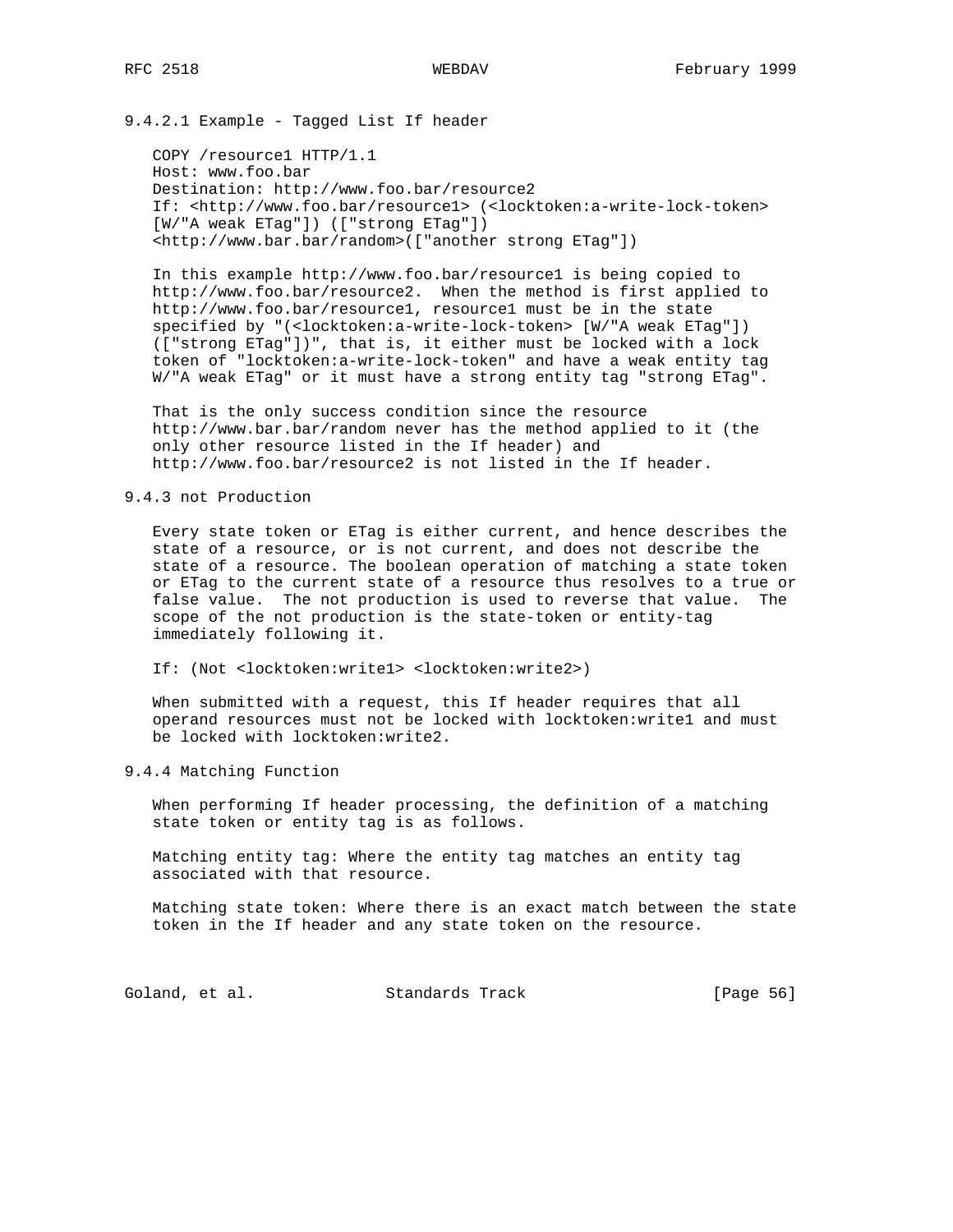#### 9.4.2.1 Example - Tagged List If header

```
COPY /resource1 HTTP/1.1
Host: www.foo.bar
Destination: http://www.foo.bar/resource2
If: <http://www.foo.bar/resource1> (<locktoken:a-write-lock-token>
[W/"A weak ETag"]) (["strong ETag"])
<http://www.bar.bar/random>(["another strong ETag"])
```

In this example http://www.foo.bar/resource1 is being copied to http://www.foo.bar/resource2. When the method is first applied to http://www.foo.bar/resource1, resource1 must be in the state specified by "(<locktoken:a-write-lock-token> [W/"A weak ETag"]) (["strong ETag"])", that is, it either must be locked with a lock token of "locktoken:a-write-lock-token" and have a weak entity tag W/"A weak ETag" or it must have a strong entity tag "strong ETag".

That is the only success condition since the resource http://www.bar.bar/random never has the method applied to it (the only other resource listed in the If header) and http://www.foo.bar/resource2 is not listed in the If header.

### 9.4.3 not Production

Every state token or ETag is either current, and hence describes the state of a resource, or is not current, and does not describe the state of a resource. The boolean operation of matching a state token or ETag to the current state of a resource thus resolves to a true or false value. The not production is used to reverse that value. The scope of the not production is the state-token or entity-tag immediately following it.

```
If: (Not <locktoken:write1> <locktoken:write2>)
```

When submitted with a request, this If header requires that all operand resources must not be locked with locktoken:write1 and must be locked with locktoken:write2.

### 9.4.4 Matching Function

When performing If header processing, the definition of a matching state token or entity tag is as follows.

Matching entity tag: Where the entity tag matches an entity tag associated with that resource.

Matching state token: Where there is an exact match between the state token in the If header and any state token on the resource.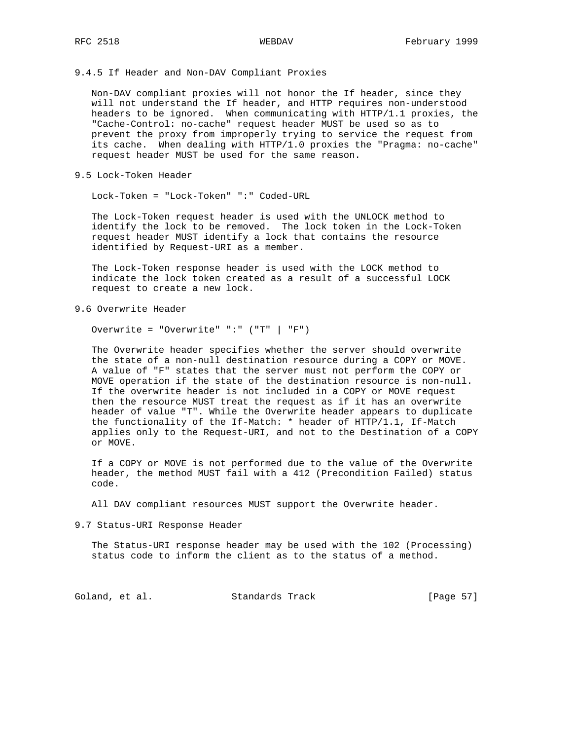### 9.4.5 If Header and Non-DAV Compliant Proxies

Non-DAV compliant proxies will not honor the If header, since they will not understand the If header, and HTTP requires non-understood headers to be ignored. When communicating with HTTP/1.1 proxies, the "Cache-Control: no-cache" request header MUST be used so as to prevent the proxy from improperly trying to service the request from its cache. When dealing with HTTP/1.0 proxies the "Pragma: no-cache" request header MUST be used for the same reason.

## 9.5 Lock-Token Header

```
Lock-Token = "Lock-Token" ":" Coded-URL
```

The Lock-Token request header is used with the UNLOCK method to identify the lock to be removed. The lock token in the Lock-Token request header MUST identify a lock that contains the resource identified by Request-URI as a member.

The Lock-Token response header is used with the LOCK method to indicate the lock token created as a result of a successful LOCK request to create a new lock.

## 9.6 Overwrite Header

```
Overwrite = "Overwrite" ":" ("T" | "F")
```

The Overwrite header specifies whether the server should overwrite the state of a non-null destination resource during a COPY or MOVE. A value of "F" states that the server must not perform the COPY or MOVE operation if the state of the destination resource is non-null. If the overwrite header is not included in a COPY or MOVE request then the resource MUST treat the request as if it has an overwrite header of value "T". While the Overwrite header appears to duplicate the functionality of the If-Match: * header of HTTP/1.1, If-Match applies only to the Request-URI, and not to the Destination of a COPY or MOVE.

If a COPY or MOVE is not performed due to the value of the Overwrite header, the method MUST fail with a 412 (Precondition Failed) status code.

All DAV compliant resources MUST support the Overwrite header.

## 9.7 Status-URI Response Header

The Status-URI response header may be used with the 102 (Processing) status code to inform the client as to the status of a method.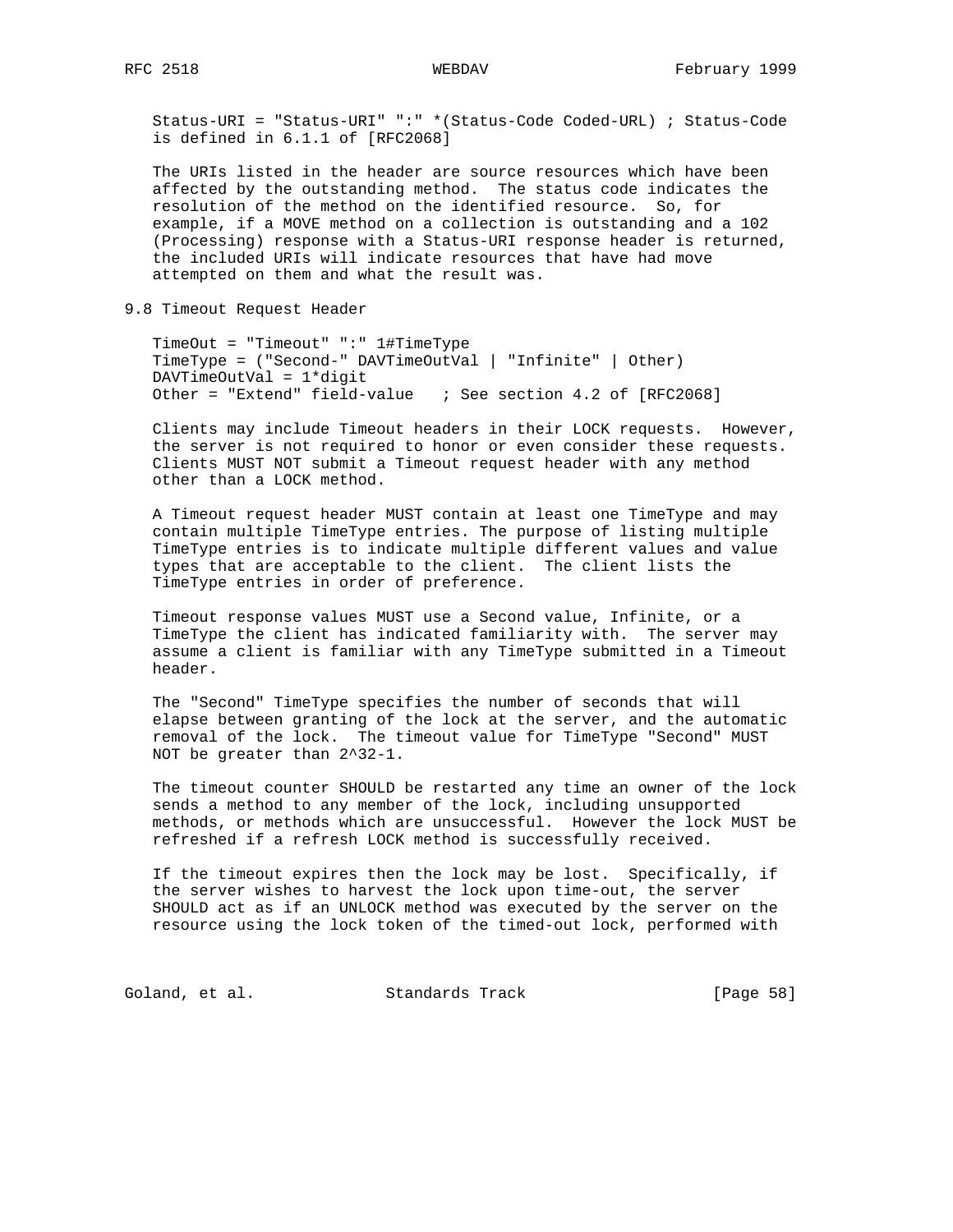```
Status-URI = "Status-URI" ":" *(Status-Code Coded-URL) ; Status-Code
is defined in 6.1.1 of [RFC2068]
```

The URIs listed in the header are source resources which have been affected by the outstanding method. The status code indicates the resolution of the method on the identified resource. So, for example, if a MOVE method on a collection is outstanding and a 102 (Processing) response with a Status-URI response header is returned, the included URIs will indicate resources that have had move attempted on them and what the result was.

## 9.8 Timeout Request Header

```
TimeOut = "Timeout" ":" 1#TimeType
TimeType = ("Second-" DAVTimeOutVal | "Infinite" | Other)
DAVTimeOutVal = 1*digit
Other = "Extend" field-value   ; See section 4.2 of [RFC2068]
```

Clients may include Timeout headers in their LOCK requests. However, the server is not required to honor or even consider these requests. Clients MUST NOT submit a Timeout request header with any method other than a LOCK method.

A Timeout request header MUST contain at least one TimeType and may contain multiple TimeType entries. The purpose of listing multiple TimeType entries is to indicate multiple different values and value types that are acceptable to the client. The client lists the TimeType entries in order of preference.

Timeout response values MUST use a Second value, Infinite, or a TimeType the client has indicated familiarity with. The server may assume a client is familiar with any TimeType submitted in a Timeout header.

The "Second" TimeType specifies the number of seconds that will elapse between granting of the lock at the server, and the automatic removal of the lock. The timeout value for TimeType "Second" MUST NOT be greater than 2^32-1.

The timeout counter SHOULD be restarted any time an owner of the lock sends a method to any member of the lock, including unsupported methods, or methods which are unsuccessful. However the lock MUST be refreshed if a refresh LOCK method is successfully received.

If the timeout expires then the lock may be lost. Specifically, if the server wishes to harvest the lock upon time-out, the server SHOULD act as if an UNLOCK method was executed by the server on the resource using the lock token of the timed-out lock, performed with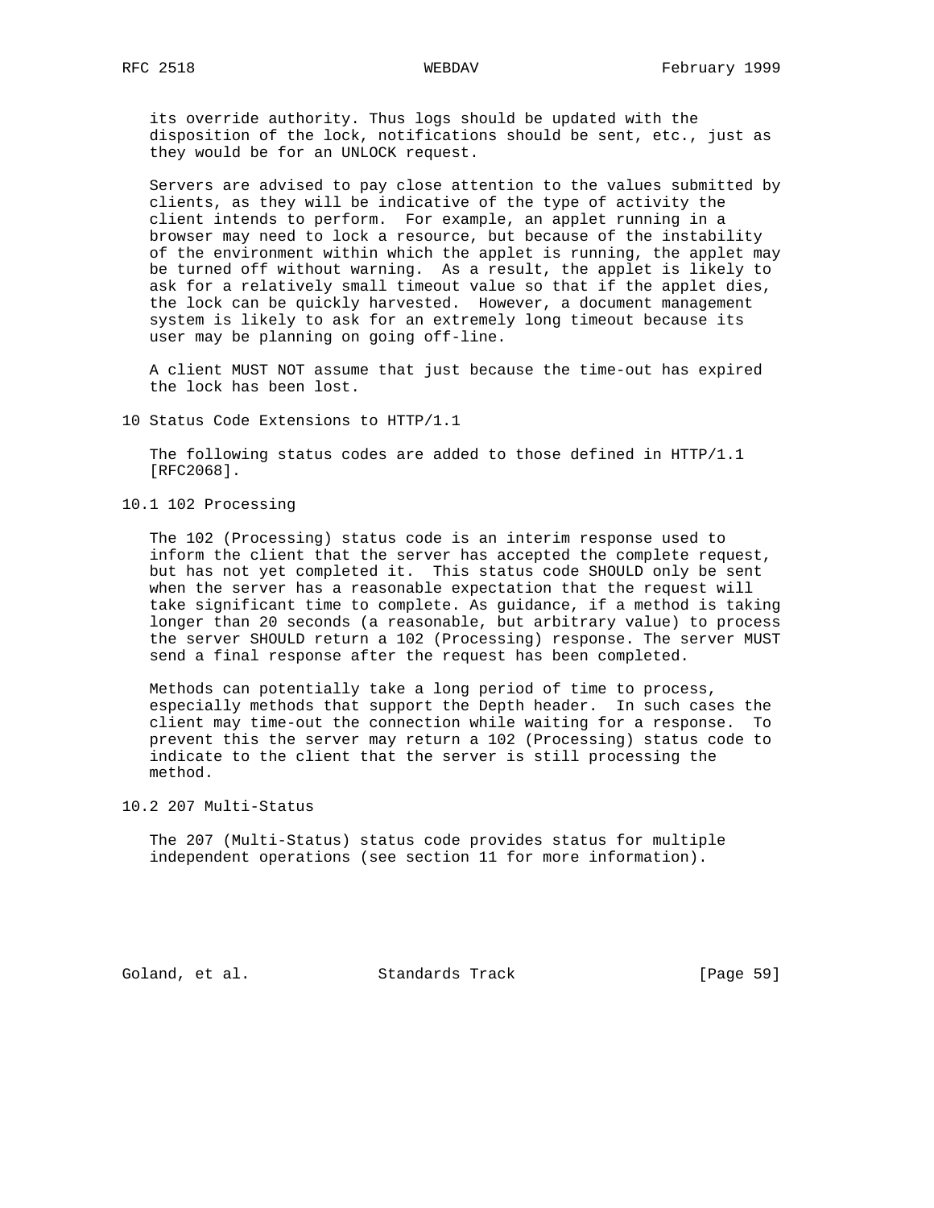its override authority. Thus logs should be updated with the disposition of the lock, notifications should be sent, etc., just as they would be for an UNLOCK request.

Servers are advised to pay close attention to the values submitted by clients, as they will be indicative of the type of activity the client intends to perform. For example, an applet running in a browser may need to lock a resource, but because of the instability of the environment within which the applet is running, the applet may be turned off without warning. As a result, the applet is likely to ask for a relatively small timeout value so that if the applet dies, the lock can be quickly harvested. However, a document management system is likely to ask for an extremely long timeout because its user may be planning on going off-line.

A client MUST NOT assume that just because the time-out has expired the lock has been lost.

# 10 Status Code Extensions to HTTP/1.1

The following status codes are added to those defined in HTTP/1.1 [RFC2068].

## 10.1 102 Processing

The 102 (Processing) status code is an interim response used to inform the client that the server has accepted the complete request, but has not yet completed it. This status code SHOULD only be sent when the server has a reasonable expectation that the request will take significant time to complete. As guidance, if a method is taking longer than 20 seconds (a reasonable, but arbitrary value) to process the server SHOULD return a 102 (Processing) response. The server MUST send a final response after the request has been completed.

Methods can potentially take a long period of time to process, especially methods that support the Depth header. In such cases the client may time-out the connection while waiting for a response. To prevent this the server may return a 102 (Processing) status code to indicate to the client that the server is still processing the method.

## 10.2 207 Multi-Status

The 207 (Multi-Status) status code provides status for multiple independent operations (see section 11 for more information).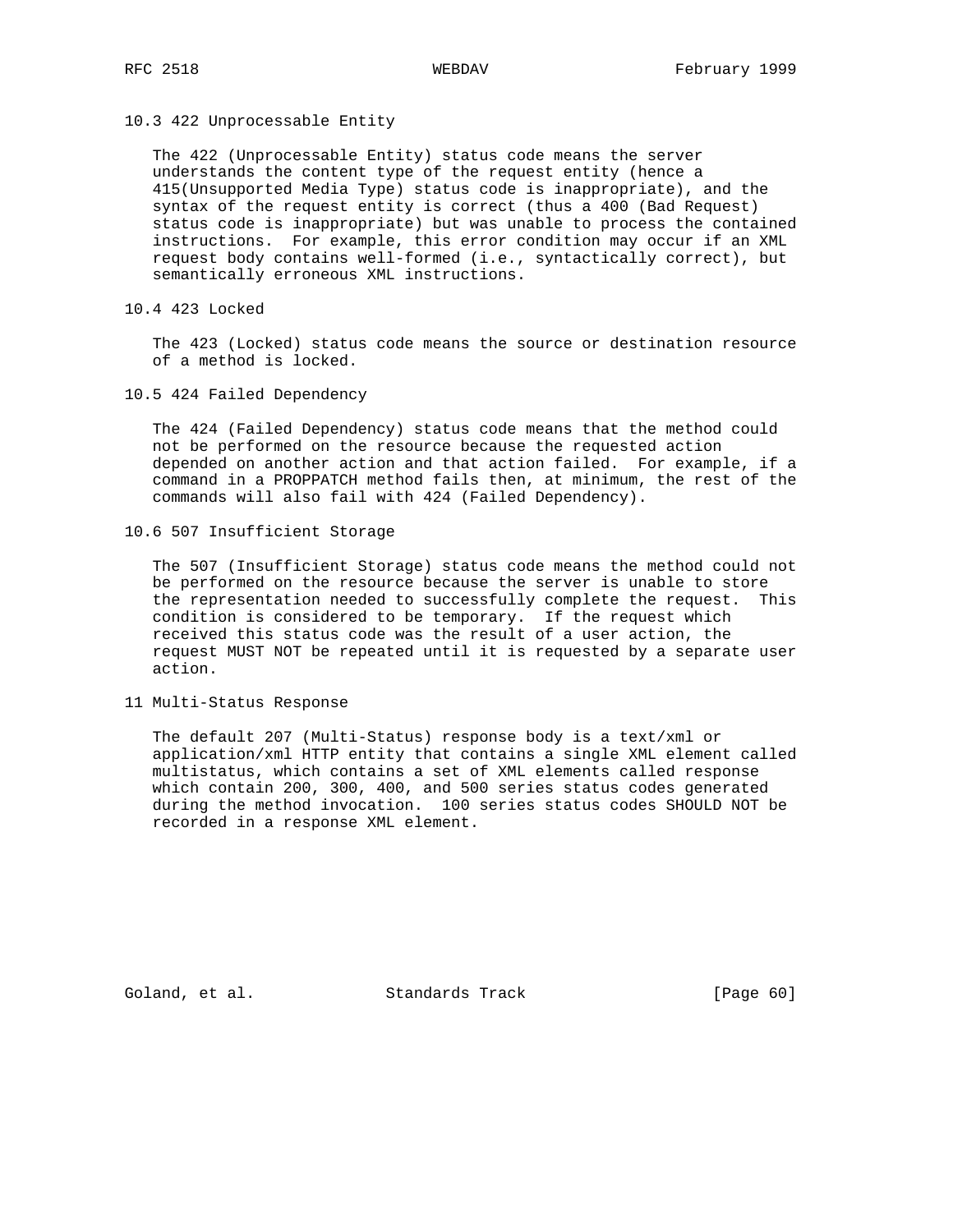## 10.3 422 Unprocessable Entity

The 422 (Unprocessable Entity) status code means the server understands the content type of the request entity (hence a 415(Unsupported Media Type) status code is inappropriate), and the syntax of the request entity is correct (thus a 400 (Bad Request) status code is inappropriate) but was unable to process the contained instructions. For example, this error condition may occur if an XML request body contains well-formed (i.e., syntactically correct), but semantically erroneous XML instructions.

## 10.4 423 Locked

The 423 (Locked) status code means the source or destination resource of a method is locked.

## 10.5 424 Failed Dependency

The 424 (Failed Dependency) status code means that the method could not be performed on the resource because the requested action depended on another action and that action failed. For example, if a command in a PROPPATCH method fails then, at minimum, the rest of the commands will also fail with 424 (Failed Dependency).

## 10.6 507 Insufficient Storage

The 507 (Insufficient Storage) status code means the method could not be performed on the resource because the server is unable to store the representation needed to successfully complete the request. This condition is considered to be temporary. If the request which received this status code was the result of a user action, the request MUST NOT be repeated until it is requested by a separate user action.

# 11 Multi-Status Response

The default 207 (Multi-Status) response body is a text/xml or application/xml HTTP entity that contains a single XML element called multistatus, which contains a set of XML elements called response which contain 200, 300, 400, and 500 series status codes generated during the method invocation. 100 series status codes SHOULD NOT be recorded in a response XML element.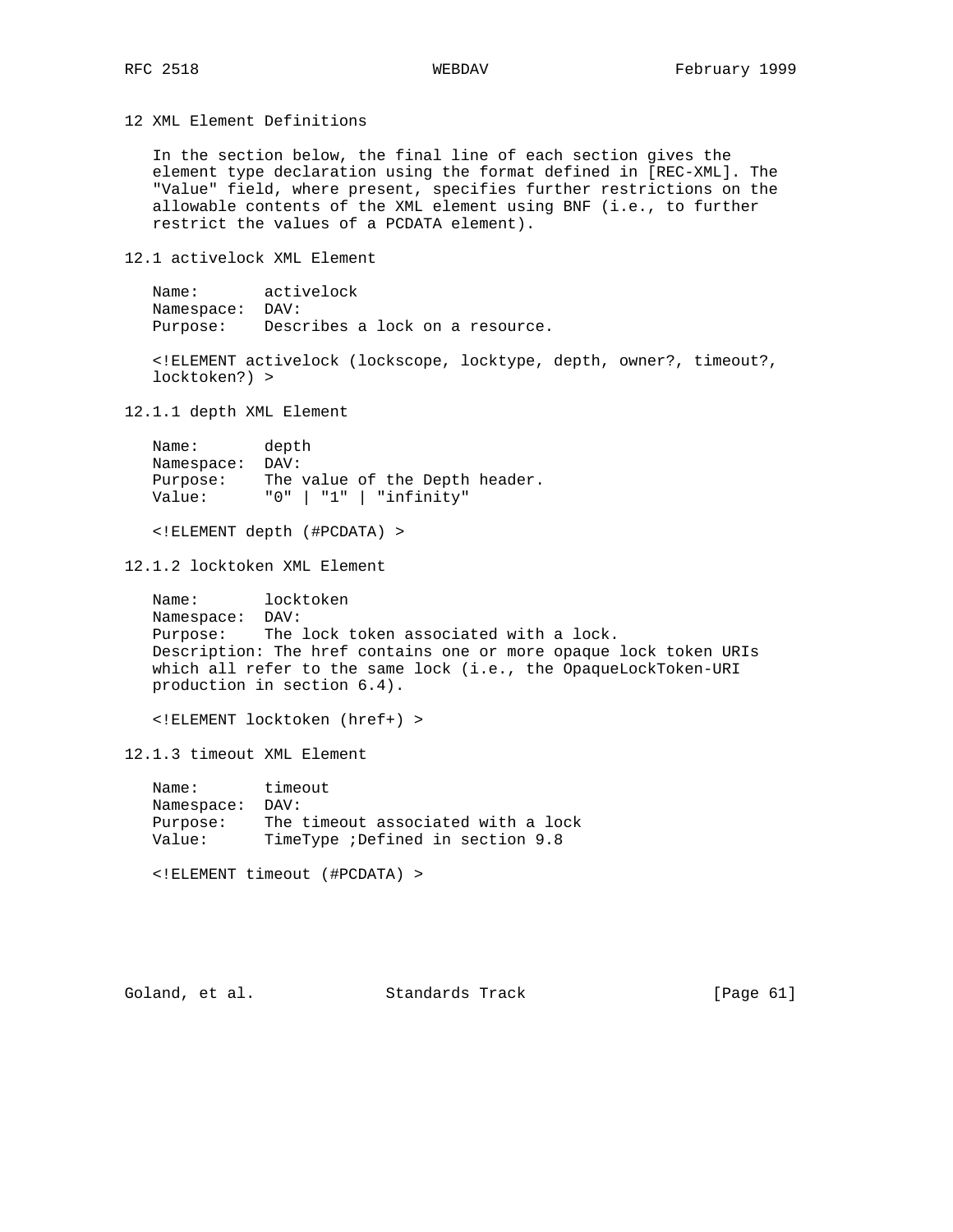# 12 XML Element Definitions

In the section below, the final line of each section gives the element type declaration using the format defined in [REC-XML]. The "Value" field, where present, specifies further restrictions on the allowable contents of the XML element using BNF (i.e., to further restrict the values of a PCDATA element).

## 12.1 activelock XML Element

Name: activelock
Namespace: DAV:
Purpose: Describes a lock on a resource.

```
<!ELEMENT activelock (lockscope, locktype, depth, owner?, timeout?,
locktoken?) >
```

### 12.1.1 depth XML Element

Name: depth
Namespace: DAV:
Purpose: The value of the Depth header.
Value: "0" | "1" | "infinity"

```
<!ELEMENT depth (#PCDATA) >
```

### 12.1.2 locktoken XML Element

Name: locktoken
Namespace: DAV:
Purpose: The lock token associated with a lock.
Description: The href contains one or more opaque lock token URIs which all refer to the same lock (i.e., the OpaqueLockToken-URI production in section 6.4).

```
<!ELEMENT locktoken (href+) >
```

### 12.1.3 timeout XML Element

Name: timeout
Namespace: DAV:
Purpose: The timeout associated with a lock
Value: TimeType ;Defined in section 9.8

```
<!ELEMENT timeout (#PCDATA) >
```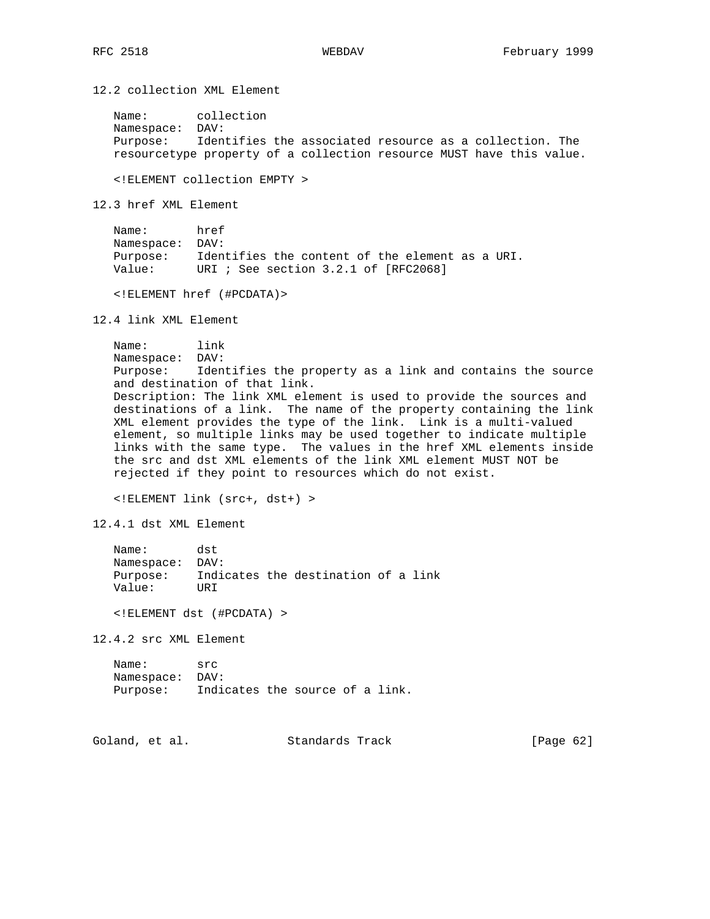## 12.2 collection XML Element

Name: collection
Namespace: DAV:
Purpose: Identifies the associated resource as a collection. The resourcetype property of a collection resource MUST have this value.

```
<!ELEMENT collection EMPTY >
```

## 12.3 href XML Element

Name: href
Namespace: DAV:
Purpose: Identifies the content of the element as a URI.
Value: URI ; See section 3.2.1 of [RFC2068]

```
<!ELEMENT href (#PCDATA)>
```

## 12.4 link XML Element

Name: link
Namespace: DAV:
Purpose: Identifies the property as a link and contains the source and destination of that link.
Description: The link XML element is used to provide the sources and destinations of a link. The name of the property containing the link XML element provides the type of the link. Link is a multi-valued element, so multiple links may be used together to indicate multiple links with the same type. The values in the href XML elements inside the src and dst XML elements of the link XML element MUST NOT be rejected if they point to resources which do not exist.

```
<!ELEMENT link (src+, dst+) >
```

### 12.4.1 dst XML Element

Name: dst
Namespace: DAV:
Purpose: Indicates the destination of a link
Value: URI

```
<!ELEMENT dst (#PCDATA) >
```

### 12.4.2 src XML Element

Name: src
Namespace: DAV:
Purpose: Indicates the source of a link.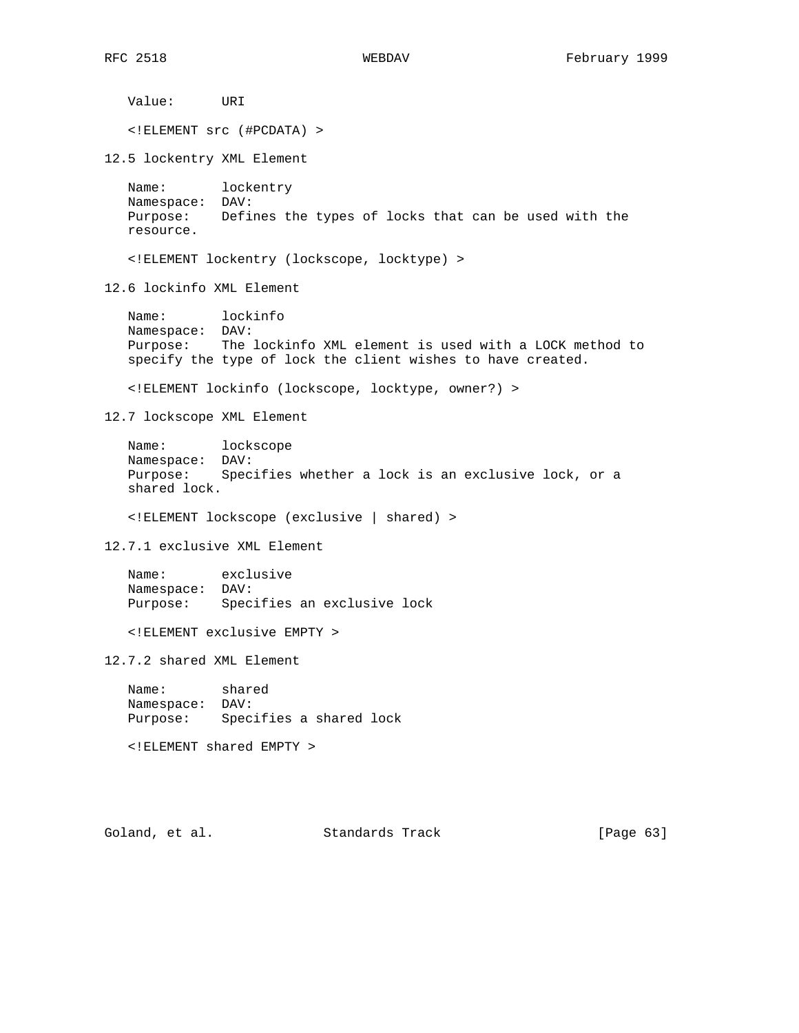Value: URI

```
<!ELEMENT src (#PCDATA) >
```

## 12.5 lockentry XML Element

Name: lockentry
Namespace: DAV:
Purpose: Defines the types of locks that can be used with the resource.

```
<!ELEMENT lockentry (lockscope, locktype) >
```

## 12.6 lockinfo XML Element

Name: lockinfo
Namespace: DAV:
Purpose: The lockinfo XML element is used with a LOCK method to specify the type of lock the client wishes to have created.

```
<!ELEMENT lockinfo (lockscope, locktype, owner?) >
```

## 12.7 lockscope XML Element

Name: lockscope
Namespace: DAV:
Purpose: Specifies whether a lock is an exclusive lock, or a shared lock.

```
<!ELEMENT lockscope (exclusive | shared) >
```

### 12.7.1 exclusive XML Element

Name: exclusive
Namespace: DAV:
Purpose: Specifies an exclusive lock

```
<!ELEMENT exclusive EMPTY >
```

### 12.7.2 shared XML Element

Name: shared
Namespace: DAV:
Purpose: Specifies a shared lock

```
<!ELEMENT shared EMPTY >
```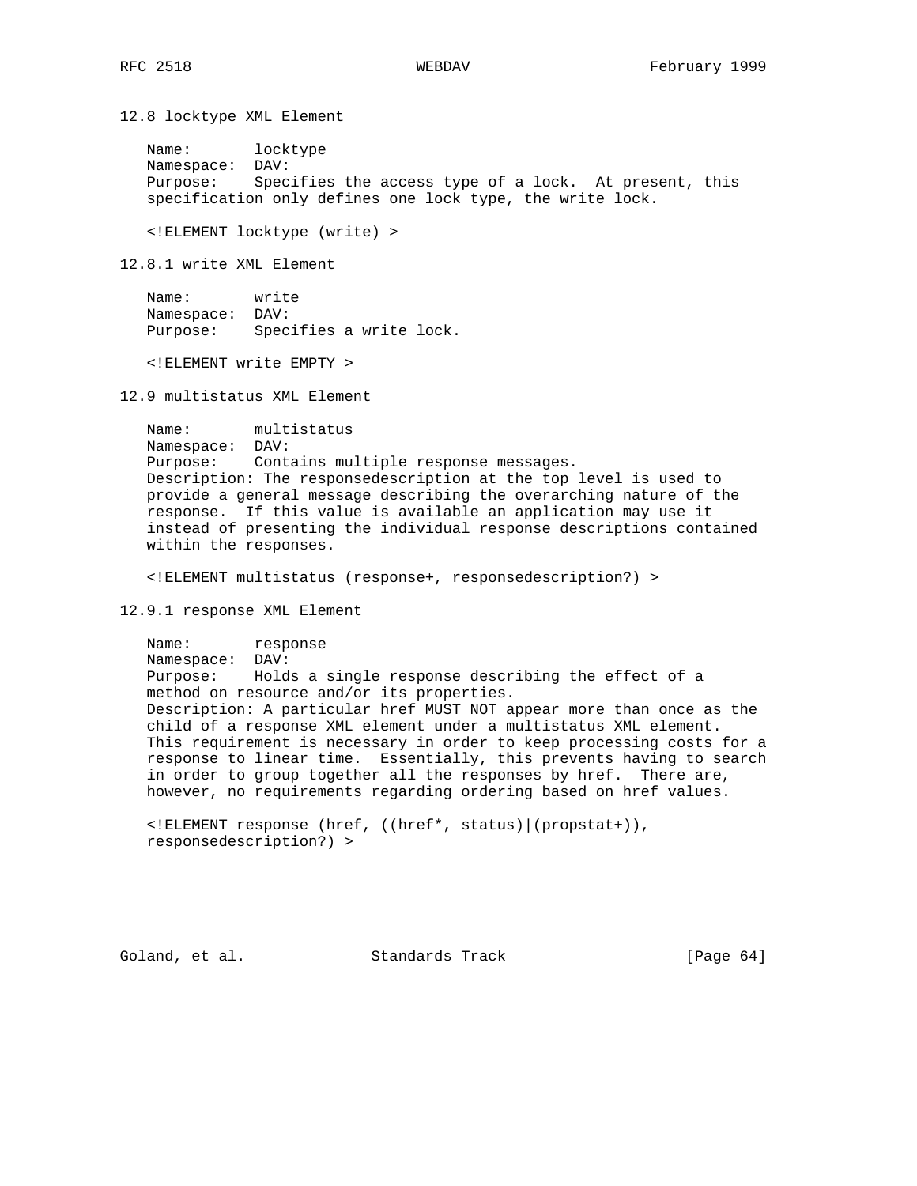### 12.8 locktype XML Element

Name: locktype
Namespace: DAV:
Purpose: Specifies the access type of a lock. At present, this specification only defines one lock type, the write lock.

```
<!ELEMENT locktype (write) >
```

#### 12.8.1 write XML Element

Name: write
Namespace: DAV:
Purpose: Specifies a write lock.

```
<!ELEMENT write EMPTY >
```

### 12.9 multistatus XML Element

Name: multistatus
Namespace: DAV:
Purpose: Contains multiple response messages.
Description: The responsedescription at the top level is used to provide a general message describing the overarching nature of the response. If this value is available an application may use it instead of presenting the individual response descriptions contained within the responses.

```
<!ELEMENT multistatus (response+, responsedescription?) >
```

#### 12.9.1 response XML Element

Name: response
Namespace: DAV:
Purpose: Holds a single response describing the effect of a method on resource and/or its properties.
Description: A particular href MUST NOT appear more than once as the child of a response XML element under a multistatus XML element. This requirement is necessary in order to keep processing costs for a response to linear time. Essentially, this prevents having to search in order to group together all the responses by href. There are, however, no requirements regarding ordering based on href values.

```
<!ELEMENT response (href, ((href*, status)|(propstat+)),
responsedescription?) >
```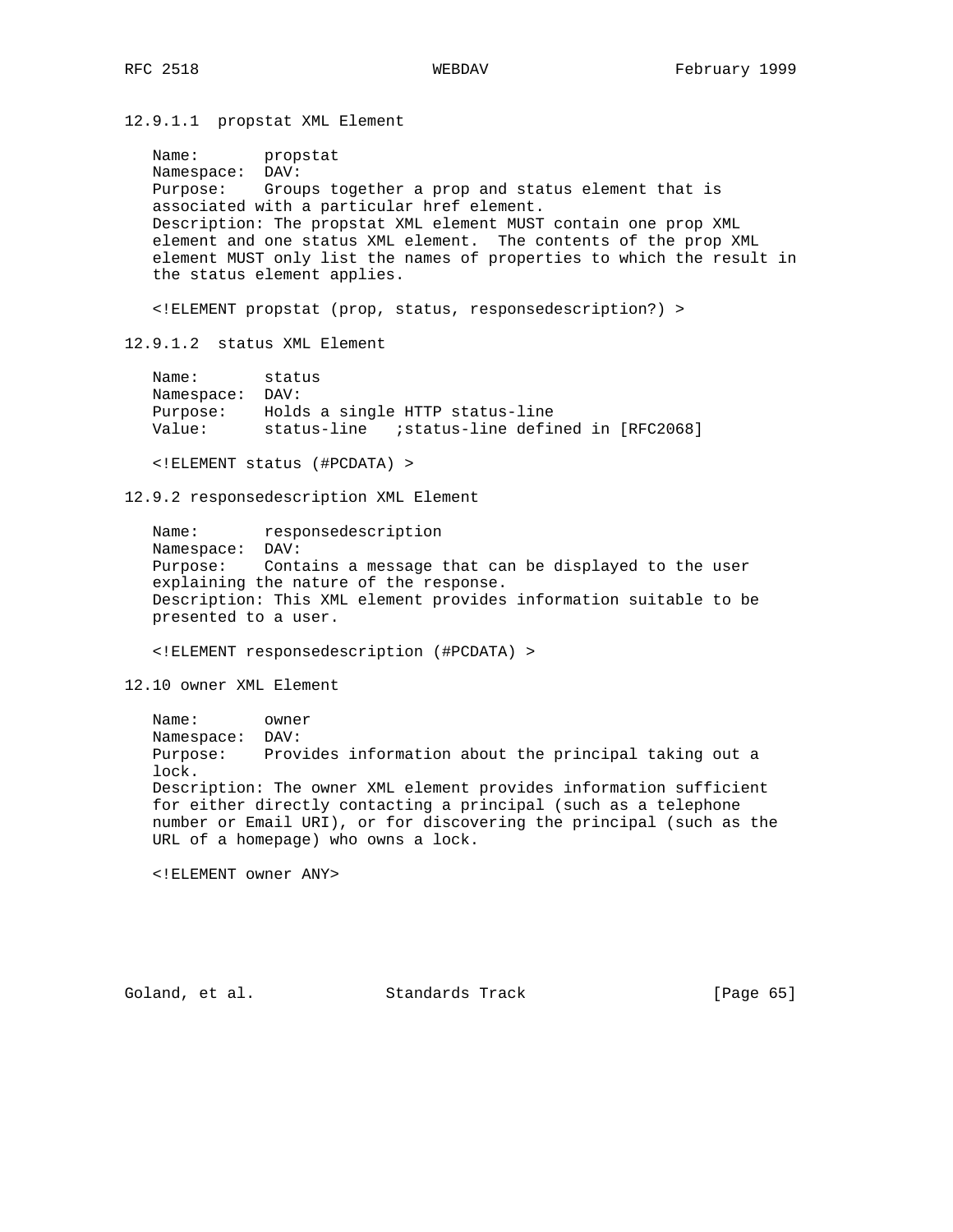#### 12.9.1.1 propstat XML Element

Name: propstat
Namespace: DAV:
Purpose: Groups together a prop and status element that is associated with a particular href element.
Description: The propstat XML element MUST contain one prop XML element and one status XML element. The contents of the prop XML element MUST only list the names of properties to which the result in the status element applies.

```
<!ELEMENT propstat (prop, status, responsedescription?) >
```

#### 12.9.1.2 status XML Element

Name: status
Namespace: DAV:
Purpose: Holds a single HTTP status-line
Value: status-line ;status-line defined in [RFC2068]

```
<!ELEMENT status (#PCDATA) >
```

### 12.9.2 responsedescription XML Element

Name: responsedescription
Namespace: DAV:
Purpose: Contains a message that can be displayed to the user explaining the nature of the response.
Description: This XML element provides information suitable to be presented to a user.

```
<!ELEMENT responsedescription (#PCDATA) >
```

## 12.10 owner XML Element

Name: owner
Namespace: DAV:
Purpose: Provides information about the principal taking out a lock.
Description: The owner XML element provides information sufficient for either directly contacting a principal (such as a telephone number or Email URI), or for discovering the principal (such as the URL of a homepage) who owns a lock.

```
<!ELEMENT owner ANY>
```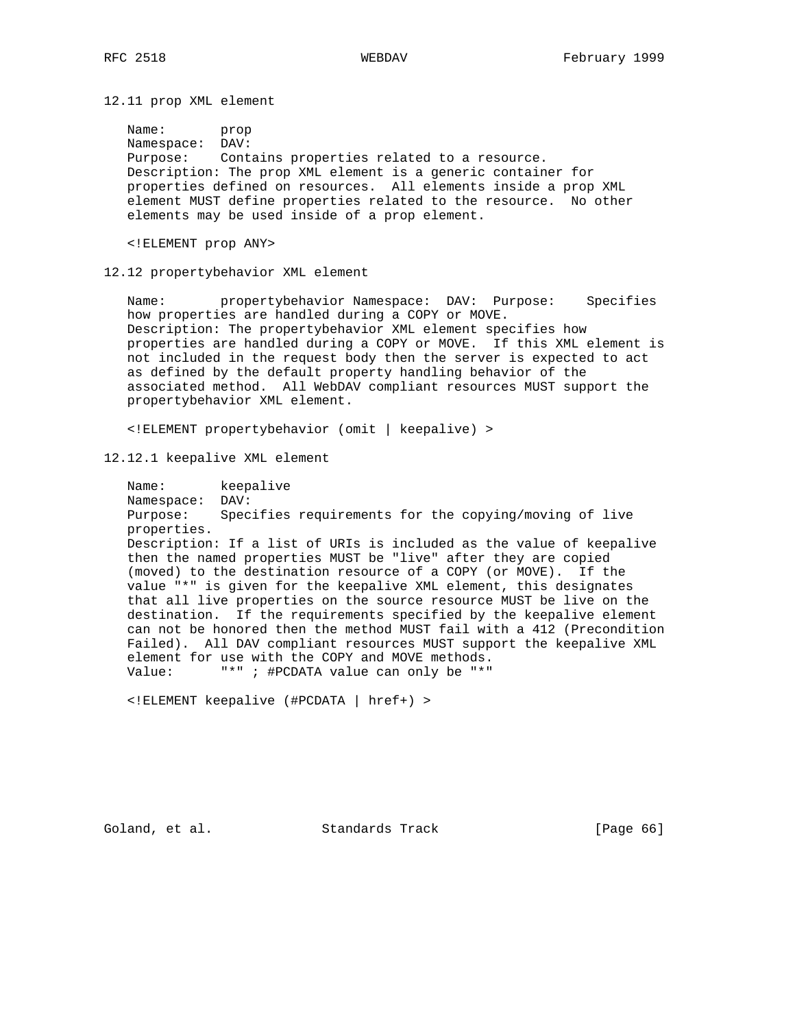## 12.11 prop XML element

Name: prop
Namespace: DAV:
Purpose: Contains properties related to a resource.
Description: The prop XML element is a generic container for properties defined on resources. All elements inside a prop XML element MUST define properties related to the resource. No other elements may be used inside of a prop element.

```
<!ELEMENT prop ANY>
```

## 12.12 propertybehavior XML element

Name: propertybehavior Namespace: DAV: Purpose: Specifies how properties are handled during a COPY or MOVE.
Description: The propertybehavior XML element specifies how properties are handled during a COPY or MOVE. If this XML element is not included in the request body then the server is expected to act as defined by the default property handling behavior of the associated method. All WebDAV compliant resources MUST support the propertybehavior XML element.

```
<!ELEMENT propertybehavior (omit | keepalive) >
```

### 12.12.1 keepalive XML element

Name: keepalive
Namespace: DAV:
Purpose: Specifies requirements for the copying/moving of live properties.
Description: If a list of URIs is included as the value of keepalive then the named properties MUST be "live" after they are copied (moved) to the destination resource of a COPY (or MOVE). If the value "*" is given for the keepalive XML element, this designates that all live properties on the source resource MUST be live on the destination. If the requirements specified by the keepalive element can not be honored then the method MUST fail with a 412 (Precondition Failed). All DAV compliant resources MUST support the keepalive XML element for use with the COPY and MOVE methods.
Value: "*" ; #PCDATA value can only be "*"

```
<!ELEMENT keepalive (#PCDATA | href+) >
```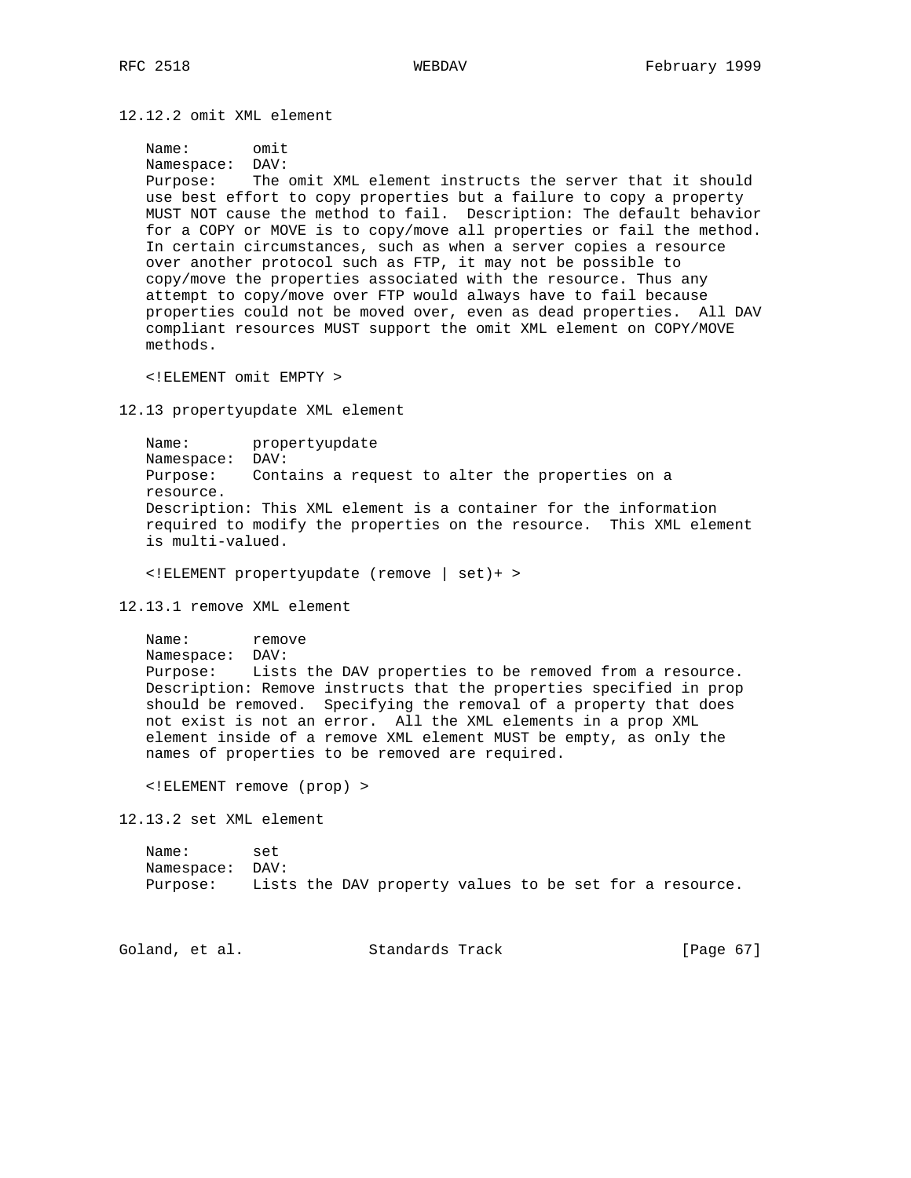### 12.12.2 omit XML element

Name: omit
Namespace: DAV:
Purpose: The omit XML element instructs the server that it should use best effort to copy properties but a failure to copy a property MUST NOT cause the method to fail. Description: The default behavior for a COPY or MOVE is to copy/move all properties or fail the method. In certain circumstances, such as when a server copies a resource over another protocol such as FTP, it may not be possible to copy/move the properties associated with the resource. Thus any attempt to copy/move over FTP would always have to fail because properties could not be moved over, even as dead properties. All DAV compliant resources MUST support the omit XML element on COPY/MOVE methods.

```
<!ELEMENT omit EMPTY >
```

## 12.13 propertyupdate XML element

Name: propertyupdate
Namespace: DAV:
Purpose: Contains a request to alter the properties on a resource.
Description: This XML element is a container for the information required to modify the properties on the resource. This XML element is multi-valued.

```
<!ELEMENT propertyupdate (remove | set)+ >
```

### 12.13.1 remove XML element

Name: remove
Namespace: DAV:
Purpose: Lists the DAV properties to be removed from a resource.
Description: Remove instructs that the properties specified in prop should be removed. Specifying the removal of a property that does not exist is not an error. All the XML elements in a prop XML element inside of a remove XML element MUST be empty, as only the names of properties to be removed are required.

```
<!ELEMENT remove (prop) >
```

### 12.13.2 set XML element

Name: set
Namespace: DAV:
Purpose: Lists the DAV property values to be set for a resource.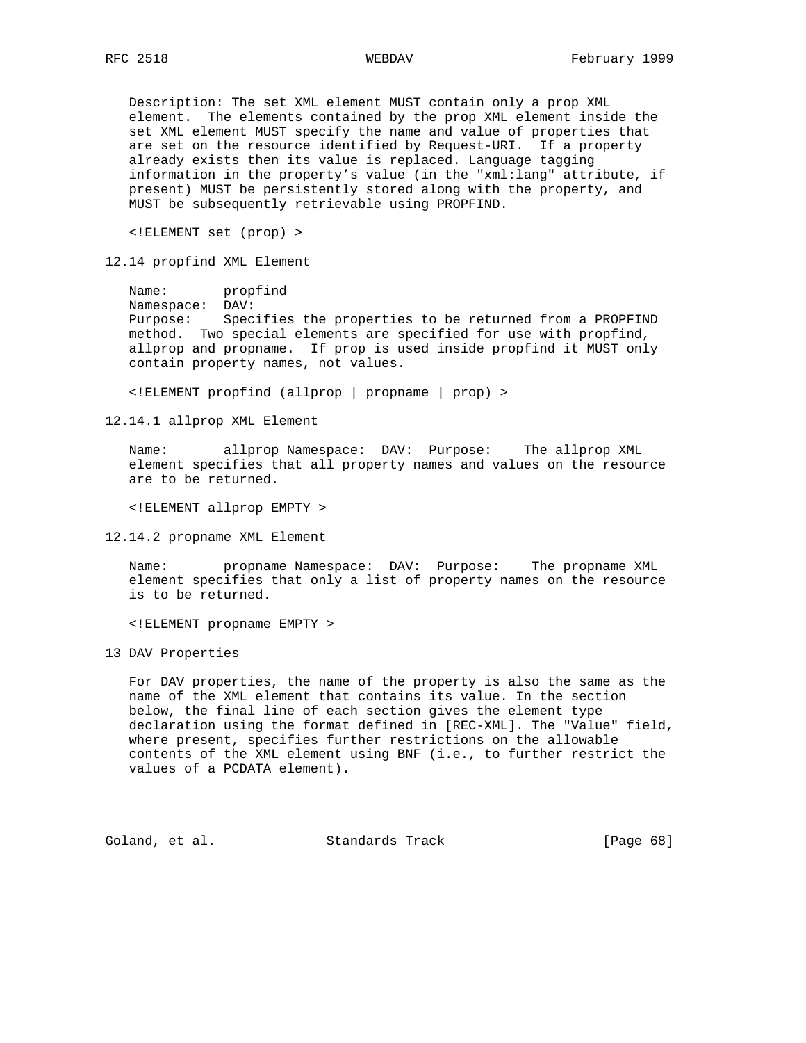Description: The set XML element MUST contain only a prop XML element. The elements contained by the prop XML element inside the set XML element MUST specify the name and value of properties that are set on the resource identified by Request-URI. If a property already exists then its value is replaced. Language tagging information in the property's value (in the "xml:lang" attribute, if present) MUST be persistently stored along with the property, and MUST be subsequently retrievable using PROPFIND.

```
<!ELEMENT set (prop) >
```

### 12.14 propfind XML Element

Name: propfind
Namespace: DAV:
Purpose: Specifies the properties to be returned from a PROPFIND method. Two special elements are specified for use with propfind, allprop and propname. If prop is used inside propfind it MUST only contain property names, not values.

```
<!ELEMENT propfind (allprop | propname | prop) >
```

#### 12.14.1 allprop XML Element

Name: allprop Namespace: DAV: Purpose: The allprop XML element specifies that all property names and values on the resource are to be returned.

```
<!ELEMENT allprop EMPTY >
```

#### 12.14.2 propname XML Element

Name: propname Namespace: DAV: Purpose: The propname XML element specifies that only a list of property names on the resource is to be returned.

```
<!ELEMENT propname EMPTY >
```

## 13 DAV Properties

For DAV properties, the name of the property is also the same as the name of the XML element that contains its value. In the section below, the final line of each section gives the element type declaration using the format defined in [REC-XML]. The "Value" field, where present, specifies further restrictions on the allowable contents of the XML element using BNF (i.e., to further restrict the values of a PCDATA element).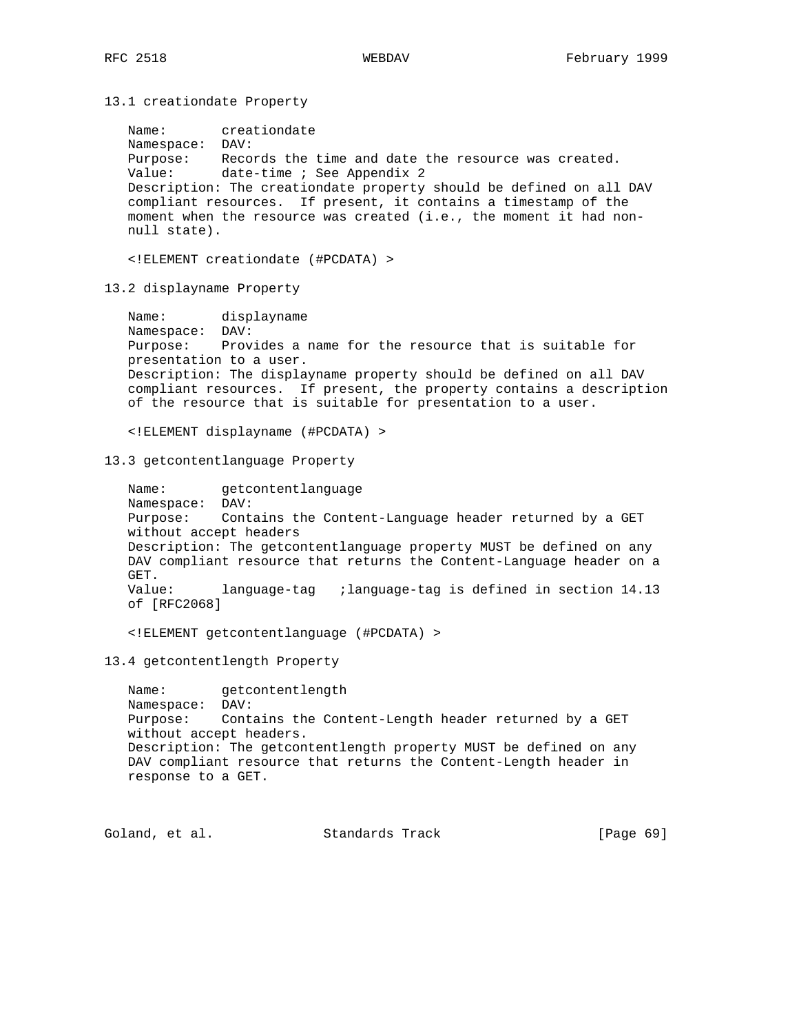## 13.1 creationdate Property

Name: creationdate
Namespace: DAV:
Purpose: Records the time and date the resource was created.
Value: date-time ; See Appendix 2
Description: The creationdate property should be defined on all DAV compliant resources. If present, it contains a timestamp of the moment when the resource was created (i.e., the moment it had non-null state).

```
<!ELEMENT creationdate (#PCDATA) >
```

## 13.2 displayname Property

Name: displayname
Namespace: DAV:
Purpose: Provides a name for the resource that is suitable for presentation to a user.
Description: The displayname property should be defined on all DAV compliant resources. If present, the property contains a description of the resource that is suitable for presentation to a user.

```
<!ELEMENT displayname (#PCDATA) >
```

## 13.3 getcontentlanguage Property

Name: getcontentlanguage
Namespace: DAV:
Purpose: Contains the Content-Language header returned by a GET without accept headers
Description: The getcontentlanguage property MUST be defined on any DAV compliant resource that returns the Content-Language header on a GET.
Value: language-tag ;language-tag is defined in section 14.13 of [RFC2068]

```
<!ELEMENT getcontentlanguage (#PCDATA) >
```

## 13.4 getcontentlength Property

Name: getcontentlength
Namespace: DAV:
Purpose: Contains the Content-Length header returned by a GET without accept headers.
Description: The getcontentlength property MUST be defined on any DAV compliant resource that returns the Content-Length header in response to a GET.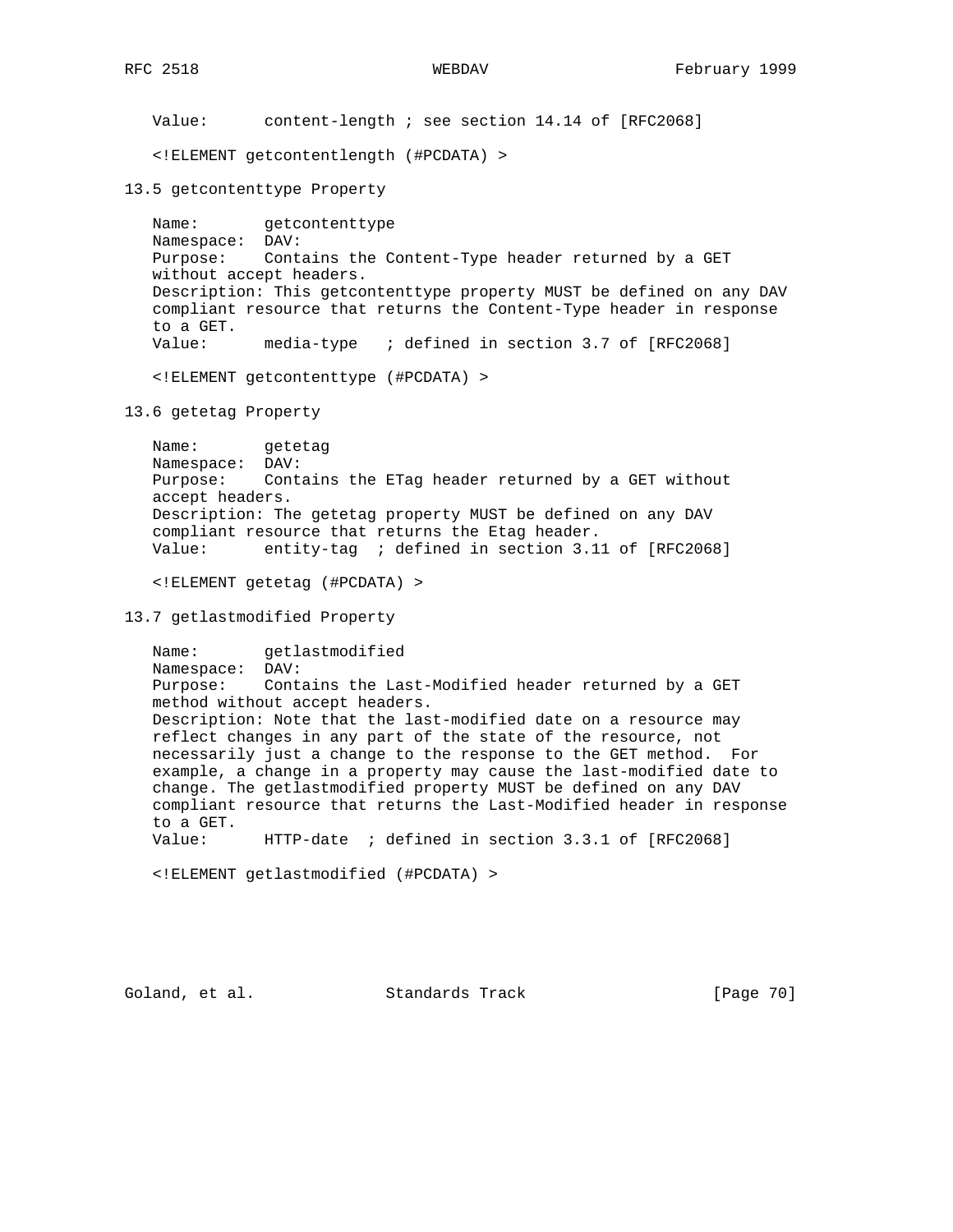Value: content-length ; see section 14.14 of [RFC2068]

```
<!ELEMENT getcontentlength (#PCDATA) >
```

### 13.5 getcontenttype Property

Name: getcontenttype
Namespace: DAV:
Purpose: Contains the Content-Type header returned by a GET without accept headers.
Description: This getcontenttype property MUST be defined on any DAV compliant resource that returns the Content-Type header in response to a GET.
Value: media-type ; defined in section 3.7 of [RFC2068]

```
<!ELEMENT getcontenttype (#PCDATA) >
```

### 13.6 getetag Property

Name: getetag
Namespace: DAV:
Purpose: Contains the ETag header returned by a GET without accept headers.
Description: The getetag property MUST be defined on any DAV compliant resource that returns the Etag header.
Value: entity-tag ; defined in section 3.11 of [RFC2068]

```
<!ELEMENT getetag (#PCDATA) >
```

### 13.7 getlastmodified Property

Name: getlastmodified
Namespace: DAV:
Purpose: Contains the Last-Modified header returned by a GET method without accept headers.
Description: Note that the last-modified date on a resource may reflect changes in any part of the state of the resource, not necessarily just a change to the response to the GET method. For example, a change in a property may cause the last-modified date to change. The getlastmodified property MUST be defined on any DAV compliant resource that returns the Last-Modified header in response to a GET.
Value: HTTP-date ; defined in section 3.3.1 of [RFC2068]

```
<!ELEMENT getlastmodified (#PCDATA) >
```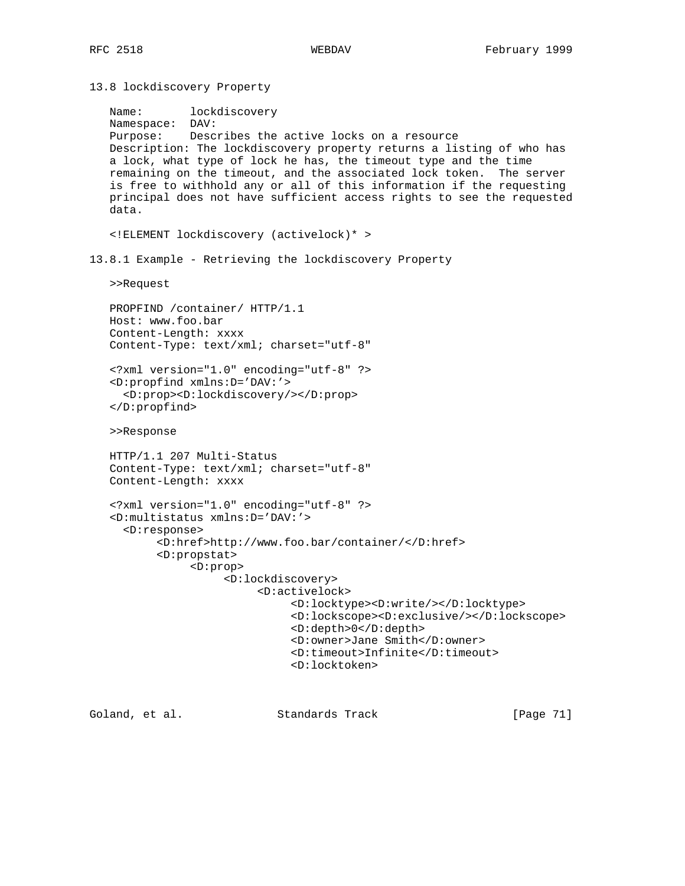## 13.8 lockdiscovery Property

Name: lockdiscovery
Namespace: DAV:
Purpose: Describes the active locks on a resource
Description: The lockdiscovery property returns a listing of who has a lock, what type of lock he has, the timeout type and the time remaining on the timeout, and the associated lock token. The server is free to withhold any or all of this information if the requesting principal does not have sufficient access rights to see the requested data.

```
<!ELEMENT lockdiscovery (activelock)* >
```

### 13.8.1 Example - Retrieving the lockdiscovery Property

>>Request

```
PROPFIND /container/ HTTP/1.1
Host: www.foo.bar
Content-Length: xxxx
Content-Type: text/xml; charset="utf-8"

<?xml version="1.0" encoding="utf-8" ?>
<D:propfind xmlns:D='DAV:'>
  <D:prop><D:lockdiscovery/></D:prop>
</D:propfind>
```

>>Response

```
HTTP/1.1 207 Multi-Status
Content-Type: text/xml; charset="utf-8"
Content-Length: xxxx

<?xml version="1.0" encoding="utf-8" ?>
<D:multistatus xmlns:D='DAV:'>
  <D:response>
       <D:href>http://www.foo.bar/container/</D:href>
       <D:propstat>
            <D:prop>
                 <D:lockdiscovery>
                      <D:activelock>
                           <D:locktype><D:write/></D:locktype>
                           <D:lockscope><D:exclusive/></D:lockscope>
                           <D:depth>0</D:depth>
                           <D:owner>Jane Smith</D:owner>
                           <D:timeout>Infinite</D:timeout>
                           <D:locktoken>
```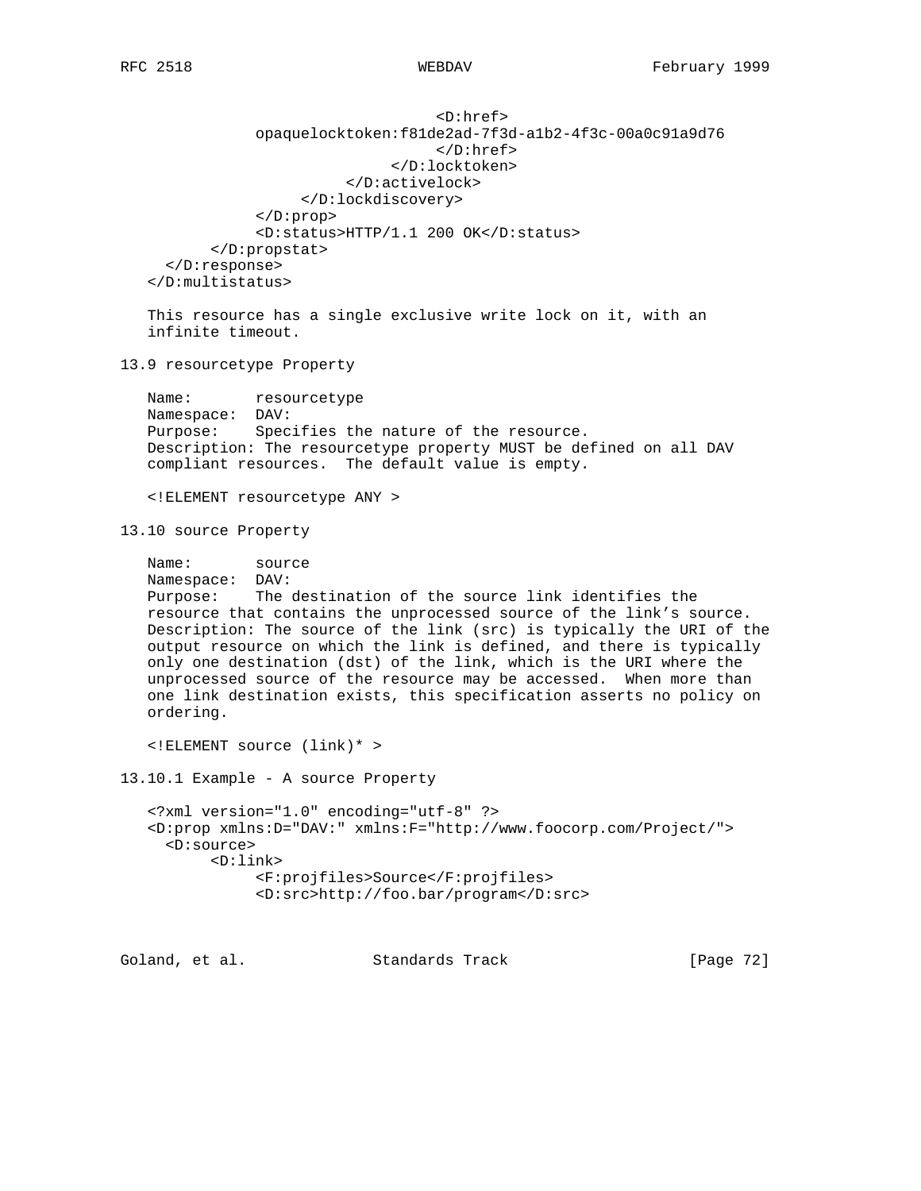```
                             <D:href>
             opaquelocktoken:f81de2ad-7f3d-a1b2-4f3c-00a0c91a9d76
                             </D:href>
                        </D:locktoken>
                   </D:activelock>
              </D:lockdiscovery>
            </D:prop>
            <D:status>HTTP/1.1 200 OK</D:status>
       </D:propstat>
     </D:response>
   </D:multistatus>
```

This resource has a single exclusive write lock on it, with an infinite timeout.

## 13.9 resourcetype Property

Name: resourcetype
Namespace: DAV:
Purpose: Specifies the nature of the resource.
Description: The resourcetype property MUST be defined on all DAV compliant resources. The default value is empty.

```
<!ELEMENT resourcetype ANY >
```

## 13.10 source Property

Name: source
Namespace: DAV:
Purpose: The destination of the source link identifies the resource that contains the unprocessed source of the link's source.
Description: The source of the link (src) is typically the URI of the output resource on which the link is defined, and there is typically only one destination (dst) of the link, which is the URI where the unprocessed source of the resource may be accessed. When more than one link destination exists, this specification asserts no policy on ordering.

```
<!ELEMENT source (link)* >
```

### 13.10.1 Example - A source Property

```
<?xml version="1.0" encoding="utf-8" ?>
<D:prop xmlns:D="DAV:" xmlns:F="http://www.foocorp.com/Project/">
  <D:source>
       <D:link>
            <F:projfiles>Source</F:projfiles>
            <D:src>http://foo.bar/program</D:src>
```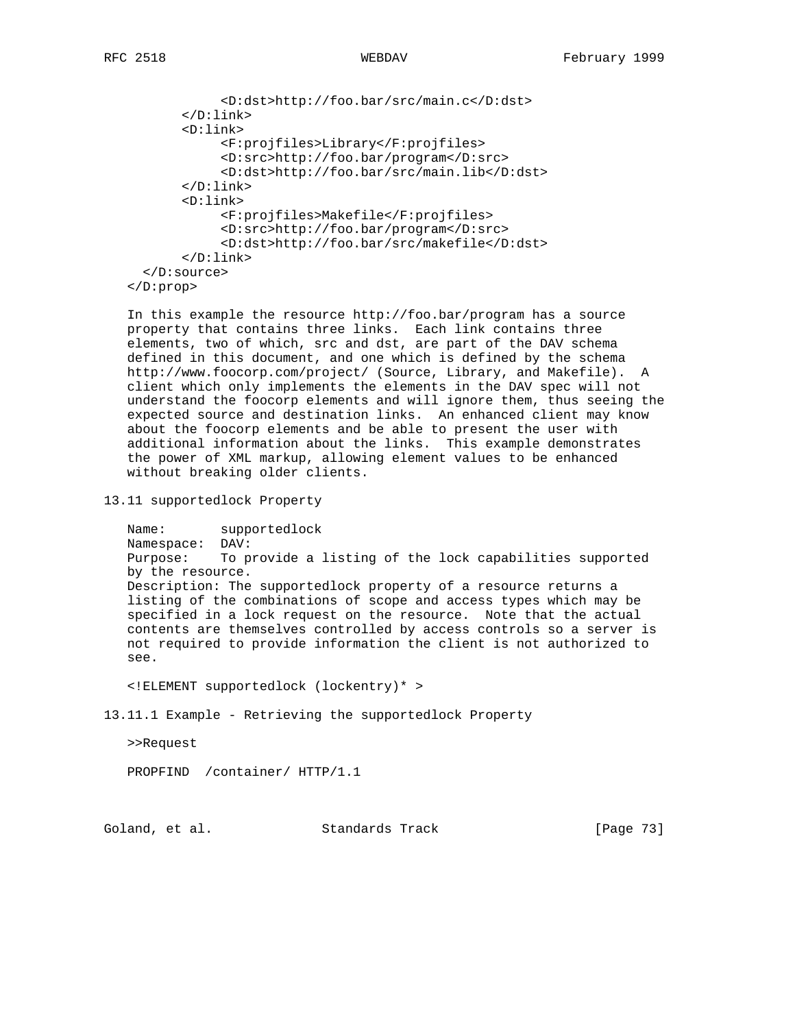```
            <D:dst>http://foo.bar/src/main.c</D:dst>
        </D:link>
        <D:link>
            <F:projfiles>Library</F:projfiles>
            <D:src>http://foo.bar/program</D:src>
            <D:dst>http://foo.bar/src/main.lib</D:dst>
        </D:link>
        <D:link>
            <F:projfiles>Makefile</F:projfiles>
            <D:src>http://foo.bar/program</D:src>
            <D:dst>http://foo.bar/src/makefile</D:dst>
        </D:link>
    </D:source>
</D:prop>
```

In this example the resource http://foo.bar/program has a source property that contains three links. Each link contains three elements, two of which, src and dst, are part of the DAV schema defined in this document, and one which is defined by the schema http://www.foocorp.com/project/ (Source, Library, and Makefile). A client which only implements the elements in the DAV spec will not understand the foocorp elements and will ignore them, thus seeing the expected source and destination links. An enhanced client may know about the foocorp elements and be able to present the user with additional information about the links. This example demonstrates the power of XML markup, allowing element values to be enhanced without breaking older clients.

## 13.11 supportedlock Property

Name: supportedlock
Namespace: DAV:
Purpose: To provide a listing of the lock capabilities supported by the resource.
Description: The supportedlock property of a resource returns a listing of the combinations of scope and access types which may be specified in a lock request on the resource. Note that the actual contents are themselves controlled by access controls so a server is not required to provide information the client is not authorized to see.

```
<!ELEMENT supportedlock (lockentry)* >
```

### 13.11.1 Example - Retrieving the supportedlock Property

```
>>Request

PROPFIND  /container/ HTTP/1.1
```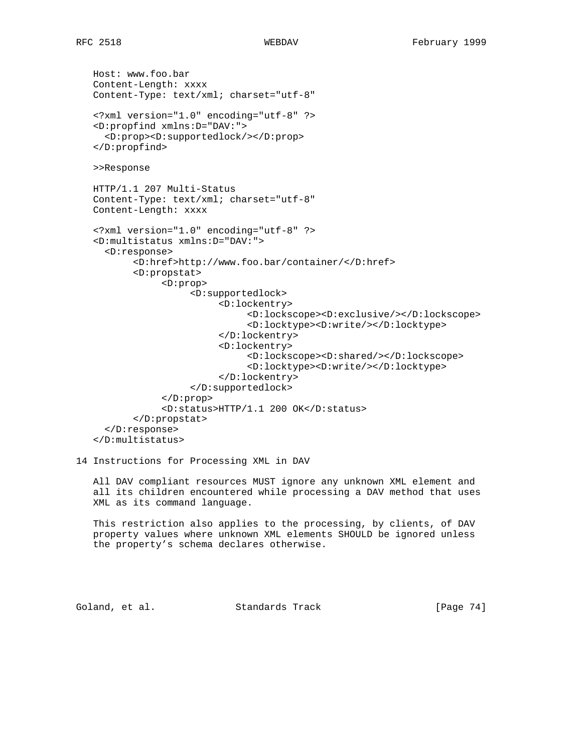```
   Host: www.foo.bar
   Content-Length: xxxx
   Content-Type: text/xml; charset="utf-8"

   <?xml version="1.0" encoding="utf-8" ?>
   <D:propfind xmlns:D="DAV:">
     <D:prop><D:supportedlock/></D:prop>
   </D:propfind>

   >>Response

   HTTP/1.1 207 Multi-Status
   Content-Type: text/xml; charset="utf-8"
   Content-Length: xxxx

   <?xml version="1.0" encoding="utf-8" ?>
   <D:multistatus xmlns:D="DAV:">
     <D:response>
          <D:href>http://www.foo.bar/container/</D:href>
          <D:propstat>
               <D:prop>
                    <D:supportedlock>
                         <D:lockentry>
                              <D:lockscope><D:exclusive/></D:lockscope>
                              <D:locktype><D:write/></D:locktype>
                         </D:lockentry>
                         <D:lockentry>
                              <D:lockscope><D:shared/></D:lockscope>
                              <D:locktype><D:write/></D:locktype>
                         </D:lockentry>
                    </D:supportedlock>
               </D:prop>
               <D:status>HTTP/1.1 200 OK</D:status>
          </D:propstat>
     </D:response>
   </D:multistatus>
```

# 14 Instructions for Processing XML in DAV

All DAV compliant resources MUST ignore any unknown XML element and all its children encountered while processing a DAV method that uses XML as its command language.

This restriction also applies to the processing, by clients, of DAV property values where unknown XML elements SHOULD be ignored unless the property's schema declares otherwise.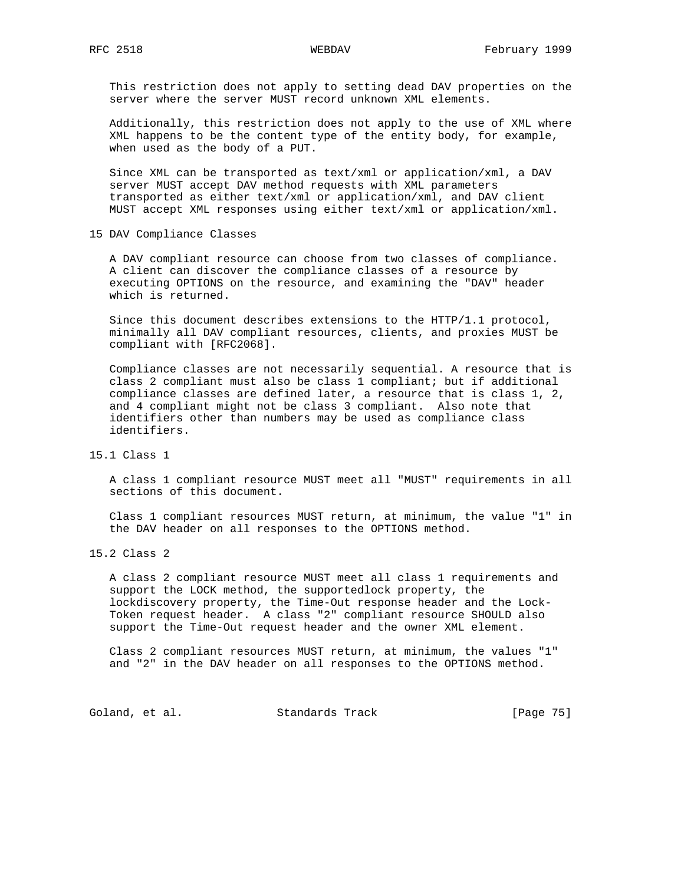This restriction does not apply to setting dead DAV properties on the server where the server MUST record unknown XML elements.

Additionally, this restriction does not apply to the use of XML where XML happens to be the content type of the entity body, for example, when used as the body of a PUT.

Since XML can be transported as text/xml or application/xml, a DAV server MUST accept DAV method requests with XML parameters transported as either text/xml or application/xml, and DAV client MUST accept XML responses using either text/xml or application/xml.

## 15 DAV Compliance Classes

A DAV compliant resource can choose from two classes of compliance. A client can discover the compliance classes of a resource by executing OPTIONS on the resource, and examining the "DAV" header which is returned.

Since this document describes extensions to the HTTP/1.1 protocol, minimally all DAV compliant resources, clients, and proxies MUST be compliant with [RFC2068].

Compliance classes are not necessarily sequential. A resource that is class 2 compliant must also be class 1 compliant; but if additional compliance classes are defined later, a resource that is class 1, 2, and 4 compliant might not be class 3 compliant. Also note that identifiers other than numbers may be used as compliance class identifiers.

### 15.1 Class 1

A class 1 compliant resource MUST meet all "MUST" requirements in all sections of this document.

Class 1 compliant resources MUST return, at minimum, the value "1" in the DAV header on all responses to the OPTIONS method.

### 15.2 Class 2

A class 2 compliant resource MUST meet all class 1 requirements and support the LOCK method, the supportedlock property, the lockdiscovery property, the Time-Out response header and the Lock-Token request header. A class "2" compliant resource SHOULD also support the Time-Out request header and the owner XML element.

Class 2 compliant resources MUST return, at minimum, the values "1" and "2" in the DAV header on all responses to the OPTIONS method.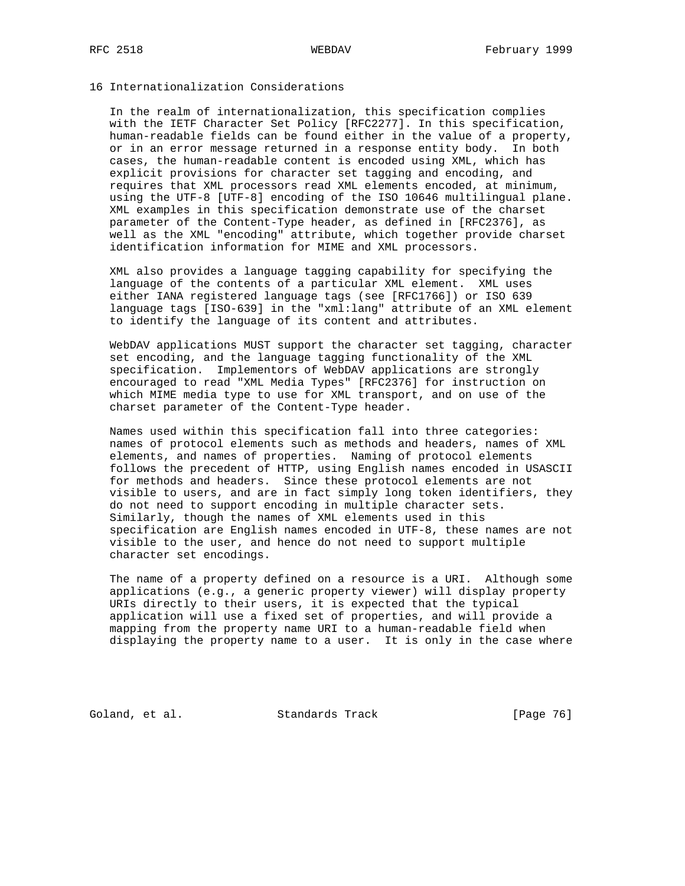# 16 Internationalization Considerations

In the realm of internationalization, this specification complies with the IETF Character Set Policy [RFC2277]. In this specification, human-readable fields can be found either in the value of a property, or in an error message returned in a response entity body. In both cases, the human-readable content is encoded using XML, which has explicit provisions for character set tagging and encoding, and requires that XML processors read XML elements encoded, at minimum, using the UTF-8 [UTF-8] encoding of the ISO 10646 multilingual plane. XML examples in this specification demonstrate use of the charset parameter of the Content-Type header, as defined in [RFC2376], as well as the XML "encoding" attribute, which together provide charset identification information for MIME and XML processors.

XML also provides a language tagging capability for specifying the language of the contents of a particular XML element. XML uses either IANA registered language tags (see [RFC1766]) or ISO 639 language tags [ISO-639] in the "xml:lang" attribute of an XML element to identify the language of its content and attributes.

WebDAV applications MUST support the character set tagging, character set encoding, and the language tagging functionality of the XML specification. Implementors of WebDAV applications are strongly encouraged to read "XML Media Types" [RFC2376] for instruction on which MIME media type to use for XML transport, and on use of the charset parameter of the Content-Type header.

Names used within this specification fall into three categories: names of protocol elements such as methods and headers, names of XML elements, and names of properties. Naming of protocol elements follows the precedent of HTTP, using English names encoded in USASCII for methods and headers. Since these protocol elements are not visible to users, and are in fact simply long token identifiers, they do not need to support encoding in multiple character sets. Similarly, though the names of XML elements used in this specification are English names encoded in UTF-8, these names are not visible to the user, and hence do not need to support multiple character set encodings.

The name of a property defined on a resource is a URI. Although some applications (e.g., a generic property viewer) will display property URIs directly to their users, it is expected that the typical application will use a fixed set of properties, and will provide a mapping from the property name URI to a human-readable field when displaying the property name to a user. It is only in the case where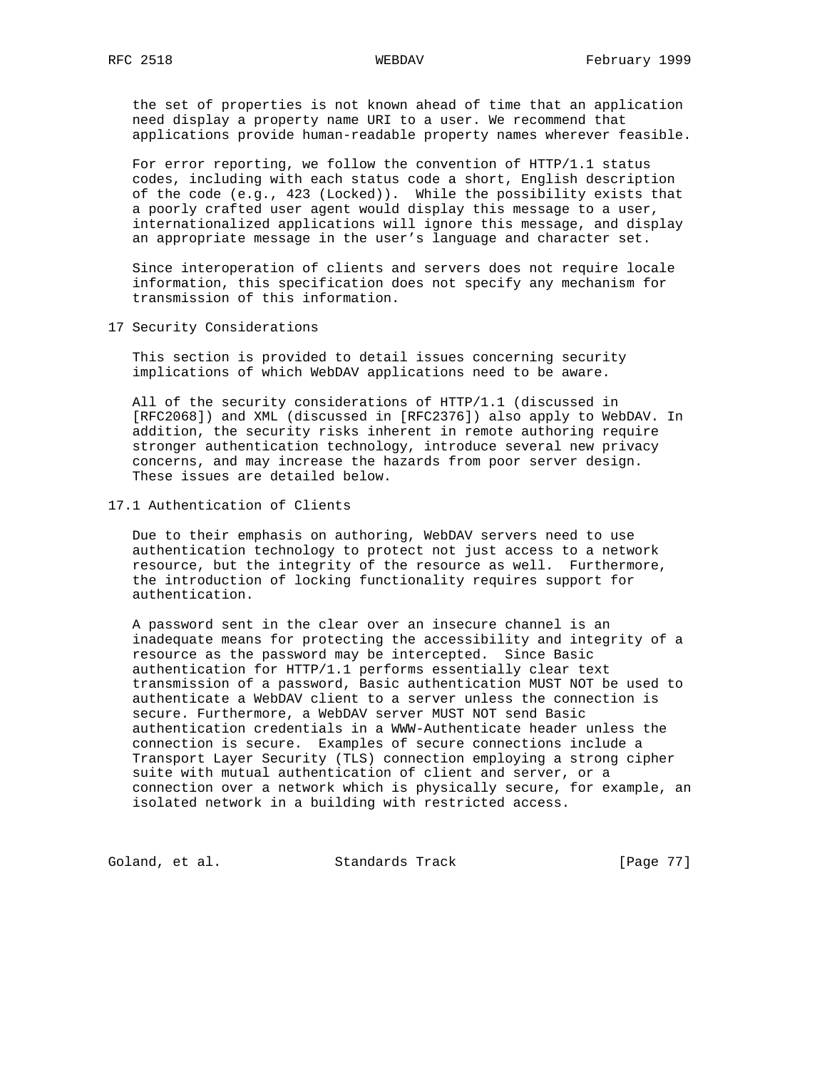the set of properties is not known ahead of time that an application need display a property name URI to a user. We recommend that applications provide human-readable property names wherever feasible.

For error reporting, we follow the convention of HTTP/1.1 status codes, including with each status code a short, English description of the code (e.g., 423 (Locked)). While the possibility exists that a poorly crafted user agent would display this message to a user, internationalized applications will ignore this message, and display an appropriate message in the user's language and character set.

Since interoperation of clients and servers does not require locale information, this specification does not specify any mechanism for transmission of this information.

# 17 Security Considerations

This section is provided to detail issues concerning security implications of which WebDAV applications need to be aware.

All of the security considerations of HTTP/1.1 (discussed in [RFC2068]) and XML (discussed in [RFC2376]) also apply to WebDAV. In addition, the security risks inherent in remote authoring require stronger authentication technology, introduce several new privacy concerns, and may increase the hazards from poor server design. These issues are detailed below.

## 17.1 Authentication of Clients

Due to their emphasis on authoring, WebDAV servers need to use authentication technology to protect not just access to a network resource, but the integrity of the resource as well. Furthermore, the introduction of locking functionality requires support for authentication.

A password sent in the clear over an insecure channel is an inadequate means for protecting the accessibility and integrity of a resource as the password may be intercepted. Since Basic authentication for HTTP/1.1 performs essentially clear text transmission of a password, Basic authentication MUST NOT be used to authenticate a WebDAV client to a server unless the connection is secure. Furthermore, a WebDAV server MUST NOT send Basic authentication credentials in a WWW-Authenticate header unless the connection is secure. Examples of secure connections include a Transport Layer Security (TLS) connection employing a strong cipher suite with mutual authentication of client and server, or a connection over a network which is physically secure, for example, an isolated network in a building with restricted access.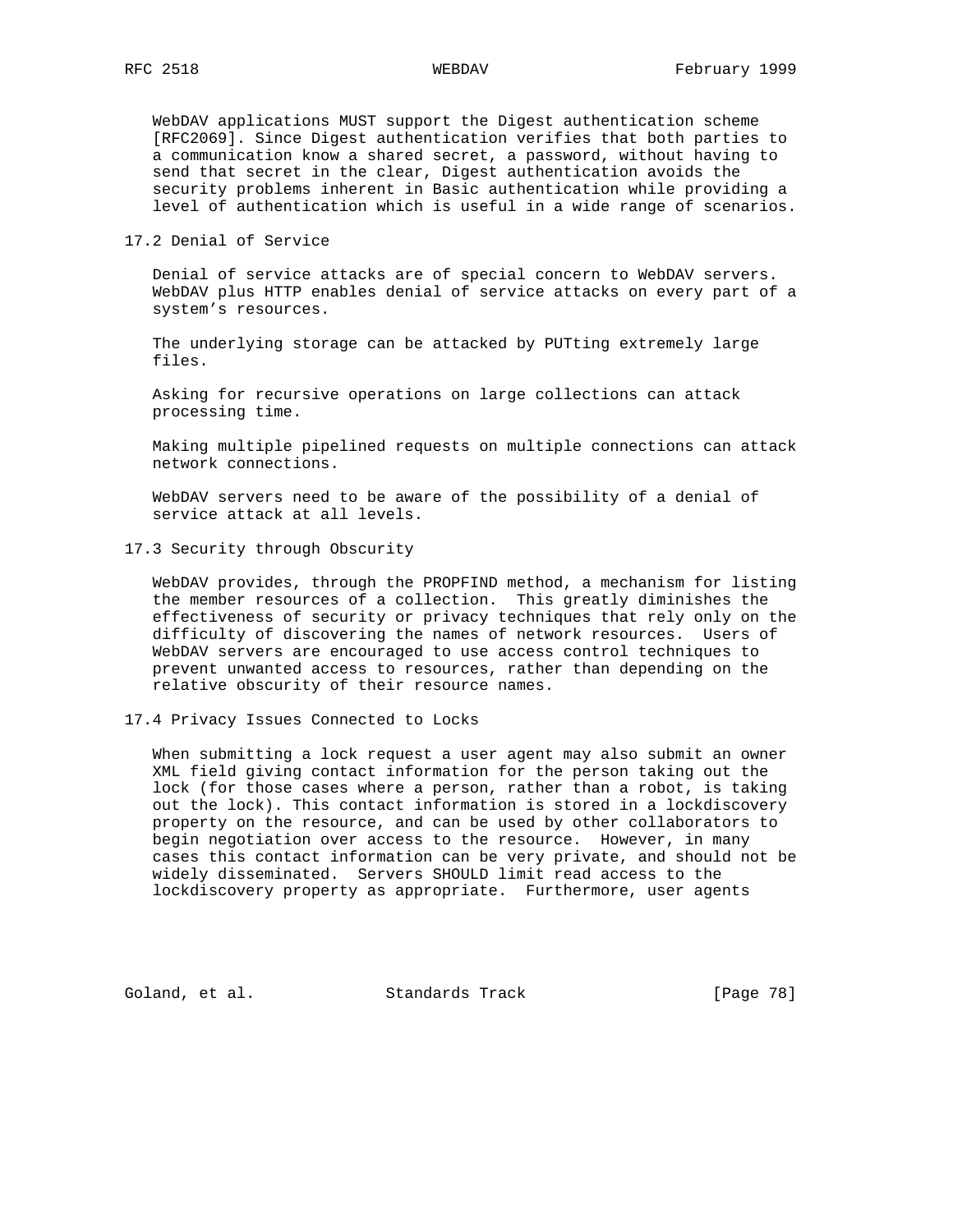WebDAV applications MUST support the Digest authentication scheme [RFC2069]. Since Digest authentication verifies that both parties to a communication know a shared secret, a password, without having to send that secret in the clear, Digest authentication avoids the security problems inherent in Basic authentication while providing a level of authentication which is useful in a wide range of scenarios.

## 17.2 Denial of Service

Denial of service attacks are of special concern to WebDAV servers. WebDAV plus HTTP enables denial of service attacks on every part of a system's resources.

The underlying storage can be attacked by PUTting extremely large files.

Asking for recursive operations on large collections can attack processing time.

Making multiple pipelined requests on multiple connections can attack network connections.

WebDAV servers need to be aware of the possibility of a denial of service attack at all levels.

## 17.3 Security through Obscurity

WebDAV provides, through the PROPFIND method, a mechanism for listing the member resources of a collection. This greatly diminishes the effectiveness of security or privacy techniques that rely only on the difficulty of discovering the names of network resources. Users of WebDAV servers are encouraged to use access control techniques to prevent unwanted access to resources, rather than depending on the relative obscurity of their resource names.

## 17.4 Privacy Issues Connected to Locks

When submitting a lock request a user agent may also submit an owner XML field giving contact information for the person taking out the lock (for those cases where a person, rather than a robot, is taking out the lock). This contact information is stored in a lockdiscovery property on the resource, and can be used by other collaborators to begin negotiation over access to the resource. However, in many cases this contact information can be very private, and should not be widely disseminated. Servers SHOULD limit read access to the lockdiscovery property as appropriate. Furthermore, user agents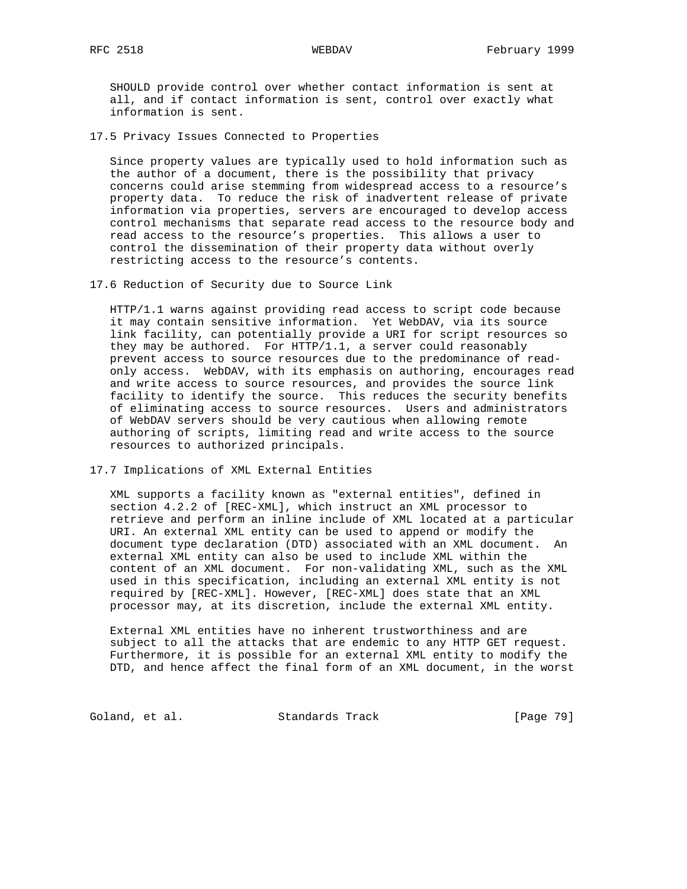SHOULD provide control over whether contact information is sent at all, and if contact information is sent, control over exactly what information is sent.

### 17.5 Privacy Issues Connected to Properties

Since property values are typically used to hold information such as the author of a document, there is the possibility that privacy concerns could arise stemming from widespread access to a resource's property data. To reduce the risk of inadvertent release of private information via properties, servers are encouraged to develop access control mechanisms that separate read access to the resource body and read access to the resource's properties. This allows a user to control the dissemination of their property data without overly restricting access to the resource's contents.

### 17.6 Reduction of Security due to Source Link

HTTP/1.1 warns against providing read access to script code because it may contain sensitive information. Yet WebDAV, via its source link facility, can potentially provide a URI for script resources so they may be authored. For HTTP/1.1, a server could reasonably prevent access to source resources due to the predominance of read-only access. WebDAV, with its emphasis on authoring, encourages read and write access to source resources, and provides the source link facility to identify the source. This reduces the security benefits of eliminating access to source resources. Users and administrators of WebDAV servers should be very cautious when allowing remote authoring of scripts, limiting read and write access to the source resources to authorized principals.

### 17.7 Implications of XML External Entities

XML supports a facility known as "external entities", defined in section 4.2.2 of [REC-XML], which instruct an XML processor to retrieve and perform an inline include of XML located at a particular URI. An external XML entity can be used to append or modify the document type declaration (DTD) associated with an XML document. An external XML entity can also be used to include XML within the content of an XML document. For non-validating XML, such as the XML used in this specification, including an external XML entity is not required by [REC-XML]. However, [REC-XML] does state that an XML processor may, at its discretion, include the external XML entity.

External XML entities have no inherent trustworthiness and are subject to all the attacks that are endemic to any HTTP GET request. Furthermore, it is possible for an external XML entity to modify the DTD, and hence affect the final form of an XML document, in the worst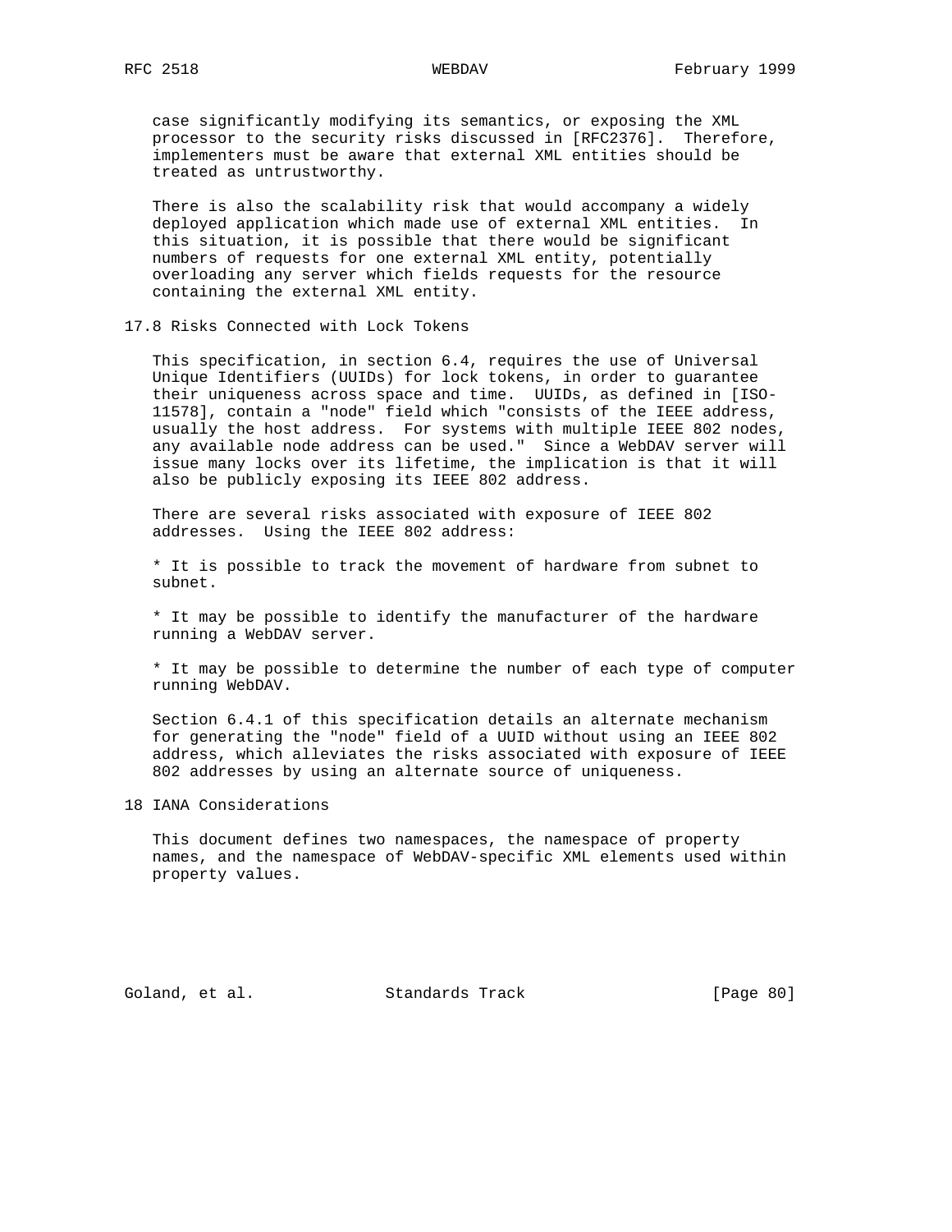case significantly modifying its semantics, or exposing the XML processor to the security risks discussed in [RFC2376]. Therefore, implementers must be aware that external XML entities should be treated as untrustworthy.

There is also the scalability risk that would accompany a widely deployed application which made use of external XML entities. In this situation, it is possible that there would be significant numbers of requests for one external XML entity, potentially overloading any server which fields requests for the resource containing the external XML entity.

## 17.8 Risks Connected with Lock Tokens

This specification, in section 6.4, requires the use of Universal Unique Identifiers (UUIDs) for lock tokens, in order to guarantee their uniqueness across space and time. UUIDs, as defined in [ISO-11578], contain a "node" field which "consists of the IEEE address, usually the host address. For systems with multiple IEEE 802 nodes, any available node address can be used." Since a WebDAV server will issue many locks over its lifetime, the implication is that it will also be publicly exposing its IEEE 802 address.

There are several risks associated with exposure of IEEE 802 addresses. Using the IEEE 802 address:

* It is possible to track the movement of hardware from subnet to subnet.

* It may be possible to identify the manufacturer of the hardware running a WebDAV server.

* It may be possible to determine the number of each type of computer running WebDAV.

Section 6.4.1 of this specification details an alternate mechanism for generating the "node" field of a UUID without using an IEEE 802 address, which alleviates the risks associated with exposure of IEEE 802 addresses by using an alternate source of uniqueness.

# 18 IANA Considerations

This document defines two namespaces, the namespace of property names, and the namespace of WebDAV-specific XML elements used within property values.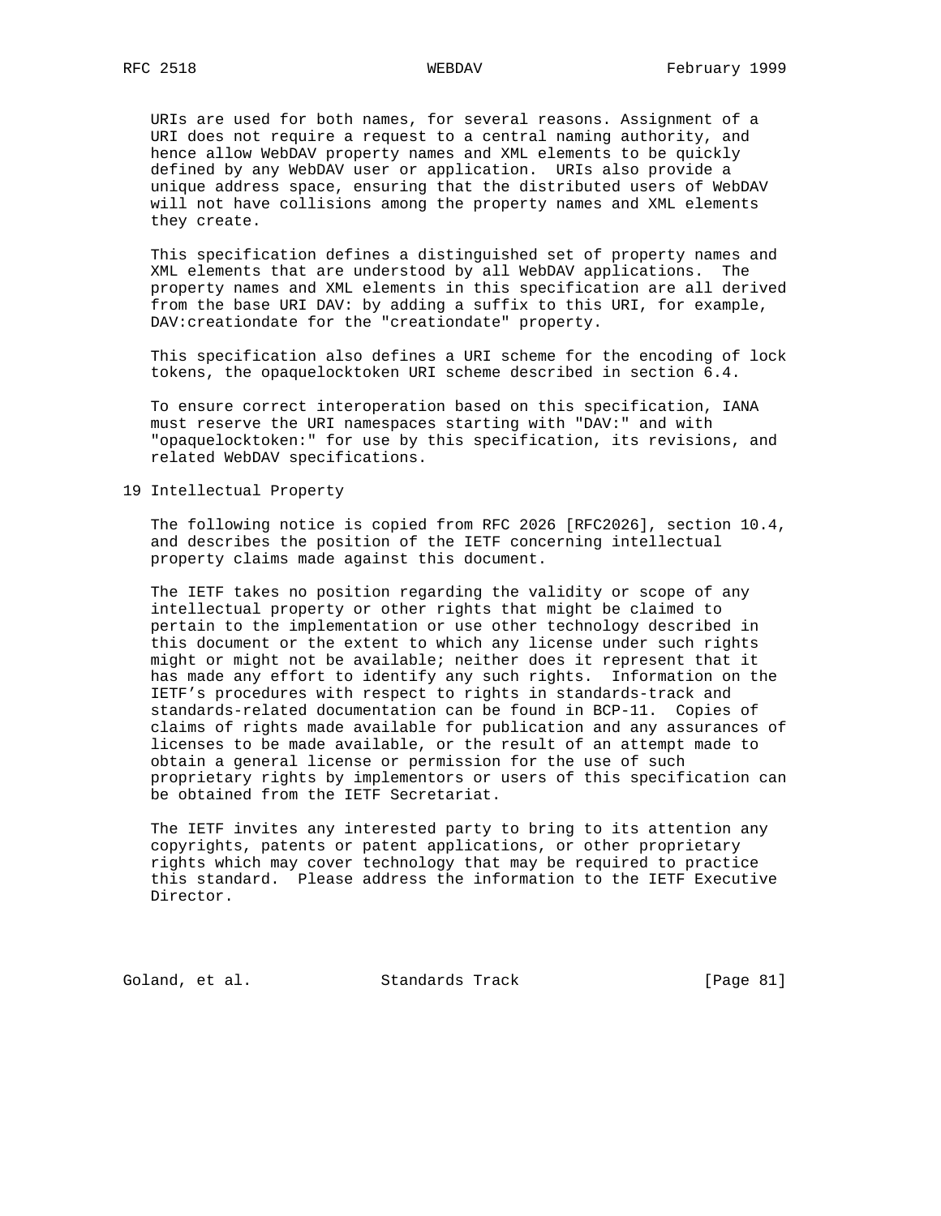URIs are used for both names, for several reasons. Assignment of a URI does not require a request to a central naming authority, and hence allow WebDAV property names and XML elements to be quickly defined by any WebDAV user or application. URIs also provide a unique address space, ensuring that the distributed users of WebDAV will not have collisions among the property names and XML elements they create.

This specification defines a distinguished set of property names and XML elements that are understood by all WebDAV applications. The property names and XML elements in this specification are all derived from the base URI DAV: by adding a suffix to this URI, for example, DAV:creationdate for the "creationdate" property.

This specification also defines a URI scheme for the encoding of lock tokens, the opaquelocktoken URI scheme described in section 6.4.

To ensure correct interoperation based on this specification, IANA must reserve the URI namespaces starting with "DAV:" and with "opaquelocktoken:" for use by this specification, its revisions, and related WebDAV specifications.

# 19 Intellectual Property

The following notice is copied from RFC 2026 [RFC2026], section 10.4, and describes the position of the IETF concerning intellectual property claims made against this document.

The IETF takes no position regarding the validity or scope of any intellectual property or other rights that might be claimed to pertain to the implementation or use other technology described in this document or the extent to which any license under such rights might or might not be available; neither does it represent that it has made any effort to identify any such rights. Information on the IETF's procedures with respect to rights in standards-track and standards-related documentation can be found in BCP-11. Copies of claims of rights made available for publication and any assurances of licenses to be made available, or the result of an attempt made to obtain a general license or permission for the use of such proprietary rights by implementors or users of this specification can be obtained from the IETF Secretariat.

The IETF invites any interested party to bring to its attention any copyrights, patents or patent applications, or other proprietary rights which may cover technology that may be required to practice this standard. Please address the information to the IETF Executive Director.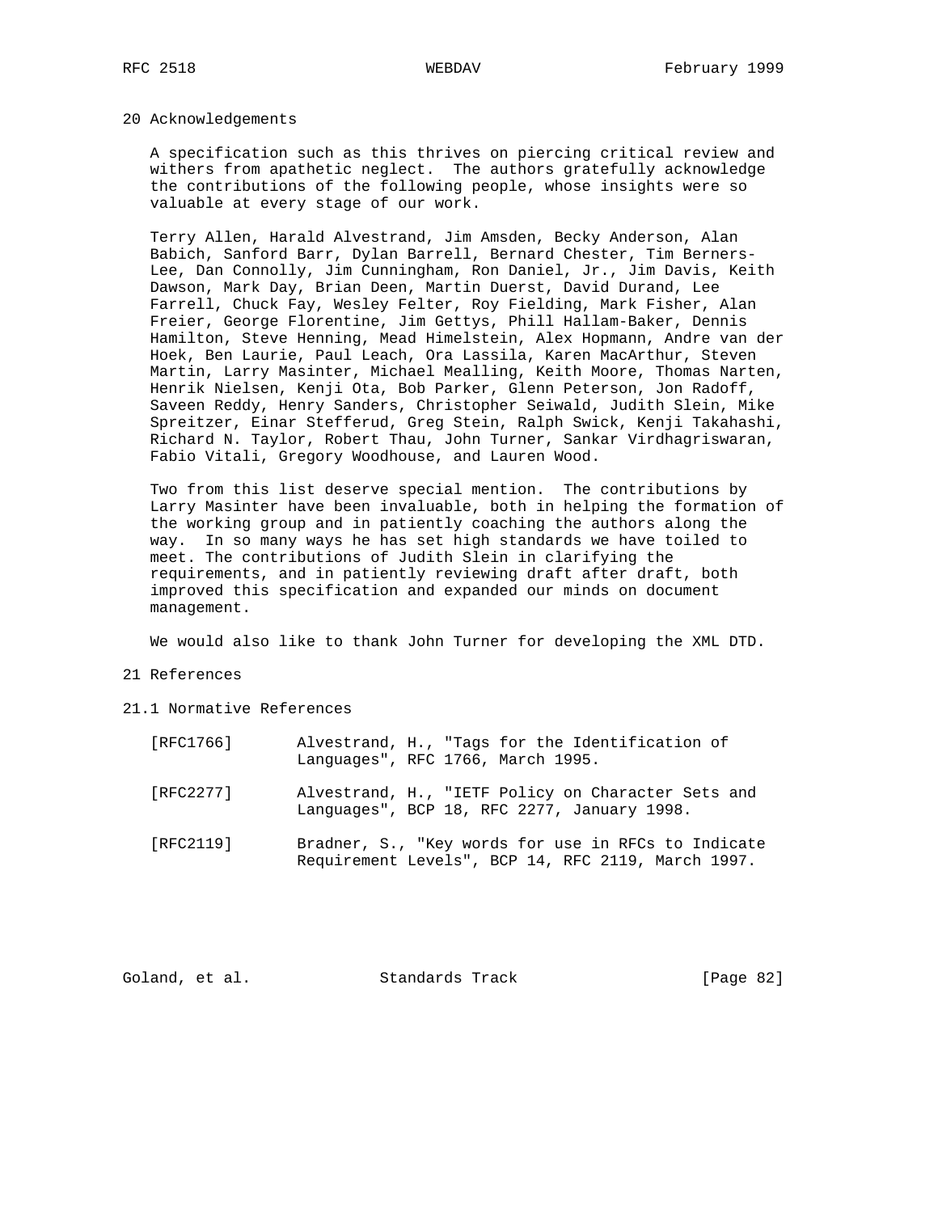## 20 Acknowledgements

A specification such as this thrives on piercing critical review and withers from apathetic neglect. The authors gratefully acknowledge the contributions of the following people, whose insights were so valuable at every stage of our work.

Terry Allen, Harald Alvestrand, Jim Amsden, Becky Anderson, Alan Babich, Sanford Barr, Dylan Barrell, Bernard Chester, Tim Berners-Lee, Dan Connolly, Jim Cunningham, Ron Daniel, Jr., Jim Davis, Keith Dawson, Mark Day, Brian Deen, Martin Duerst, David Durand, Lee Farrell, Chuck Fay, Wesley Felter, Roy Fielding, Mark Fisher, Alan Freier, George Florentine, Jim Gettys, Phill Hallam-Baker, Dennis Hamilton, Steve Henning, Mead Himelstein, Alex Hopmann, Andre van der Hoek, Ben Laurie, Paul Leach, Ora Lassila, Karen MacArthur, Steven Martin, Larry Masinter, Michael Mealling, Keith Moore, Thomas Narten, Henrik Nielsen, Kenji Ota, Bob Parker, Glenn Peterson, Jon Radoff, Saveen Reddy, Henry Sanders, Christopher Seiwald, Judith Slein, Mike Spreitzer, Einar Stefferud, Greg Stein, Ralph Swick, Kenji Takahashi, Richard N. Taylor, Robert Thau, John Turner, Sankar Virdhagriswaran, Fabio Vitali, Gregory Woodhouse, and Lauren Wood.

Two from this list deserve special mention. The contributions by Larry Masinter have been invaluable, both in helping the formation of the working group and in patiently coaching the authors along the way. In so many ways he has set high standards we have toiled to meet. The contributions of Judith Slein in clarifying the requirements, and in patiently reviewing draft after draft, both improved this specification and expanded our minds on document management.

We would also like to thank John Turner for developing the XML DTD.

## 21 References

### 21.1 Normative References

[RFC1766] Alvestrand, H., "Tags for the Identification of Languages", RFC 1766, March 1995.

[RFC2277] Alvestrand, H., "IETF Policy on Character Sets and Languages", BCP 18, RFC 2277, January 1998.

[RFC2119] Bradner, S., "Key words for use in RFCs to Indicate Requirement Levels", BCP 14, RFC 2119, March 1997.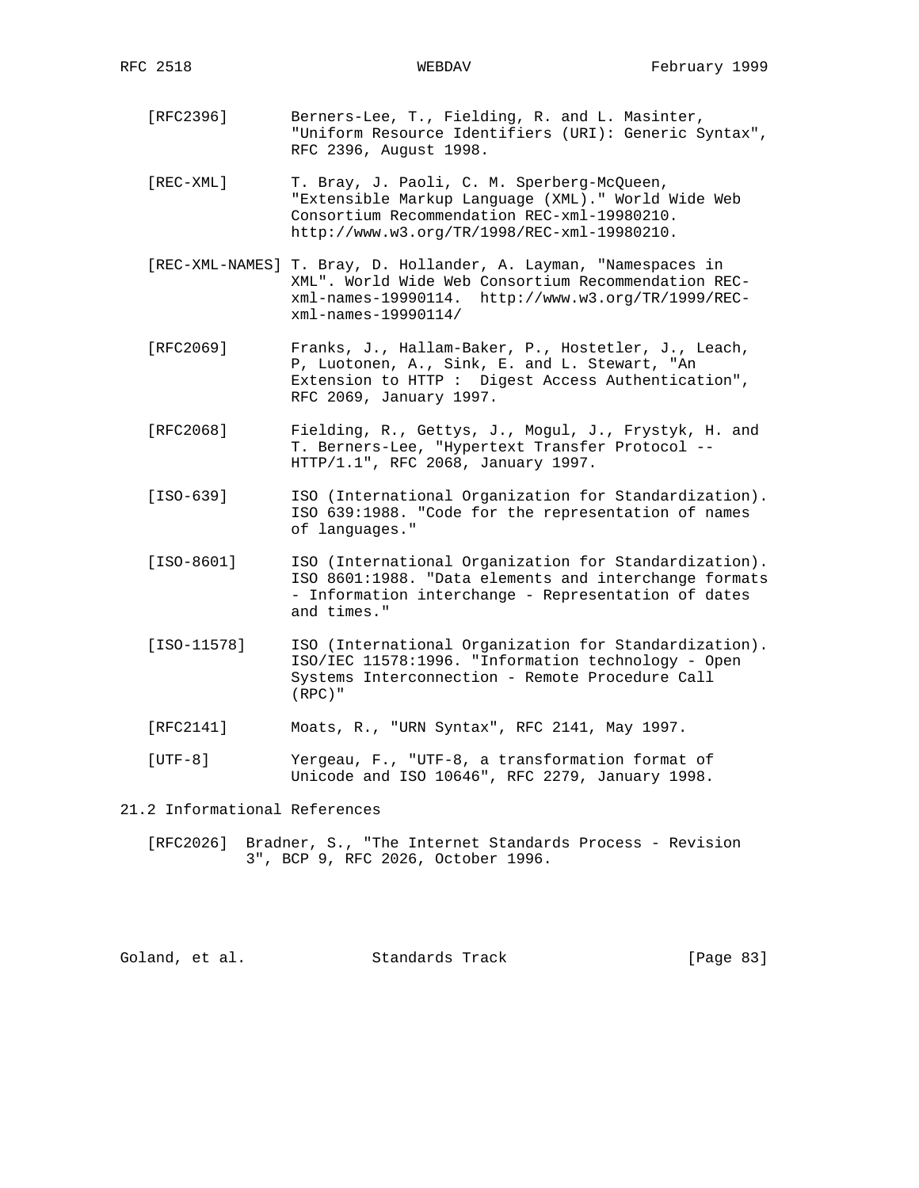[RFC2396] Berners-Lee, T., Fielding, R. and L. Masinter, "Uniform Resource Identifiers (URI): Generic Syntax", RFC 2396, August 1998.

[REC-XML] T. Bray, J. Paoli, C. M. Sperberg-McQueen, "Extensible Markup Language (XML)." World Wide Web Consortium Recommendation REC-xml-19980210. http://www.w3.org/TR/1998/REC-xml-19980210.

[REC-XML-NAMES] T. Bray, D. Hollander, A. Layman, "Namespaces in XML". World Wide Web Consortium Recommendation REC-xml-names-19990114. http://www.w3.org/TR/1999/REC-xml-names-19990114/

[RFC2069] Franks, J., Hallam-Baker, P., Hostetler, J., Leach, P, Luotonen, A., Sink, E. and L. Stewart, "An Extension to HTTP : Digest Access Authentication", RFC 2069, January 1997.

[RFC2068] Fielding, R., Gettys, J., Mogul, J., Frystyk, H. and T. Berners-Lee, "Hypertext Transfer Protocol -- HTTP/1.1", RFC 2068, January 1997.

[ISO-639] ISO (International Organization for Standardization). ISO 639:1988. "Code for the representation of names of languages."

[ISO-8601] ISO (International Organization for Standardization). ISO 8601:1988. "Data elements and interchange formats - Information interchange - Representation of dates and times."

[ISO-11578] ISO (International Organization for Standardization). ISO/IEC 11578:1996. "Information technology - Open Systems Interconnection - Remote Procedure Call (RPC)"

[RFC2141] Moats, R., "URN Syntax", RFC 2141, May 1997.

[UTF-8] Yergeau, F., "UTF-8, a transformation format of Unicode and ISO 10646", RFC 2279, January 1998.

## 21.2 Informational References

[RFC2026] Bradner, S., "The Internet Standards Process - Revision 3", BCP 9, RFC 2026, October 1996.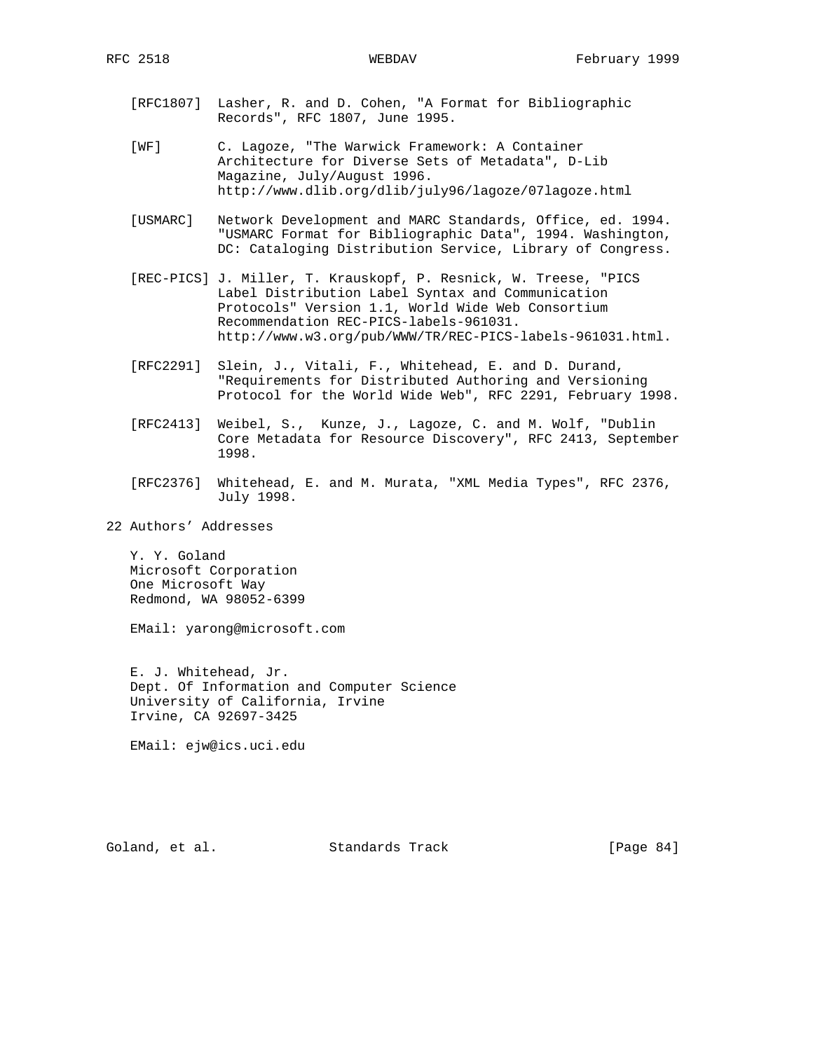[RFC1807] Lasher, R. and D. Cohen, "A Format for Bibliographic Records", RFC 1807, June 1995.

[WF] C. Lagoze, "The Warwick Framework: A Container Architecture for Diverse Sets of Metadata", D-Lib Magazine, July/August 1996. http://www.dlib.org/dlib/july96/lagoze/07lagoze.html

[USMARC] Network Development and MARC Standards, Office, ed. 1994. "USMARC Format for Bibliographic Data", 1994. Washington, DC: Cataloging Distribution Service, Library of Congress.

[REC-PICS] J. Miller, T. Krauskopf, P. Resnick, W. Treese, "PICS Label Distribution Label Syntax and Communication Protocols" Version 1.1, World Wide Web Consortium Recommendation REC-PICS-labels-961031. http://www.w3.org/pub/WWW/TR/REC-PICS-labels-961031.html.

[RFC2291] Slein, J., Vitali, F., Whitehead, E. and D. Durand, "Requirements for Distributed Authoring and Versioning Protocol for the World Wide Web", RFC 2291, February 1998.

[RFC2413] Weibel, S., Kunze, J., Lagoze, C. and M. Wolf, "Dublin Core Metadata for Resource Discovery", RFC 2413, September 1998.

[RFC2376] Whitehead, E. and M. Murata, "XML Media Types", RFC 2376, July 1998.

# 22 Authors' Addresses

Y. Y. Goland
Microsoft Corporation
One Microsoft Way
Redmond, WA 98052-6399

EMail: yarong@microsoft.com

E. J. Whitehead, Jr.
Dept. Of Information and Computer Science
University of California, Irvine
Irvine, CA 92697-3425

EMail: ejw@ics.uci.edu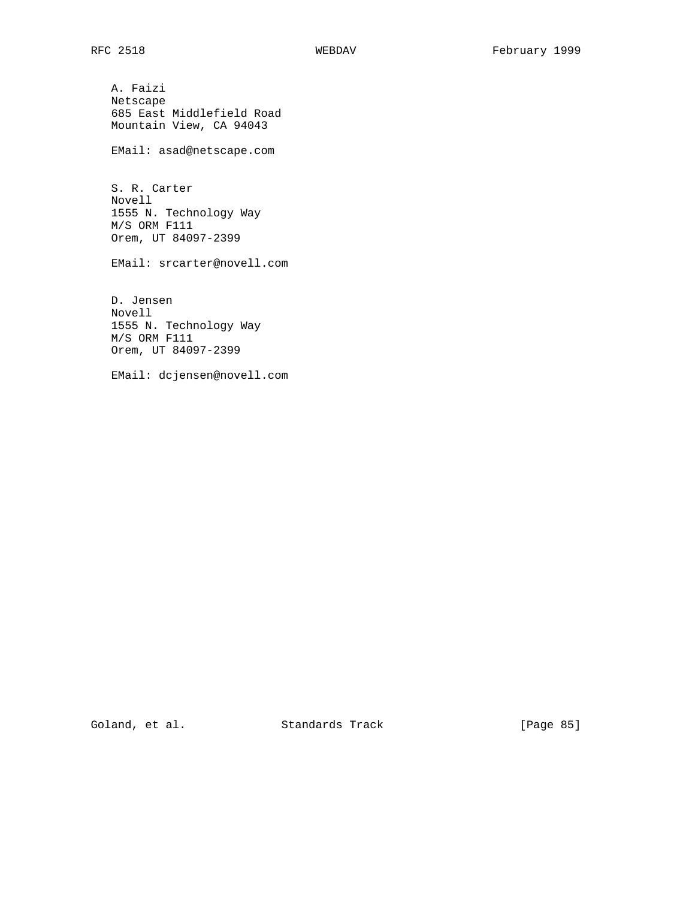A. Faizi
Netscape
685 East Middlefield Road
Mountain View, CA 94043

EMail: asad@netscape.com

S. R. Carter
Novell
1555 N. Technology Way
M/S ORM F111
Orem, UT 84097-2399

EMail: srcarter@novell.com

D. Jensen
Novell
1555 N. Technology Way
M/S ORM F111
Orem, UT 84097-2399

EMail: dcjensen@novell.com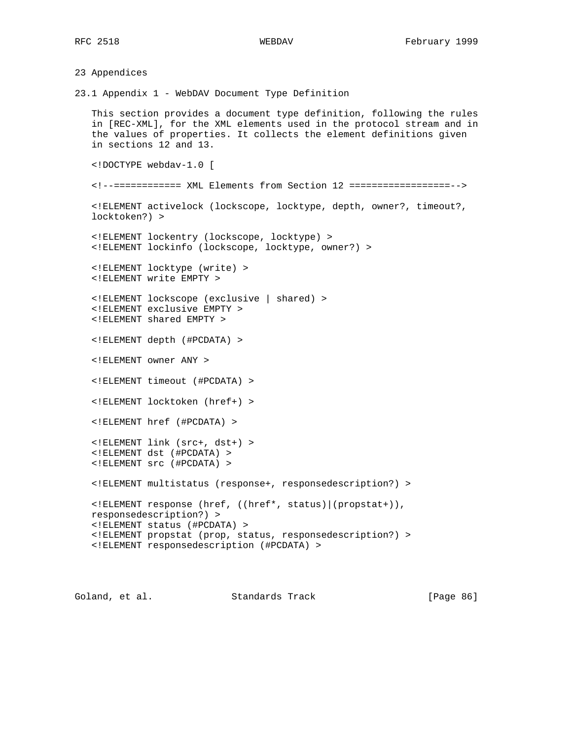# 23 Appendices

## 23.1 Appendix 1 - WebDAV Document Type Definition

This section provides a document type definition, following the rules in [REC-XML], for the XML elements used in the protocol stream and in the values of properties. It collects the element definitions given in sections 12 and 13.

```
<!DOCTYPE webdav-1.0 [

<!--============ XML Elements from Section 12 ==================-->

<!ELEMENT activelock (lockscope, locktype, depth, owner?, timeout?,
locktoken?) >

<!ELEMENT lockentry (lockscope, locktype) >
<!ELEMENT lockinfo (lockscope, locktype, owner?) >

<!ELEMENT locktype (write) >
<!ELEMENT write EMPTY >

<!ELEMENT lockscope (exclusive | shared) >
<!ELEMENT exclusive EMPTY >
<!ELEMENT shared EMPTY >

<!ELEMENT depth (#PCDATA) >

<!ELEMENT owner ANY >

<!ELEMENT timeout (#PCDATA) >

<!ELEMENT locktoken (href+) >

<!ELEMENT href (#PCDATA) >

<!ELEMENT link (src+, dst+) >
<!ELEMENT dst (#PCDATA) >
<!ELEMENT src (#PCDATA) >

<!ELEMENT multistatus (response+, responsedescription?) >

<!ELEMENT response (href, ((href*, status)|(propstat+)),
responsedescription?) >
<!ELEMENT status (#PCDATA) >
<!ELEMENT propstat (prop, status, responsedescription?) >
<!ELEMENT responsedescription (#PCDATA) >
```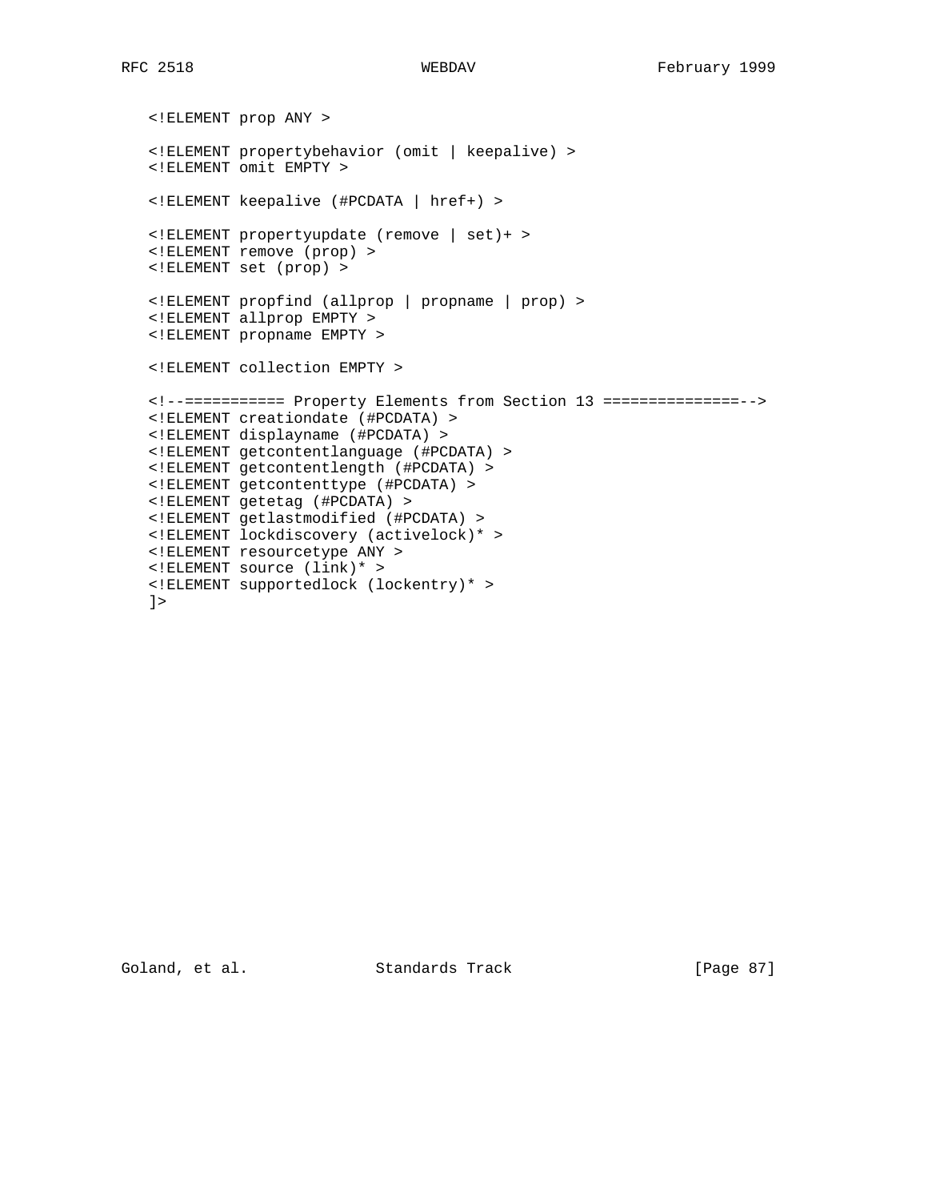```
<!ELEMENT prop ANY >

<!ELEMENT propertybehavior (omit | keepalive) >
<!ELEMENT omit EMPTY >

<!ELEMENT keepalive (#PCDATA | href+) >

<!ELEMENT propertyupdate (remove | set)+ >
<!ELEMENT remove (prop) >
<!ELEMENT set (prop) >

<!ELEMENT propfind (allprop | propname | prop) >
<!ELEMENT allprop EMPTY >
<!ELEMENT propname EMPTY >

<!ELEMENT collection EMPTY >

<!--=========== Property Elements from Section 13 ===============-->
<!ELEMENT creationdate (#PCDATA) >
<!ELEMENT displayname (#PCDATA) >
<!ELEMENT getcontentlanguage (#PCDATA) >
<!ELEMENT getcontentlength (#PCDATA) >
<!ELEMENT getcontenttype (#PCDATA) >
<!ELEMENT getetag (#PCDATA) >
<!ELEMENT getlastmodified (#PCDATA) >
<!ELEMENT lockdiscovery (activelock)* >
<!ELEMENT resourcetype ANY >
<!ELEMENT source (link)* >
<!ELEMENT supportedlock (lockentry)* >
]>
```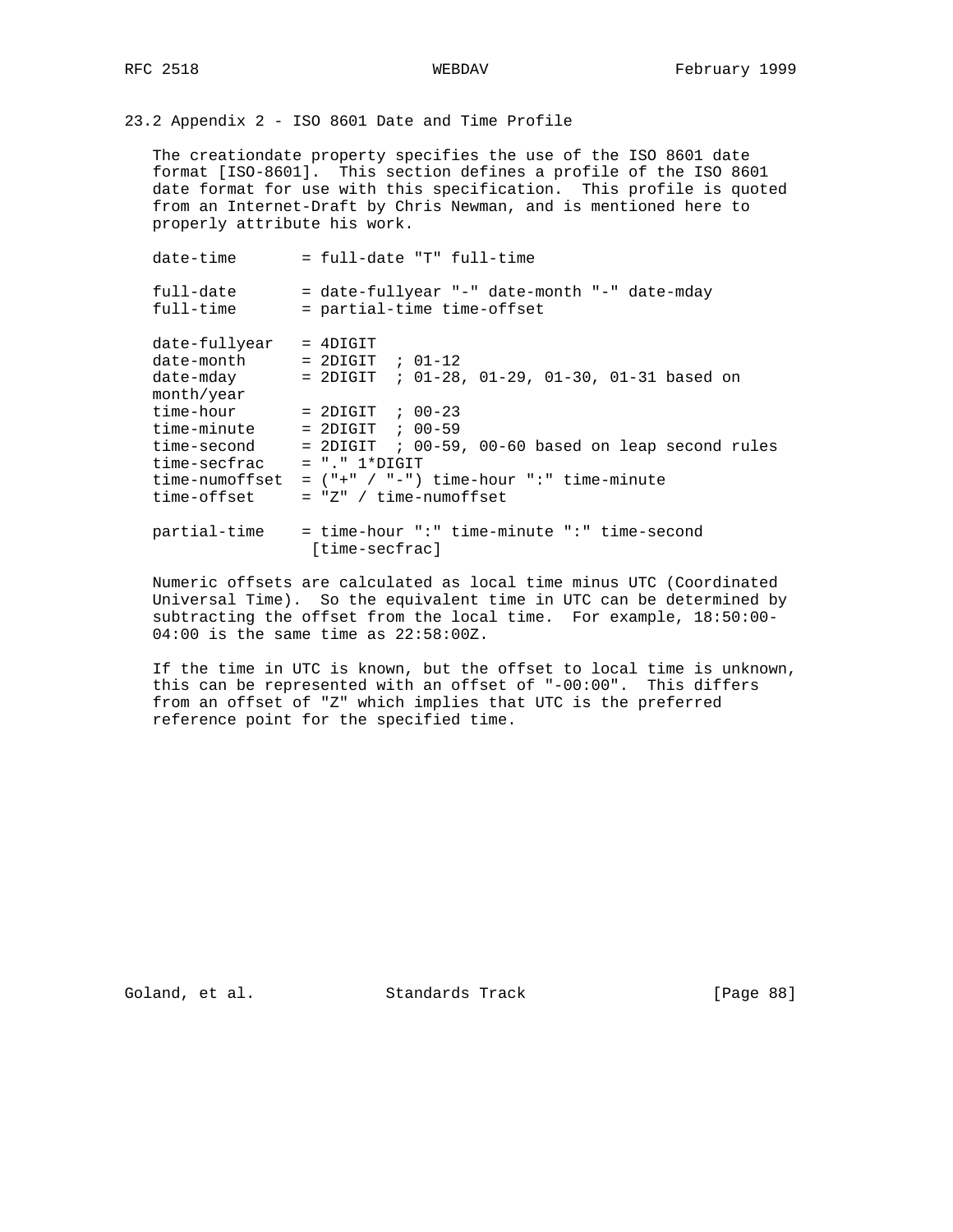## 23.2 Appendix 2 - ISO 8601 Date and Time Profile

The creationdate property specifies the use of the ISO 8601 date format [ISO-8601]. This section defines a profile of the ISO 8601 date format for use with this specification. This profile is quoted from an Internet-Draft by Chris Newman, and is mentioned here to properly attribute his work.

```
date-time       = full-date "T" full-time

full-date       = date-fullyear "-" date-month "-" date-mday
full-time       = partial-time time-offset

date-fullyear   = 4DIGIT
date-month      = 2DIGIT  ; 01-12
date-mday       = 2DIGIT  ; 01-28, 01-29, 01-30, 01-31 based on
month/year
time-hour       = 2DIGIT  ; 00-23
time-minute     = 2DIGIT  ; 00-59
time-second     = 2DIGIT  ; 00-59, 00-60 based on leap second rules
time-secfrac    = "." 1*DIGIT
time-numoffset  = ("+" / "-") time-hour ":" time-minute
time-offset     = "Z" / time-numoffset

partial-time    = time-hour ":" time-minute ":" time-second
                 [time-secfrac]
```

Numeric offsets are calculated as local time minus UTC (Coordinated Universal Time). So the equivalent time in UTC can be determined by subtracting the offset from the local time. For example, 18:50:00-04:00 is the same time as 22:58:00Z.

If the time in UTC is known, but the offset to local time is unknown, this can be represented with an offset of "-00:00". This differs from an offset of "Z" which implies that UTC is the preferred reference point for the specified time.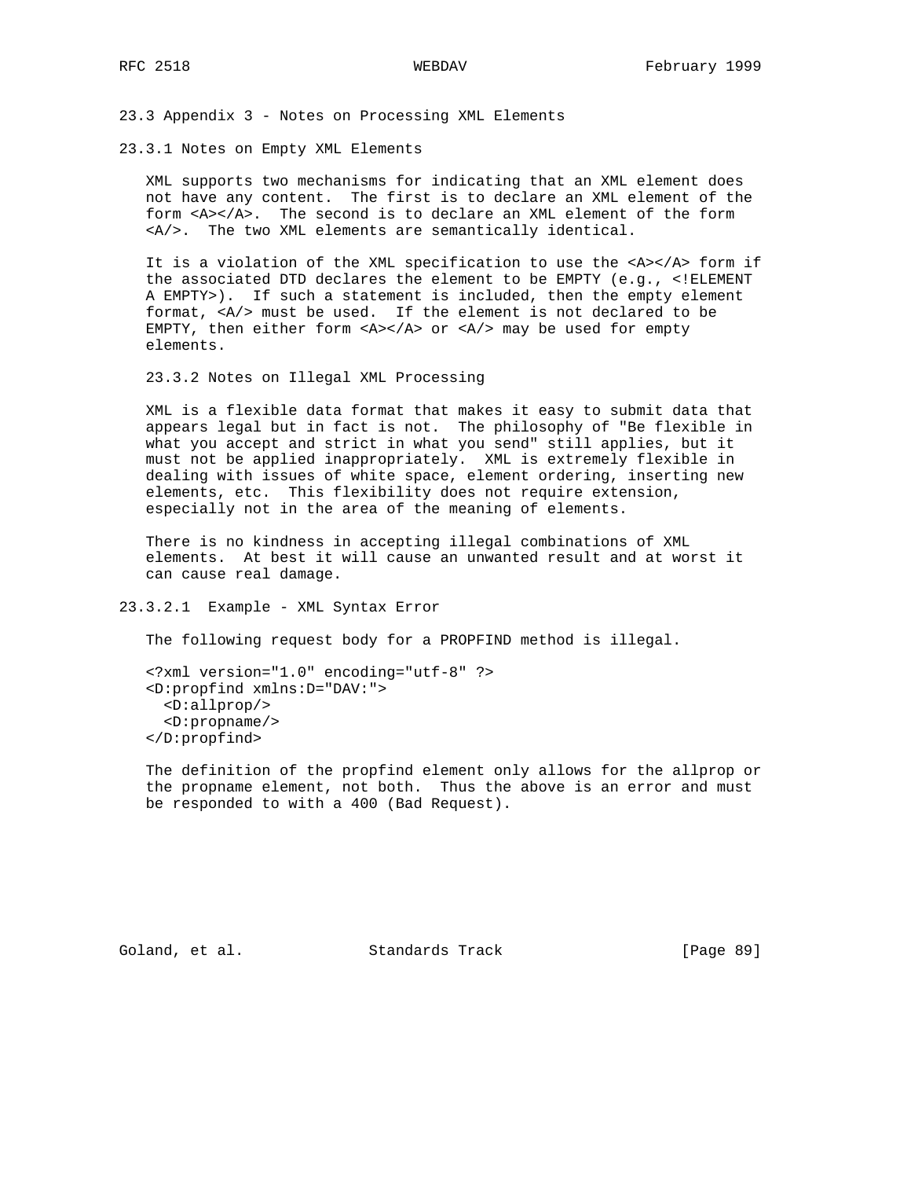## 23.3 Appendix 3 - Notes on Processing XML Elements

### 23.3.1 Notes on Empty XML Elements

XML supports two mechanisms for indicating that an XML element does not have any content. The first is to declare an XML element of the form <A></A>. The second is to declare an XML element of the form <A/>. The two XML elements are semantically identical.

It is a violation of the XML specification to use the <A></A> form if the associated DTD declares the element to be EMPTY (e.g., <!ELEMENT A EMPTY>). If such a statement is included, then the empty element format, <A/> must be used. If the element is not declared to be EMPTY, then either form <A></A> or <A/> may be used for empty elements.

### 23.3.2 Notes on Illegal XML Processing

XML is a flexible data format that makes it easy to submit data that appears legal but in fact is not. The philosophy of "Be flexible in what you accept and strict in what you send" still applies, but it must not be applied inappropriately. XML is extremely flexible in dealing with issues of white space, element ordering, inserting new elements, etc. This flexibility does not require extension, especially not in the area of the meaning of elements.

There is no kindness in accepting illegal combinations of XML elements. At best it will cause an unwanted result and at worst it can cause real damage.

#### 23.3.2.1 Example - XML Syntax Error

The following request body for a PROPFIND method is illegal.

```
<?xml version="1.0" encoding="utf-8" ?>
<D:propfind xmlns:D="DAV:">
  <D:allprop/>
  <D:propname/>
</D:propfind>
```

The definition of the propfind element only allows for the allprop or the propname element, not both. Thus the above is an error and must be responded to with a 400 (Bad Request).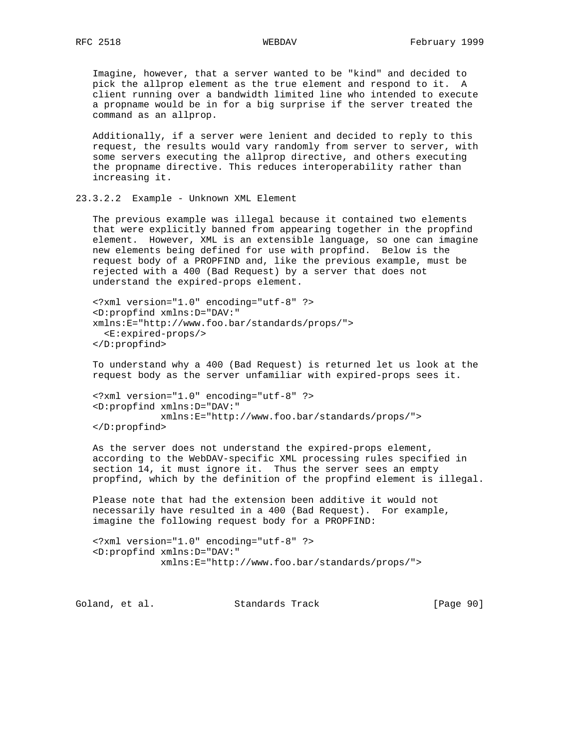Imagine, however, that a server wanted to be "kind" and decided to pick the allprop element as the true element and respond to it. A client running over a bandwidth limited line who intended to execute a propname would be in for a big surprise if the server treated the command as an allprop.

Additionally, if a server were lenient and decided to reply to this request, the results would vary randomly from server to server, with some servers executing the allprop directive, and others executing the propname directive. This reduces interoperability rather than increasing it.

### 23.3.2.2 Example - Unknown XML Element

The previous example was illegal because it contained two elements that were explicitly banned from appearing together in the propfind element. However, XML is an extensible language, so one can imagine new elements being defined for use with propfind. Below is the request body of a PROPFIND and, like the previous example, must be rejected with a 400 (Bad Request) by a server that does not understand the expired-props element.

```
<?xml version="1.0" encoding="utf-8" ?>
<D:propfind xmlns:D="DAV:"
xmlns:E="http://www.foo.bar/standards/props/">
  <E:expired-props/>
</D:propfind>
```

To understand why a 400 (Bad Request) is returned let us look at the request body as the server unfamiliar with expired-props sees it.

```
<?xml version="1.0" encoding="utf-8" ?>
<D:propfind xmlns:D="DAV:"
            xmlns:E="http://www.foo.bar/standards/props/">
</D:propfind>
```

As the server does not understand the expired-props element, according to the WebDAV-specific XML processing rules specified in section 14, it must ignore it. Thus the server sees an empty propfind, which by the definition of the propfind element is illegal.

Please note that had the extension been additive it would not necessarily have resulted in a 400 (Bad Request). For example, imagine the following request body for a PROPFIND:

```
<?xml version="1.0" encoding="utf-8" ?>
<D:propfind xmlns:D="DAV:"
            xmlns:E="http://www.foo.bar/standards/props/">
```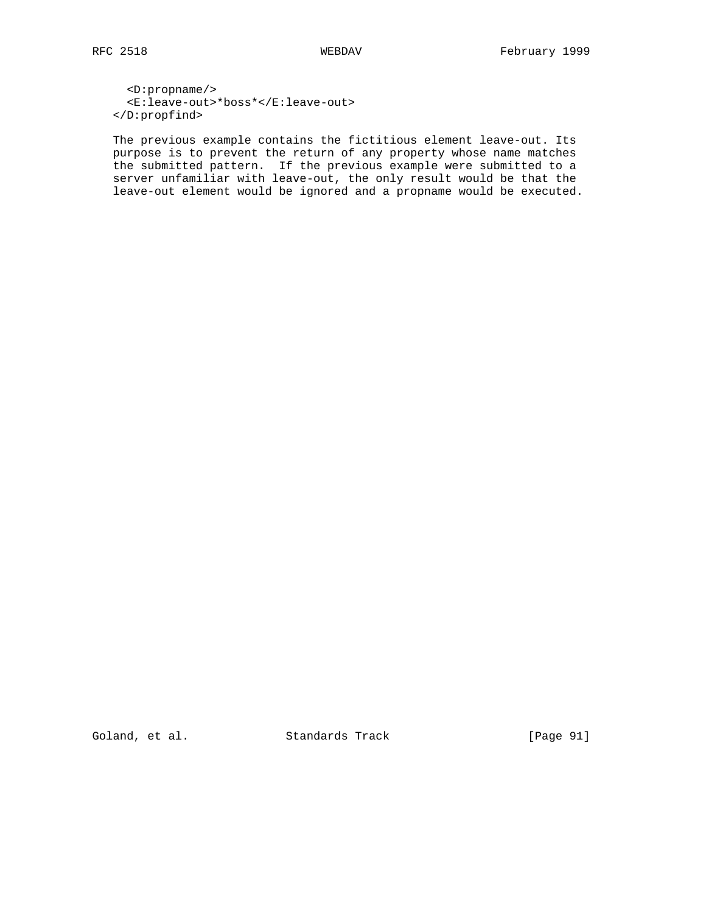```
     <D:propname/>
     <E:leave-out>*boss*</E:leave-out>
   </D:propfind>
```

The previous example contains the fictitious element leave-out. Its purpose is to prevent the return of any property whose name matches the submitted pattern. If the previous example were submitted to a server unfamiliar with leave-out, the only result would be that the leave-out element would be ignored and a propname would be executed.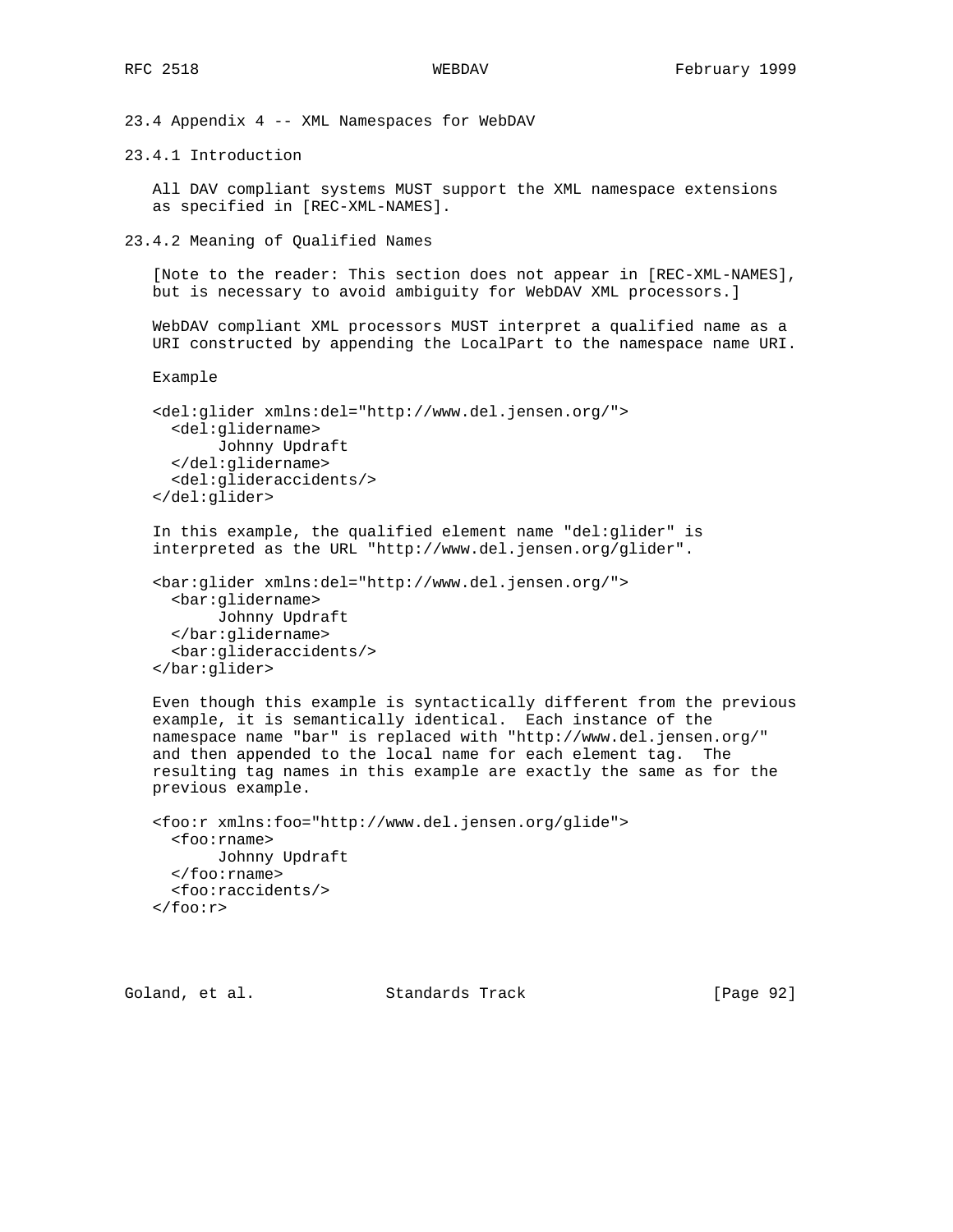## 23.4 Appendix 4 -- XML Namespaces for WebDAV

### 23.4.1 Introduction

All DAV compliant systems MUST support the XML namespace extensions as specified in [REC-XML-NAMES].

### 23.4.2 Meaning of Qualified Names

[Note to the reader: This section does not appear in [REC-XML-NAMES], but is necessary to avoid ambiguity for WebDAV XML processors.]

WebDAV compliant XML processors MUST interpret a qualified name as a URI constructed by appending the LocalPart to the namespace name URI.

Example

```
<del:glider xmlns:del="http://www.del.jensen.org/">
  <del:glidername>
       Johnny Updraft
  </del:glidername>
  <del:glideraccidents/>
</del:glider>
```

In this example, the qualified element name "del:glider" is interpreted as the URL "http://www.del.jensen.org/glider".

```
<bar:glider xmlns:del="http://www.del.jensen.org/">
  <bar:glidername>
       Johnny Updraft
  </bar:glidername>
  <bar:glideraccidents/>
</bar:glider>
```

Even though this example is syntactically different from the previous example, it is semantically identical. Each instance of the namespace name "bar" is replaced with "http://www.del.jensen.org/" and then appended to the local name for each element tag. The resulting tag names in this example are exactly the same as for the previous example.

```
<foo:r xmlns:foo="http://www.del.jensen.org/glide">
  <foo:rname>
       Johnny Updraft
  </foo:rname>
  <foo:raccidents/>
</foo:r>
```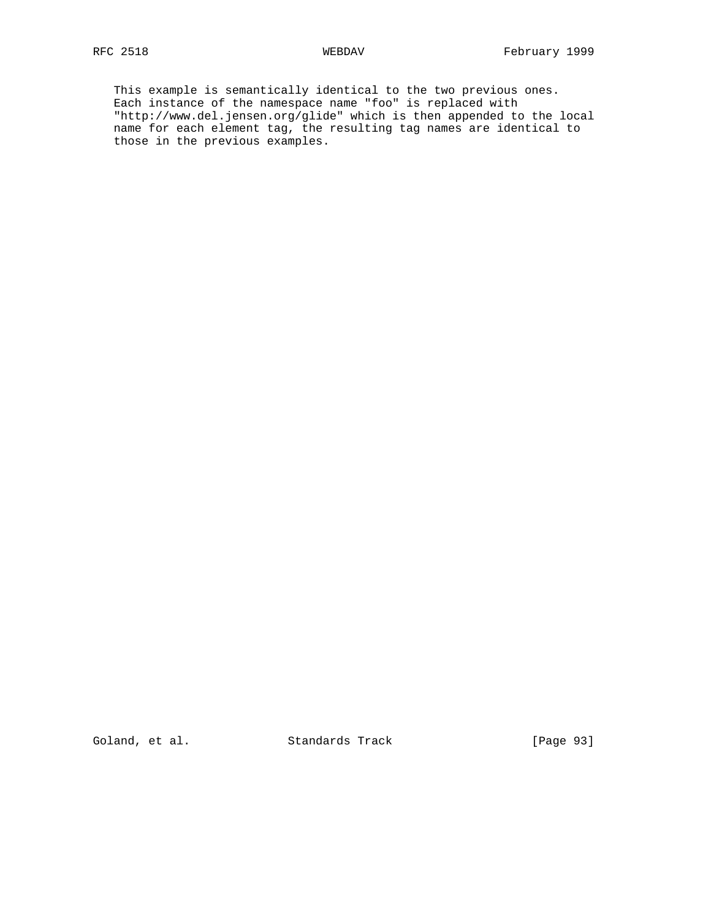This example is semantically identical to the two previous ones. Each instance of the namespace name "foo" is replaced with "http://www.del.jensen.org/glide" which is then appended to the local name for each element tag, the resulting tag names are identical to those in the previous examples.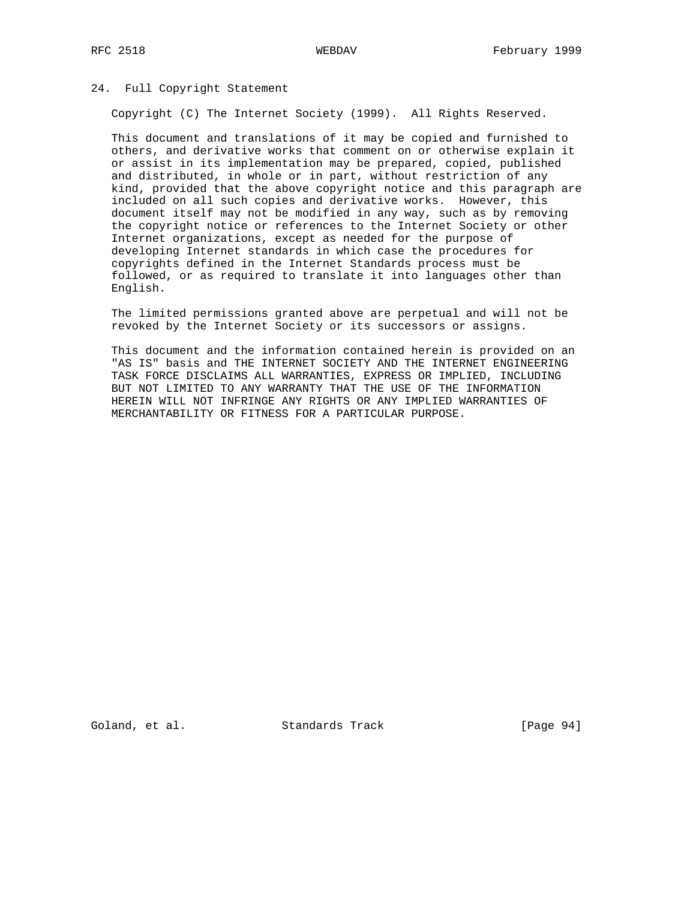## 24. Full Copyright Statement

Copyright (C) The Internet Society (1999). All Rights Reserved.

This document and translations of it may be copied and furnished to others, and derivative works that comment on or otherwise explain it or assist in its implementation may be prepared, copied, published and distributed, in whole or in part, without restriction of any kind, provided that the above copyright notice and this paragraph are included on all such copies and derivative works. However, this document itself may not be modified in any way, such as by removing the copyright notice or references to the Internet Society or other Internet organizations, except as needed for the purpose of developing Internet standards in which case the procedures for copyrights defined in the Internet Standards process must be followed, or as required to translate it into languages other than English.

The limited permissions granted above are perpetual and will not be revoked by the Internet Society or its successors or assigns.

This document and the information contained herein is provided on an "AS IS" basis and THE INTERNET SOCIETY AND THE INTERNET ENGINEERING TASK FORCE DISCLAIMS ALL WARRANTIES, EXPRESS OR IMPLIED, INCLUDING BUT NOT LIMITED TO ANY WARRANTY THAT THE USE OF THE INFORMATION HEREIN WILL NOT INFRINGE ANY RIGHTS OR ANY IMPLIED WARRANTIES OF MERCHANTABILITY OR FITNESS FOR A PARTICULAR PURPOSE.